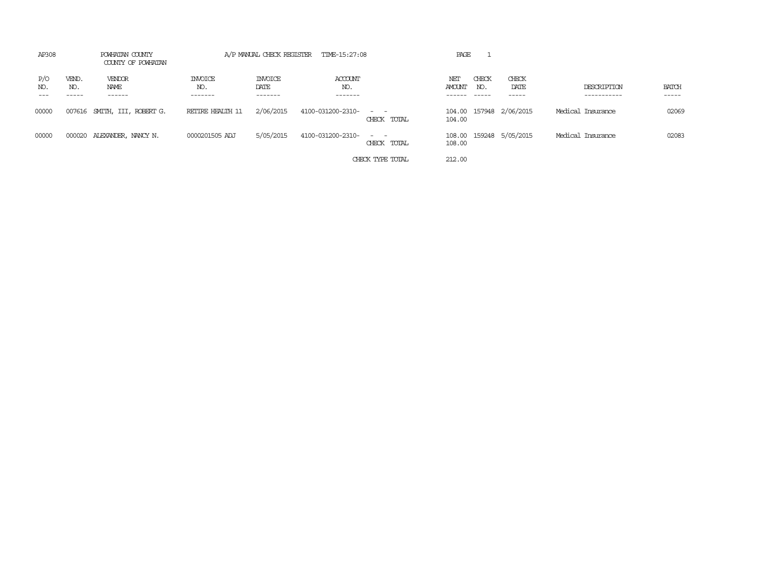AP308 POWHATAN COUNTY A/P MANUAL CHECK REGISTER TIME-15:27:08 PAGE 1

COUNTY OF POWHATAN

| P/O NO. | VEND. NO. | VENDOR NAME | INVOICE NO. | INVOICE DATE | ACCOUNT NO. | | NET AMOUNT | CHECK NO. | CHECK DATE | DESCRIPTION | BATCH |
|---|---|---|---|---|---|---|---|---|---|---|---|
| 00000 | 007616 | SMITH, III, ROBERT G. | RETIRE HEALTH 11 | 2/06/2015 | 4100-031200-2310- | - - | 104.00 | 157948 | 2/06/2015 | Medical Insurance | 02069 |
| | | | | | | CHECK TOTAL | 104.00 | | | | |
| 00000 | 000020 | ALEXANDER, NANCY N. | 0000201505 ADJ | 5/05/2015 | 4100-031200-2310- | - - | 108.00 | 159248 | 5/05/2015 | Medical Insurance | 02083 |
| | | | | | | CHECK TOTAL | 108.00 | | | | |
| | | | | | | CHECK TYPE TOTAL | 212.00 | | | | |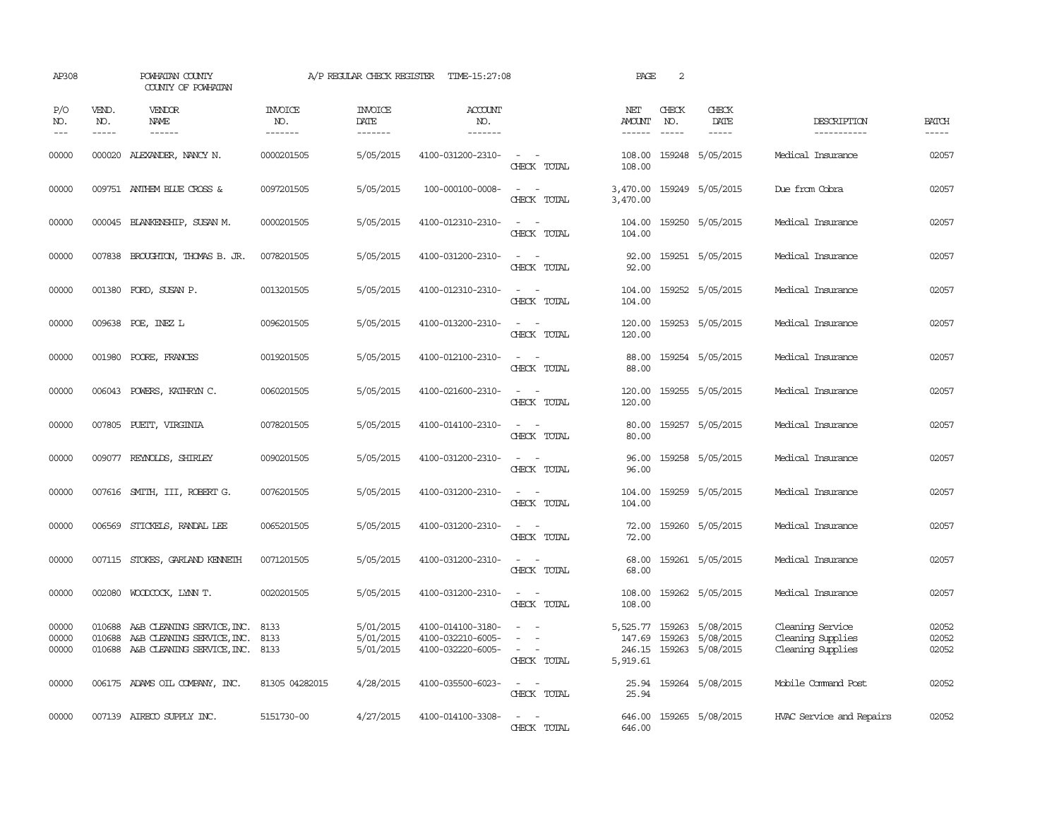AP308 POWHATAN COUNTY A/P REGULAR CHECK REGISTER TIME-15:27:08 PAGE 2
COUNTY OF POWHATAN

| P/O NO. | VEND. NO. | VENDOR NAME | INVOICE NO. | INVOICE DATE | ACCOUNT NO. | | NET AMOUNT | CHECK NO. | CHECK DATE | DESCRIPTION | BATCH |
|---|---|---|---|---|---|---|---|---|---|---|---|
| 00000 | 000020 | ALEXANDER, NANCY N. | 0000201505 | 5/05/2015 | 4100-031200-2310- | - - | 108.00 | 159248 | 5/05/2015 | Medical Insurance | 02057 |
| | | | | | | CHECK TOTAL | 108.00 | | | | |
| 00000 | 009751 | ANTHEM BLUE CROSS & | 0097201505 | 5/05/2015 | 100-000100-0008- | - - | 3,470.00 | 159249 | 5/05/2015 | Due from Cobra | 02057 |
| | | | | | | CHECK TOTAL | 3,470.00 | | | | |
| 00000 | 000045 | BLANKENSHIP, SUSAN M. | 0000201505 | 5/05/2015 | 4100-012310-2310- | - - | 104.00 | 159250 | 5/05/2015 | Medical Insurance | 02057 |
| | | | | | | CHECK TOTAL | 104.00 | | | | |
| 00000 | 007838 | BROUGHTON, THOMAS B. JR. | 0078201505 | 5/05/2015 | 4100-031200-2310- | - - | 92.00 | 159251 | 5/05/2015 | Medical Insurance | 02057 |
| | | | | | | CHECK TOTAL | 92.00 | | | | |
| 00000 | 001380 | FORD, SUSAN P. | 0013201505 | 5/05/2015 | 4100-012310-2310- | - - | 104.00 | 159252 | 5/05/2015 | Medical Insurance | 02057 |
| | | | | | | CHECK TOTAL | 104.00 | | | | |
| 00000 | 009638 | POE, INEZ L | 0096201505 | 5/05/2015 | 4100-013200-2310- | - - | 120.00 | 159253 | 5/05/2015 | Medical Insurance | 02057 |
| | | | | | | CHECK TOTAL | 120.00 | | | | |
| 00000 | 001980 | POORE, FRANCES | 0019201505 | 5/05/2015 | 4100-012100-2310- | - - | 88.00 | 159254 | 5/05/2015 | Medical Insurance | 02057 |
| | | | | | | CHECK TOTAL | 88.00 | | | | |
| 00000 | 006043 | POWERS, KATHRYN C. | 0060201505 | 5/05/2015 | 4100-021600-2310- | - - | 120.00 | 159255 | 5/05/2015 | Medical Insurance | 02057 |
| | | | | | | CHECK TOTAL | 120.00 | | | | |
| 00000 | 007805 | PUETT, VIRGINIA | 0078201505 | 5/05/2015 | 4100-014100-2310- | - - | 80.00 | 159257 | 5/05/2015 | Medical Insurance | 02057 |
| | | | | | | CHECK TOTAL | 80.00 | | | | |
| 00000 | 009077 | REYNOLDS, SHIRLEY | 0090201505 | 5/05/2015 | 4100-031200-2310- | - - | 96.00 | 159258 | 5/05/2015 | Medical Insurance | 02057 |
| | | | | | | CHECK TOTAL | 96.00 | | | | |
| 00000 | 007616 | SMITH, III, ROBERT G. | 0076201505 | 5/05/2015 | 4100-031200-2310- | - - | 104.00 | 159259 | 5/05/2015 | Medical Insurance | 02057 |
| | | | | | | CHECK TOTAL | 104.00 | | | | |
| 00000 | 006569 | STICKELS, RANDAL LEE | 0065201505 | 5/05/2015 | 4100-031200-2310- | - - | 72.00 | 159260 | 5/05/2015 | Medical Insurance | 02057 |
| | | | | | | CHECK TOTAL | 72.00 | | | | |
| 00000 | 007115 | STOKES, GARLAND KENNETH | 0071201505 | 5/05/2015 | 4100-031200-2310- | - - | 68.00 | 159261 | 5/05/2015 | Medical Insurance | 02057 |
| | | | | | | CHECK TOTAL | 68.00 | | | | |
| 00000 | 002080 | WOODCOCK, LYNN T. | 0020201505 | 5/05/2015 | 4100-031200-2310- | - - | 108.00 | 159262 | 5/05/2015 | Medical Insurance | 02057 |
| | | | | | | CHECK TOTAL | 108.00 | | | | |
| 00000 | 010688 | A&B CLEANING SERVICE, INC. | 8133 | 5/01/2015 | 4100-014100-3180- | - - | 5,525.77 | 159263 | 5/08/2015 | Cleaning Service | 02052 |
| 00000 | 010688 | A&B CLEANING SERVICE, INC. | 8133 | 5/01/2015 | 4100-032210-6005- | - - | 147.69 | 159263 | 5/08/2015 | Cleaning Supplies | 02052 |
| 00000 | 010688 | A&B CLEANING SERVICE, INC. | 8133 | 5/01/2015 | 4100-032220-6005- | - - | 246.15 | 159263 | 5/08/2015 | Cleaning Supplies | 02052 |
| | | | | | | CHECK TOTAL | 5,919.61 | | | | |
| 00000 | 006175 | ADAMS OIL COMPANY, INC. | 81305 04282015 | 4/28/2015 | 4100-035500-6023- | - - | 25.94 | 159264 | 5/08/2015 | Mobile Command Post | 02052 |
| | | | | | | CHECK TOTAL | 25.94 | | | | |
| 00000 | 007139 | AIRECO SUPPLY INC. | 5151730-00 | 4/27/2015 | 4100-014100-3308- | - - | 646.00 | 159265 | 5/08/2015 | HVAC Service and Repairs | 02052 |
| | | | | | | CHECK TOTAL | 646.00 | | | | |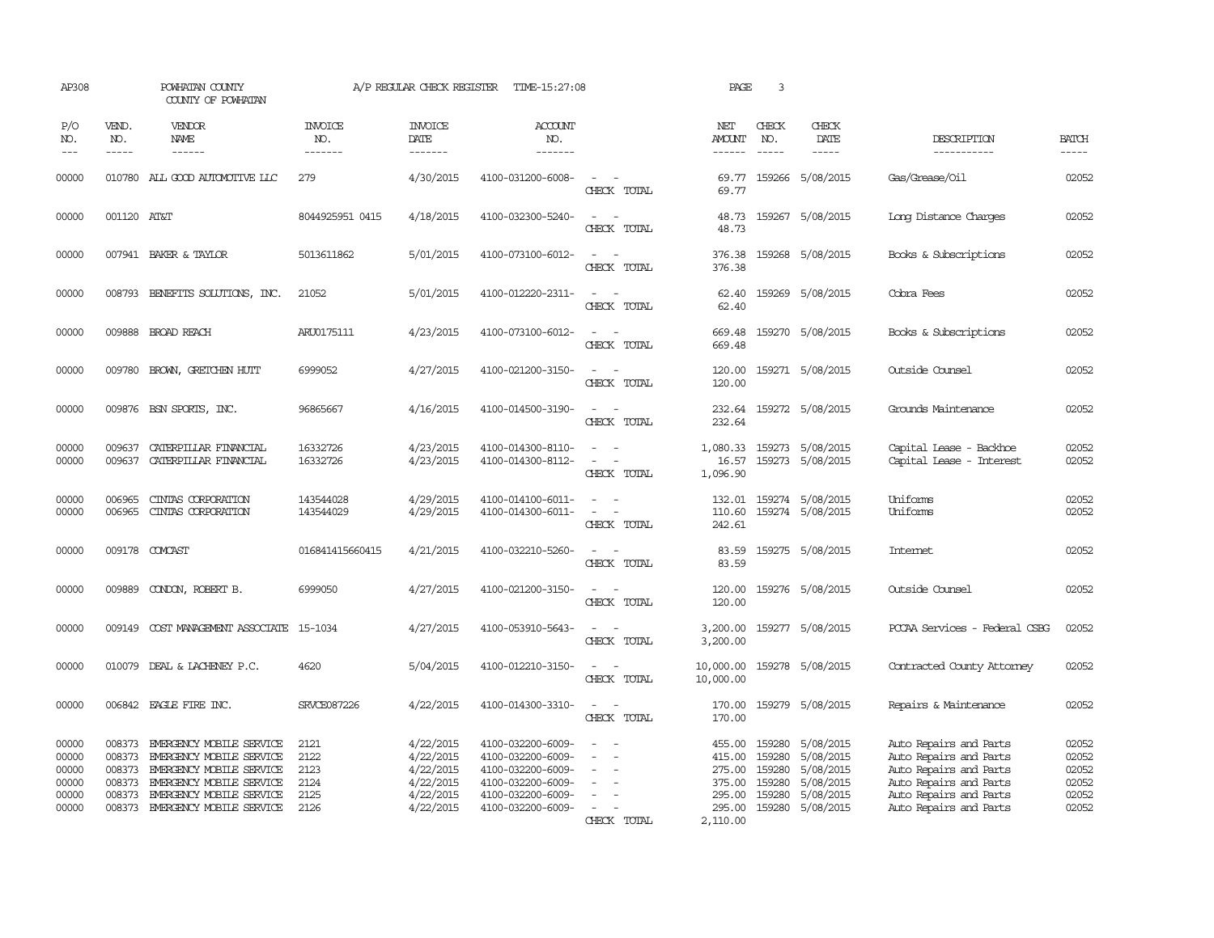AP308 POWHATAN COUNTY A/P REGULAR CHECK REGISTER TIME-15:27:08 PAGE 3
COUNTY OF POWHATAN

| P/O NO. | VEND. NO. | VENDOR NAME | INVOICE NO. | INVOICE DATE | ACCOUNT NO. | | NET AMOUNT | CHECK NO. | CHECK DATE | DESCRIPTION | BATCH |
|---|---|---|---|---|---|---|---|---|---|---|---|
| 00000 | 010780 | ALL GOOD AUTOMOTIVE LLC | 279 | 4/30/2015 | 4100-031200-6008- | - - | 69.77 | 159266 | 5/08/2015 | Gas/Grease/Oil | 02052 |
| | | | | | | CHECK TOTAL | 69.77 | | | | |
| 00000 | 001120 | AT&T | 8044925951 0415 | 4/18/2015 | 4100-032300-5240- | - - | 48.73 | 159267 | 5/08/2015 | Long Distance Charges | 02052 |
| | | | | | | CHECK TOTAL | 48.73 | | | | |
| 00000 | 007941 | BAKER & TAYLOR | 5013611862 | 5/01/2015 | 4100-073100-6012- | - - | 376.38 | 159268 | 5/08/2015 | Books & Subscriptions | 02052 |
| | | | | | | CHECK TOTAL | 376.38 | | | | |
| 00000 | 008793 | BENEFITS SOLUTIONS, INC. | 21052 | 5/01/2015 | 4100-012220-2311- | - - | 62.40 | 159269 | 5/08/2015 | Cobra Fees | 02052 |
| | | | | | | CHECK TOTAL | 62.40 | | | | |
| 00000 | 009888 | BROAD REACH | ARU0175111 | 4/23/2015 | 4100-073100-6012- | - - | 669.48 | 159270 | 5/08/2015 | Books & Subscriptions | 02052 |
| | | | | | | CHECK TOTAL | 669.48 | | | | |
| 00000 | 009780 | BROWN, GRETCHEN HUTT | 6999052 | 4/27/2015 | 4100-021200-3150- | - - | 120.00 | 159271 | 5/08/2015 | Outside Counsel | 02052 |
| | | | | | | CHECK TOTAL | 120.00 | | | | |
| 00000 | 009876 | BSN SPORTS, INC. | 96865667 | 4/16/2015 | 4100-014500-3190- | - - | 232.64 | 159272 | 5/08/2015 | Grounds Maintenance | 02052 |
| | | | | | | CHECK TOTAL | 232.64 | | | | |
| 00000 | 009637 | CATERPILLAR FINANCIAL | 16332726 | 4/23/2015 | 4100-014300-8110- | - - | 1,080.33 | 159273 | 5/08/2015 | Capital Lease - Backhoe | 02052 |
| 00000 | 009637 | CATERPILLAR FINANCIAL | 16332726 | 4/23/2015 | 4100-014300-8112- | - - | 16.57 | 159273 | 5/08/2015 | Capital Lease - Interest | 02052 |
| | | | | | | CHECK TOTAL | 1,096.90 | | | | |
| 00000 | 006965 | CINTAS CORPORATION | 143544028 | 4/29/2015 | 4100-014100-6011- | - - | 132.01 | 159274 | 5/08/2015 | Uniforms | 02052 |
| 00000 | 006965 | CINTAS CORPORATION | 143544029 | 4/29/2015 | 4100-014300-6011- | - - | 110.60 | 159274 | 5/08/2015 | Uniforms | 02052 |
| | | | | | | CHECK TOTAL | 242.61 | | | | |
| 00000 | 009178 | COMCAST | 016841415660415 | 4/21/2015 | 4100-032210-5260- | - - | 83.59 | 159275 | 5/08/2015 | Internet | 02052 |
| | | | | | | CHECK TOTAL | 83.59 | | | | |
| 00000 | 009889 | CONDON, ROBERT B. | 6999050 | 4/27/2015 | 4100-021200-3150- | - - | 120.00 | 159276 | 5/08/2015 | Outside Counsel | 02052 |
| | | | | | | CHECK TOTAL | 120.00 | | | | |
| 00000 | 009149 | COST MANAGEMENT ASSOCIATE | 15-1034 | 4/27/2015 | 4100-053910-5643- | - - | 3,200.00 | 159277 | 5/08/2015 | PCCAA Services - Federal CSBG | 02052 |
| | | | | | | CHECK TOTAL | 3,200.00 | | | | |
| 00000 | 010079 | DEAL & LACHENEY P.C. | 4620 | 5/04/2015 | 4100-012210-3150- | - - | 10,000.00 | 159278 | 5/08/2015 | Contracted County Attorney | 02052 |
| | | | | | | CHECK TOTAL | 10,000.00 | | | | |
| 00000 | 006842 | EAGLE FIRE INC. | SRVCE087226 | 4/22/2015 | 4100-014300-3310- | - - | 170.00 | 159279 | 5/08/2015 | Repairs & Maintenance | 02052 |
| | | | | | | CHECK TOTAL | 170.00 | | | | |
| 00000 | 008373 | EMERGENCY MOBILE SERVICE | 2121 | 4/22/2015 | 4100-032200-6009- | - - | 455.00 | 159280 | 5/08/2015 | Auto Repairs and Parts | 02052 |
| 00000 | 008373 | EMERGENCY MOBILE SERVICE | 2122 | 4/22/2015 | 4100-032200-6009- | - - | 415.00 | 159280 | 5/08/2015 | Auto Repairs and Parts | 02052 |
| 00000 | 008373 | EMERGENCY MOBILE SERVICE | 2123 | 4/22/2015 | 4100-032200-6009- | - - | 275.00 | 159280 | 5/08/2015 | Auto Repairs and Parts | 02052 |
| 00000 | 008373 | EMERGENCY MOBILE SERVICE | 2124 | 4/22/2015 | 4100-032200-6009- | - - | 375.00 | 159280 | 5/08/2015 | Auto Repairs and Parts | 02052 |
| 00000 | 008373 | EMERGENCY MOBILE SERVICE | 2125 | 4/22/2015 | 4100-032200-6009- | - - | 295.00 | 159280 | 5/08/2015 | Auto Repairs and Parts | 02052 |
| 00000 | 008373 | EMERGENCY MOBILE SERVICE | 2126 | 4/22/2015 | 4100-032200-6009- | - - | 295.00 | 159280 | 5/08/2015 | Auto Repairs and Parts | 02052 |
| | | | | | | CHECK TOTAL | 2,110.00 | | | | |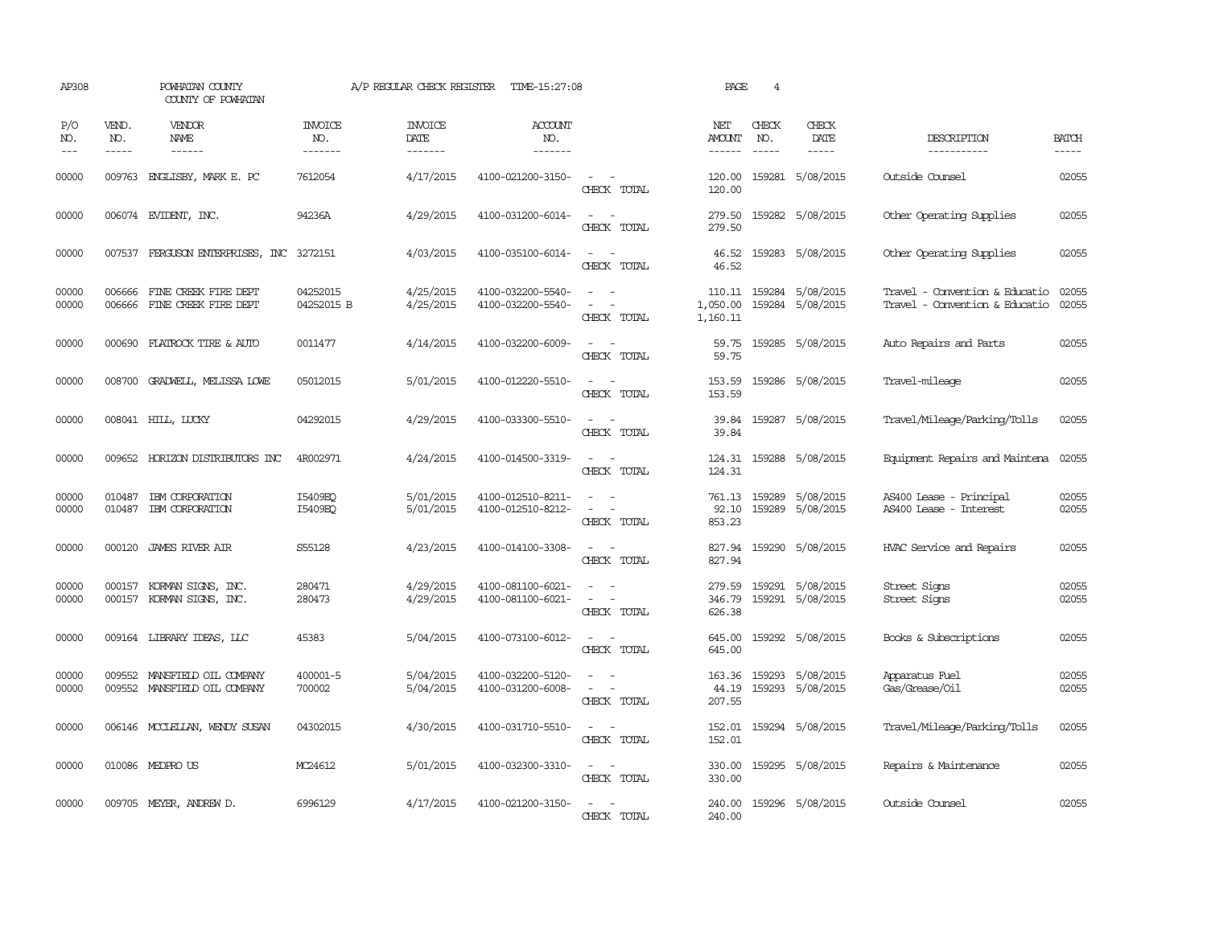AP308 POWHATAN COUNTY COUNTY OF POWHATAN A/P REGULAR CHECK REGISTER TIME-15:27:08

| P/O NO. | VEND. NO. | VENDOR NAME | INVOICE NO. | INVOICE DATE | ACCOUNT NO. | | NET AMOUNT | CHECK NO. | CHECK DATE | DESCRIPTION | BATCH |
|---|---|---|---|---|---|---|---|---|---|---|---|
| 00000 | 009763 | ENGLISBY, MARK E. PC | 7612054 | 4/17/2015 | 4100-021200-3150- | - - | 120.00 | 159281 | 5/08/2015 | Outside Counsel | 02055 |
| | | | | | | CHECK TOTAL | 120.00 | | | | |
| 00000 | 006074 | EVIDENT, INC. | 94236A | 4/29/2015 | 4100-031200-6014- | - - | 279.50 | 159282 | 5/08/2015 | Other Operating Supplies | 02055 |
| | | | | | | CHECK TOTAL | 279.50 | | | | |
| 00000 | 007537 | FERGUSON ENTERPRISES, INC | 3272151 | 4/03/2015 | 4100-035100-6014- | - - | 46.52 | 159283 | 5/08/2015 | Other Operating Supplies | 02055 |
| | | | | | | CHECK TOTAL | 46.52 | | | | |
| 00000 | 006666 | FINE CREEK FIRE DEPT | 04252015 | 4/25/2015 | 4100-032200-5540- | - - | 110.11 | 159284 | 5/08/2015 | Travel - Convention & Educatio | 02055 |
| 00000 | 006666 | FINE CREEK FIRE DEPT | 04252015 B | 4/25/2015 | 4100-032200-5540- | - - | 1,050.00 | 159284 | 5/08/2015 | Travel - Convention & Educatio | 02055 |
| | | | | | | CHECK TOTAL | 1,160.11 | | | | |
| 00000 | 000690 | FLATROCK TIRE & AUTO | 0011477 | 4/14/2015 | 4100-032200-6009- | - - | 59.75 | 159285 | 5/08/2015 | Auto Repairs and Parts | 02055 |
| | | | | | | CHECK TOTAL | 59.75 | | | | |
| 00000 | 008700 | GRADWELL, MELISSA LOWE | 05012015 | 5/01/2015 | 4100-012220-5510- | - - | 153.59 | 159286 | 5/08/2015 | Travel-mileage | 02055 |
| | | | | | | CHECK TOTAL | 153.59 | | | | |
| 00000 | 008041 | HILL, LUCKY | 04292015 | 4/29/2015 | 4100-033300-5510- | - - | 39.84 | 159287 | 5/08/2015 | Travel/Mileage/Parking/Tolls | 02055 |
| | | | | | | CHECK TOTAL | 39.84 | | | | |
| 00000 | 009652 | HORIZON DISTRIBUTORS INC | 4R002971 | 4/24/2015 | 4100-014500-3319- | - - | 124.31 | 159288 | 5/08/2015 | Equipment Repairs and Maintena | 02055 |
| | | | | | | CHECK TOTAL | 124.31 | | | | |
| 00000 | 010487 | IBM CORPORATION | I5409EQ | 5/01/2015 | 4100-012510-8211- | - - | 761.13 | 159289 | 5/08/2015 | AS400 Lease - Principal | 02055 |
| 00000 | 010487 | IBM CORPORATION | I5409EQ | 5/01/2015 | 4100-012510-8212- | - - | 92.10 | 159289 | 5/08/2015 | AS400 Lease - Interest | 02055 |
| | | | | | | CHECK TOTAL | 853.23 | | | | |
| 00000 | 000120 | JAMES RIVER AIR | S55128 | 4/23/2015 | 4100-014100-3308- | - - | 827.94 | 159290 | 5/08/2015 | HVAC Service and Repairs | 02055 |
| | | | | | | CHECK TOTAL | 827.94 | | | | |
| 00000 | 000157 | KORMAN SIGNS, INC. | 280471 | 4/29/2015 | 4100-081100-6021- | - - | 279.59 | 159291 | 5/08/2015 | Street Signs | 02055 |
| 00000 | 000157 | KORMAN SIGNS, INC. | 280473 | 4/29/2015 | 4100-081100-6021- | - - | 346.79 | 159291 | 5/08/2015 | Street Signs | 02055 |
| | | | | | | CHECK TOTAL | 626.38 | | | | |
| 00000 | 009164 | LIBRARY IDEAS, LLC | 45383 | 5/04/2015 | 4100-073100-6012- | - - | 645.00 | 159292 | 5/08/2015 | Books & Subscriptions | 02055 |
| | | | | | | CHECK TOTAL | 645.00 | | | | |
| 00000 | 009552 | MANSFIELD OIL COMPANY | 400001-5 | 5/04/2015 | 4100-032200-5120- | - - | 163.36 | 159293 | 5/08/2015 | Apparatus Fuel | 02055 |
| 00000 | 009552 | MANSFIELD OIL COMPANY | 700002 | 5/04/2015 | 4100-031200-6008- | - - | 44.19 | 159293 | 5/08/2015 | Gas/Grease/Oil | 02055 |
| | | | | | | CHECK TOTAL | 207.55 | | | | |
| 00000 | 006146 | MCCLELLAN, WENDY SUSAN | 04302015 | 4/30/2015 | 4100-031710-5510- | - - | 152.01 | 159294 | 5/08/2015 | Travel/Mileage/Parking/Tolls | 02055 |
| | | | | | | CHECK TOTAL | 152.01 | | | | |
| 00000 | 010086 | MEDPRO US | MC24612 | 5/01/2015 | 4100-032300-3310- | - - | 330.00 | 159295 | 5/08/2015 | Repairs & Maintenance | 02055 |
| | | | | | | CHECK TOTAL | 330.00 | | | | |
| 00000 | 009705 | MEYER, ANDREW D. | 6996129 | 4/17/2015 | 4100-021200-3150- | - - | 240.00 | 159296 | 5/08/2015 | Outside Counsel | 02055 |
| | | | | | | CHECK TOTAL | 240.00 | | | | |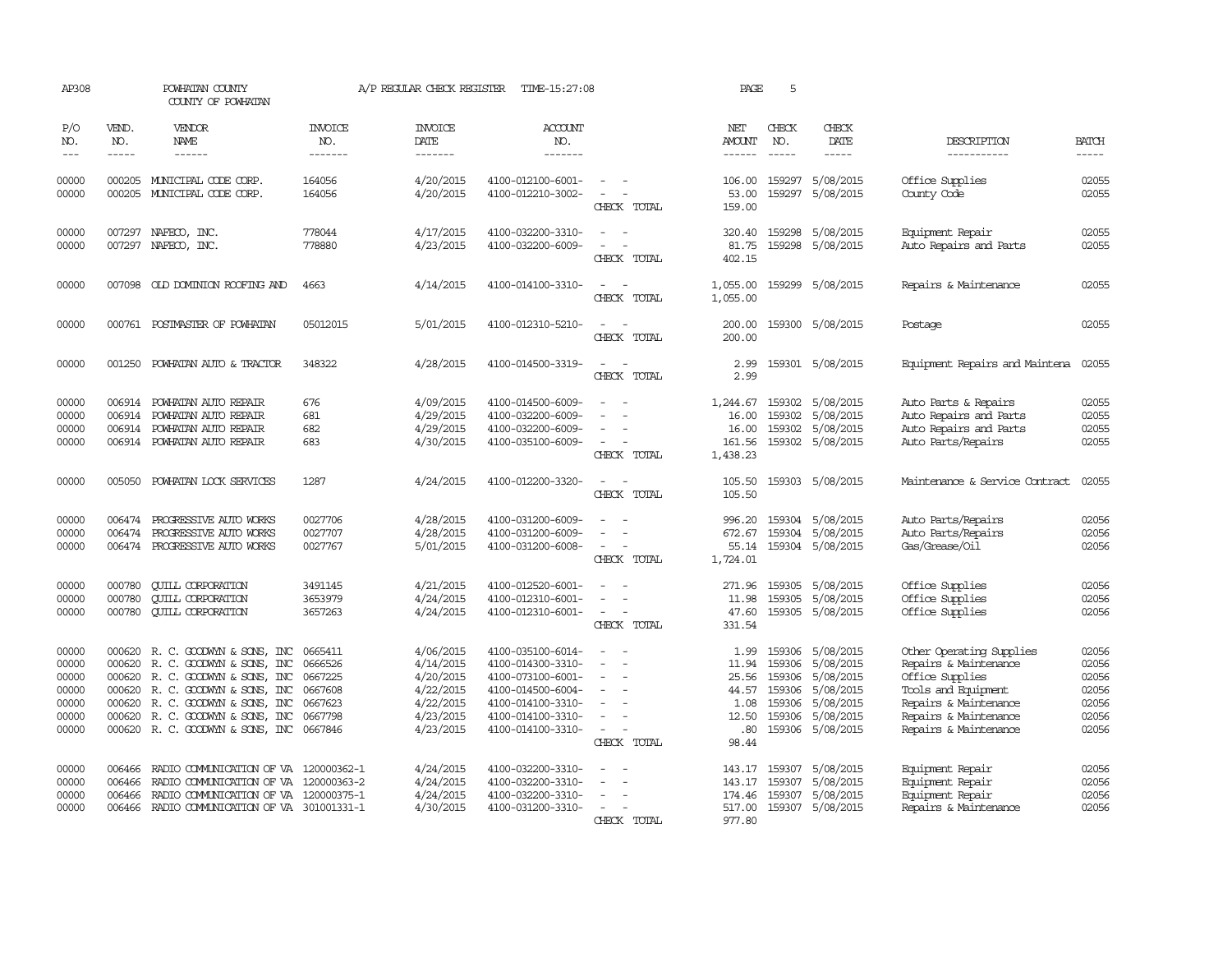AP308 POWHATAN COUNTY A/P REGULAR CHECK REGISTER TIME-15:27:08

COUNTY OF POWHATAN

| P/O NO. | VEND. NO. | VENDOR NAME | INVOICE NO. | INVOICE DATE | ACCOUNT NO. | | NET AMOUNT | CHECK NO. | CHECK DATE | DESCRIPTION | BATCH |
|---|---|---|---|---|---|---|---|---|---|---|---|
| 00000 | 000205 | MUNICIPAL CODE CORP. | 164056 | 4/20/2015 | 4100-012100-6001- | - - | 106.00 | 159297 | 5/08/2015 | Office Supplies | 02055 |
| 00000 | 000205 | MUNICIPAL CODE CORP. | 164056 | 4/20/2015 | 4100-012210-3002- | - - | 53.00 | 159297 | 5/08/2015 | County Code | 02055 |
| | | | | | | CHECK TOTAL | 159.00 | | | | |
| 00000 | 007297 | NAFECO, INC. | 778044 | 4/17/2015 | 4100-032200-3310- | - - | 320.40 | 159298 | 5/08/2015 | Equipment Repair | 02055 |
| 00000 | 007297 | NAFECO, INC. | 778880 | 4/23/2015 | 4100-032200-6009- | - - | 81.75 | 159298 | 5/08/2015 | Auto Repairs and Parts | 02055 |
| | | | | | | CHECK TOTAL | 402.15 | | | | |
| 00000 | 007098 | OLD DOMINION ROOFING AND | 4663 | 4/14/2015 | 4100-014100-3310- | - - | 1,055.00 | 159299 | 5/08/2015 | Repairs & Maintenance | 02055 |
| | | | | | | CHECK TOTAL | 1,055.00 | | | | |
| 00000 | 000761 | POSTMASTER OF POWHATAN | 05012015 | 5/01/2015 | 4100-012310-5210- | - - | 200.00 | 159300 | 5/08/2015 | Postage | 02055 |
| | | | | | | CHECK TOTAL | 200.00 | | | | |
| 00000 | 001250 | POWHATAN AUTO & TRACTOR | 348322 | 4/28/2015 | 4100-014500-3319- | - - | 2.99 | 159301 | 5/08/2015 | Equipment Repairs and Maintena | 02055 |
| | | | | | | CHECK TOTAL | 2.99 | | | | |
| 00000 | 006914 | POWHATAN AUTO REPAIR | 676 | 4/09/2015 | 4100-014500-6009- | - - | 1,244.67 | 159302 | 5/08/2015 | Auto Parts & Repairs | 02055 |
| 00000 | 006914 | POWHATAN AUTO REPAIR | 681 | 4/29/2015 | 4100-032200-6009- | - - | 16.00 | 159302 | 5/08/2015 | Auto Repairs and Parts | 02055 |
| 00000 | 006914 | POWHATAN AUTO REPAIR | 682 | 4/29/2015 | 4100-032200-6009- | - - | 16.00 | 159302 | 5/08/2015 | Auto Repairs and Parts | 02055 |
| 00000 | 006914 | POWHATAN AUTO REPAIR | 683 | 4/30/2015 | 4100-035100-6009- | - - | 161.56 | 159302 | 5/08/2015 | Auto Parts/Repairs | 02055 |
| | | | | | | CHECK TOTAL | 1,438.23 | | | | |
| 00000 | 005050 | POWHATAN LOCK SERVICES | 1287 | 4/24/2015 | 4100-012200-3320- | - - | 105.50 | 159303 | 5/08/2015 | Maintenance & Service Contract | 02055 |
| | | | | | | CHECK TOTAL | 105.50 | | | | |
| 00000 | 006474 | PROGRESSIVE AUTO WORKS | 0027706 | 4/28/2015 | 4100-031200-6009- | - - | 996.20 | 159304 | 5/08/2015 | Auto Parts/Repairs | 02056 |
| 00000 | 006474 | PROGRESSIVE AUTO WORKS | 0027707 | 4/28/2015 | 4100-031200-6009- | - - | 672.67 | 159304 | 5/08/2015 | Auto Parts/Repairs | 02056 |
| 00000 | 006474 | PROGRESSIVE AUTO WORKS | 0027767 | 5/01/2015 | 4100-031200-6008- | - - | 55.14 | 159304 | 5/08/2015 | Gas/Grease/Oil | 02056 |
| | | | | | | CHECK TOTAL | 1,724.01 | | | | |
| 00000 | 000780 | QUILL CORPORATION | 3491145 | 4/21/2015 | 4100-012520-6001- | - - | 271.96 | 159305 | 5/08/2015 | Office Supplies | 02056 |
| 00000 | 000780 | QUILL CORPORATION | 3653979 | 4/24/2015 | 4100-012310-6001- | - - | 11.98 | 159305 | 5/08/2015 | Office Supplies | 02056 |
| 00000 | 000780 | QUILL CORPORATION | 3657263 | 4/24/2015 | 4100-012310-6001- | - - | 47.60 | 159305 | 5/08/2015 | Office Supplies | 02056 |
| | | | | | | CHECK TOTAL | 331.54 | | | | |
| 00000 | 000620 | R. C. GOODWYN & SONS, INC | 0665411 | 4/06/2015 | 4100-035100-6014- | - - | 1.99 | 159306 | 5/08/2015 | Other Operating Supplies | 02056 |
| 00000 | 000620 | R. C. GOODWYN & SONS, INC | 0666526 | 4/14/2015 | 4100-014300-3310- | - - | 11.94 | 159306 | 5/08/2015 | Repairs & Maintenance | 02056 |
| 00000 | 000620 | R. C. GOODWYN & SONS, INC | 0667225 | 4/20/2015 | 4100-073100-6001- | - - | 25.56 | 159306 | 5/08/2015 | Office Supplies | 02056 |
| 00000 | 000620 | R. C. GOODWYN & SONS, INC | 0667608 | 4/22/2015 | 4100-014500-6004- | - - | 44.57 | 159306 | 5/08/2015 | Tools and Equipment | 02056 |
| 00000 | 000620 | R. C. GOODWYN & SONS, INC | 0667623 | 4/22/2015 | 4100-014100-3310- | - - | 1.08 | 159306 | 5/08/2015 | Repairs & Maintenance | 02056 |
| 00000 | 000620 | R. C. GOODWYN & SONS, INC | 0667798 | 4/23/2015 | 4100-014100-3310- | - - | 12.50 | 159306 | 5/08/2015 | Repairs & Maintenance | 02056 |
| 00000 | 000620 | R. C. GOODWYN & SONS, INC | 0667846 | 4/23/2015 | 4100-014100-3310- | - - | .80 | 159306 | 5/08/2015 | Repairs & Maintenance | 02056 |
| | | | | | | CHECK TOTAL | 98.44 | | | | |
| 00000 | 006466 | RADIO COMMUNICATION OF VA | 120000362-1 | 4/24/2015 | 4100-032200-3310- | - - | 143.17 | 159307 | 5/08/2015 | Equipment Repair | 02056 |
| 00000 | 006466 | RADIO COMMUNICATION OF VA | 120000363-2 | 4/24/2015 | 4100-032200-3310- | - - | 143.17 | 159307 | 5/08/2015 | Equipment Repair | 02056 |
| 00000 | 006466 | RADIO COMMUNICATION OF VA | 120000375-1 | 4/24/2015 | 4100-032200-3310- | - - | 174.46 | 159307 | 5/08/2015 | Equipment Repair | 02056 |
| 00000 | 006466 | RADIO COMMUNICATION OF VA | 301001331-1 | 4/30/2015 | 4100-031200-3310- | - - | 517.00 | 159307 | 5/08/2015 | Repairs & Maintenance | 02056 |
| | | | | | | CHECK TOTAL | 977.80 | | | | |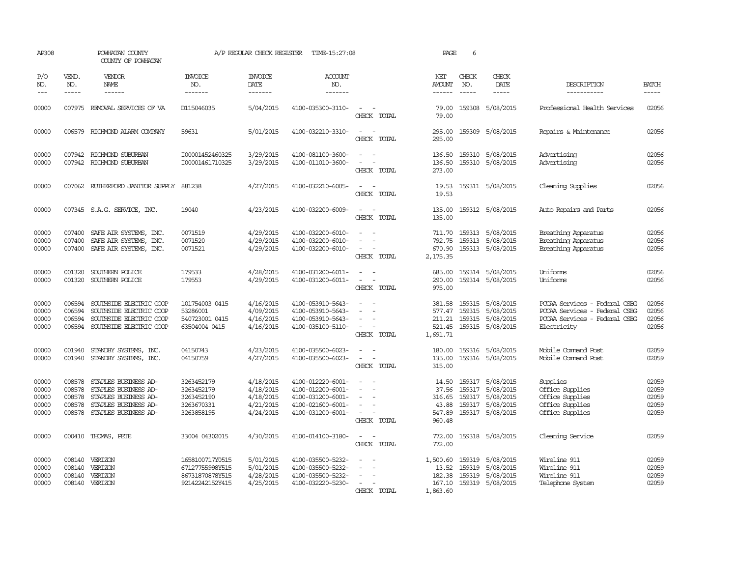AP308 POWHATAN COUNTY A/P REGULAR CHECK REGISTER TIME-15:27:08 PAGE 6

COUNTY OF POWHATAN

| P/O NO. | VEND. NO. | VENDOR NAME | INVOICE NO. | INVOICE DATE | ACCOUNT NO. | | NET AMOUNT | CHECK NO. | CHECK DATE | DESCRIPTION | BATCH |
|---|---|---|---|---|---|---|---|---|---|---|---|
| --- | ----- | ------ | ------- | ------- | ------- | | ------ | ----- | ----- | ----------- | ----- |
| 00000 | 007975 | REMOVAL SERVICES OF VA | D115046035 | 5/04/2015 | 4100-035300-3110- | - - | 79.00 | 159308 | 5/08/2015 | Professional Health Services | 02056 |
| | | | | | | CHECK TOTAL | 79.00 | | | | |
| 00000 | 006579 | RICHMOND ALARM COMPANY | 59631 | 5/01/2015 | 4100-032210-3310- | - - | 295.00 | 159309 | 5/08/2015 | Repairs & Maintenance | 02056 |
| | | | | | | CHECK TOTAL | 295.00 | | | | |
| 00000 | 007942 | RICHMOND SUBURBAN | I00001452460325 | 3/29/2015 | 4100-081100-3600- | - - | 136.50 | 159310 | 5/08/2015 | Advertising | 02056 |
| 00000 | 007942 | RICHMOND SUBURBAN | I00001461710325 | 3/29/2015 | 4100-011010-3600- | - - | 136.50 | 159310 | 5/08/2015 | Advertising | 02056 |
| | | | | | | CHECK TOTAL | 273.00 | | | | |
| 00000 | 007062 | RUTHERFORD JANITOR SUPPLY | 881238 | 4/27/2015 | 4100-032210-6005- | - - | 19.53 | 159311 | 5/08/2015 | Cleaning Supplies | 02056 |
| | | | | | | CHECK TOTAL | 19.53 | | | | |
| 00000 | 007345 | S.A.G. SERVICE, INC. | 19040 | 4/23/2015 | 4100-032200-6009- | - - | 135.00 | 159312 | 5/08/2015 | Auto Repairs and Parts | 02056 |
| | | | | | | CHECK TOTAL | 135.00 | | | | |
| 00000 | 007400 | SAFE AIR SYSTEMS, INC. | 0071519 | 4/29/2015 | 4100-032200-6010- | - - | 711.70 | 159313 | 5/08/2015 | Breathing Apparatus | 02056 |
| 00000 | 007400 | SAFE AIR SYSTEMS, INC. | 0071520 | 4/29/2015 | 4100-032200-6010- | - - | 792.75 | 159313 | 5/08/2015 | Breathing Apparatus | 02056 |
| 00000 | 007400 | SAFE AIR SYSTEMS, INC. | 0071521 | 4/29/2015 | 4100-032200-6010- | - - | 670.90 | 159313 | 5/08/2015 | Breathing Apparatus | 02056 |
| | | | | | | CHECK TOTAL | 2,175.35 | | | | |
| 00000 | 001320 | SOUTHERN POLICE | 179533 | 4/28/2015 | 4100-031200-6011- | - - | 685.00 | 159314 | 5/08/2015 | Uniforms | 02056 |
| 00000 | 001320 | SOUTHERN POLICE | 179553 | 4/29/2015 | 4100-031200-6011- | - - | 290.00 | 159314 | 5/08/2015 | Uniforms | 02056 |
| | | | | | | CHECK TOTAL | 975.00 | | | | |
| 00000 | 006594 | SOUTHSIDE ELECTRIC COOP | 101754003 0415 | 4/16/2015 | 4100-053910-5643- | - - | 381.58 | 159315 | 5/08/2015 | PCCAA Services - Federal CSBG | 02056 |
| 00000 | 006594 | SOUTHSIDE ELECTRIC COOP | 53286001 | 4/09/2015 | 4100-053910-5643- | - - | 577.47 | 159315 | 5/08/2015 | PCCAA Services - Federal CSBG | 02056 |
| 00000 | 006594 | SOUTHSIDE ELECTRIC COOP | 540723001 0415 | 4/16/2015 | 4100-053910-5643- | - - | 211.21 | 159315 | 5/08/2015 | PCCAA Services - Federal CSBG | 02056 |
| 00000 | 006594 | SOUTHSIDE ELECTRIC COOP | 63504004 0415 | 4/16/2015 | 4100-035100-5110- | - - | 521.45 | 159315 | 5/08/2015 | Electricity | 02056 |
| | | | | | | CHECK TOTAL | 1,691.71 | | | | |
| 00000 | 001940 | STANDBY SYSTEMS, INC. | 04150743 | 4/23/2015 | 4100-035500-6023- | - - | 180.00 | 159316 | 5/08/2015 | Mobile Command Post | 02059 |
| 00000 | 001940 | STANDBY SYSTEMS, INC. | 04150759 | 4/27/2015 | 4100-035500-6023- | - - | 135.00 | 159316 | 5/08/2015 | Mobile Command Post | 02059 |
| | | | | | | CHECK TOTAL | 315.00 | | | | |
| 00000 | 008578 | STAPLES BUSINESS AD- | 3263452179 | 4/18/2015 | 4100-012220-6001- | - - | 14.50 | 159317 | 5/08/2015 | Supplies | 02059 |
| 00000 | 008578 | STAPLES BUSINESS AD- | 3263452179 | 4/18/2015 | 4100-012200-6001- | - - | 37.56 | 159317 | 5/08/2015 | Office Supplies | 02059 |
| 00000 | 008578 | STAPLES BUSINESS AD- | 3263452190 | 4/18/2015 | 4100-031200-6001- | - - | 316.65 | 159317 | 5/08/2015 | Office Supplies | 02059 |
| 00000 | 008578 | STAPLES BUSINESS AD- | 3263670331 | 4/21/2015 | 4100-021600-6001- | - - | 43.88 | 159317 | 5/08/2015 | Office Supplies | 02059 |
| 00000 | 008578 | STAPLES BUSINESS AD- | 3263858195 | 4/24/2015 | 4100-031200-6001- | - - | 547.89 | 159317 | 5/08/2015 | Office Supplies | 02059 |
| | | | | | | CHECK TOTAL | 960.48 | | | | |
| 00000 | 000410 | THOMAS, PETE | 33004 04302015 | 4/30/2015 | 4100-014100-3180- | - - | 772.00 | 159318 | 5/08/2015 | Cleaning Service | 02059 |
| | | | | | | CHECK TOTAL | 772.00 | | | | |
| 00000 | 008140 | VERIZON | 1658100717Y0515 | 5/01/2015 | 4100-035500-5232- | - - | 1,500.60 | 159319 | 5/08/2015 | Wireline 911 | 02059 |
| 00000 | 008140 | VERIZON | 67127755998Y515 | 5/01/2015 | 4100-035500-5232- | - - | 13.52 | 159319 | 5/08/2015 | Wireline 911 | 02059 |
| 00000 | 008140 | VERIZON | 86731870878Y515 | 4/28/2015 | 4100-035500-5232- | - - | 182.38 | 159319 | 5/08/2015 | Wireline 911 | 02059 |
| 00000 | 008140 | VERIZON | 92142242152Y415 | 4/25/2015 | 4100-032220-5230- | - - | 167.10 | 159319 | 5/08/2015 | Telephone System | 02059 |
| | | | | | | CHECK TOTAL | 1,863.60 | | | | |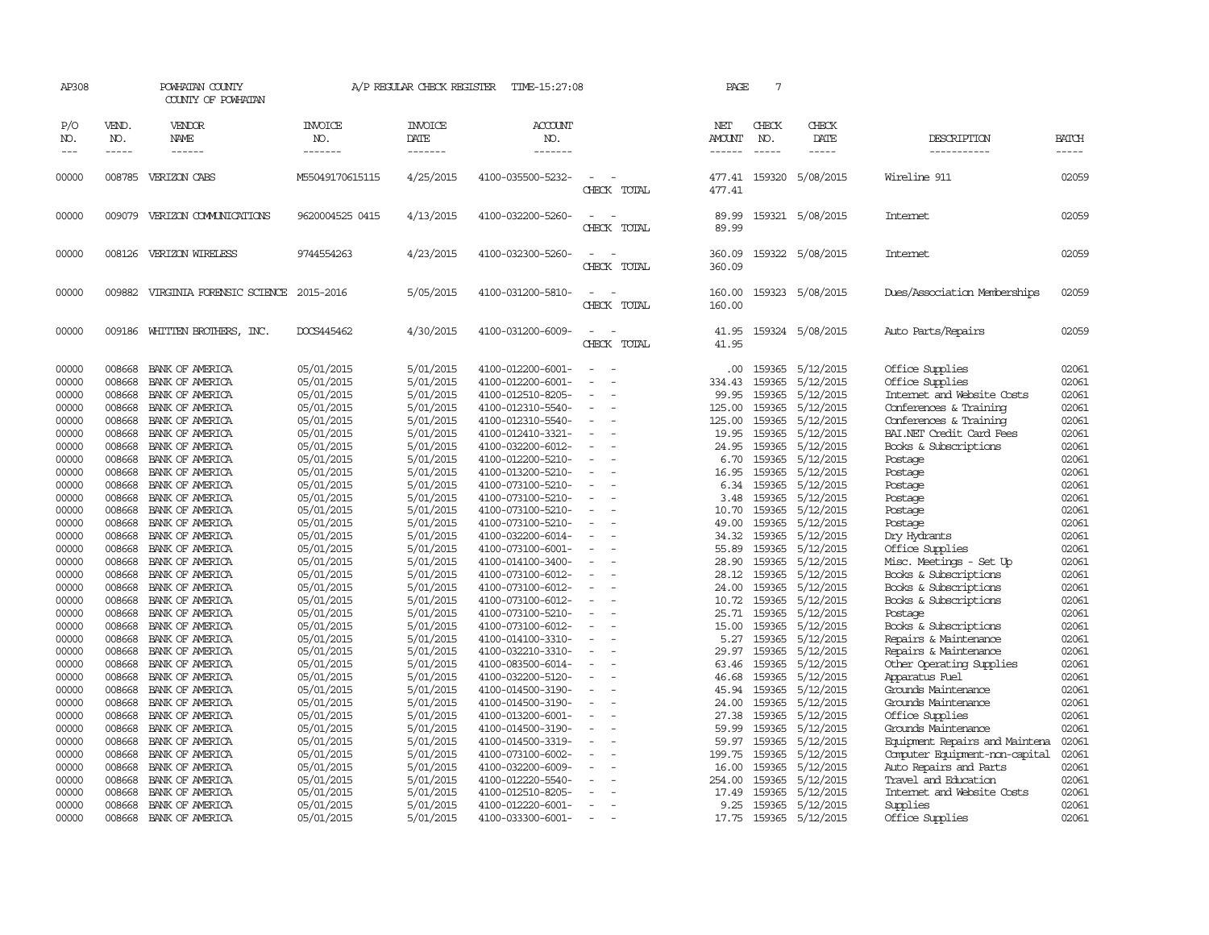AP308 POWHATAN COUNTY A/P REGULAR CHECK REGISTER TIME-15:27:08

COUNTY OF POWHATAN

| P/O NO. | VEND. NO. | VENDOR NAME | INVOICE NO. | INVOICE DATE | ACCOUNT NO. | | NET AMOUNT | CHECK NO. | CHECK DATE | DESCRIPTION | BATCH |
|---|---|---|---|---|---|---|---|---|---|---|---|
| 00000 | 008785 | VERIZON CABS | M55049170615115 | 4/25/2015 | 4100-035500-5232- | - - | 477.41 | 159320 | 5/08/2015 | Wireline 911 | 02059 |
| | | | | | | CHECK TOTAL | 477.41 | | | | |
| 00000 | 009079 | VERIZON COMMUNICATIONS | 9620004525 0415 | 4/13/2015 | 4100-032200-5260- | - - | 89.99 | 159321 | 5/08/2015 | Internet | 02059 |
| | | | | | | CHECK TOTAL | 89.99 | | | | |
| 00000 | 008126 | VERIZON WIRELESS | 9744554263 | 4/23/2015 | 4100-032300-5260- | - - | 360.09 | 159322 | 5/08/2015 | Internet | 02059 |
| | | | | | | CHECK TOTAL | 360.09 | | | | |
| 00000 | 009882 | VIRGINIA FORENSIC SCIENCE | 2015-2016 | 5/05/2015 | 4100-031200-5810- | - - | 160.00 | 159323 | 5/08/2015 | Dues/Association Memberships | 02059 |
| | | | | | | CHECK TOTAL | 160.00 | | | | |
| 00000 | 009186 | WHITTEN BROTHERS, INC. | DOCS445462 | 4/30/2015 | 4100-031200-6009- | - - | 41.95 | 159324 | 5/08/2015 | Auto Parts/Repairs | 02059 |
| | | | | | | CHECK TOTAL | 41.95 | | | | |
| 00000 | 008668 | BANK OF AMERICA | 05/01/2015 | 5/01/2015 | 4100-012200-6001- | - - | .00 | 159365 | 5/12/2015 | Office Supplies | 02061 |
| 00000 | 008668 | BANK OF AMERICA | 05/01/2015 | 5/01/2015 | 4100-012200-6001- | - - | 334.43 | 159365 | 5/12/2015 | Office Supplies | 02061 |
| 00000 | 008668 | BANK OF AMERICA | 05/01/2015 | 5/01/2015 | 4100-012510-8205- | - - | 99.95 | 159365 | 5/12/2015 | Internet and Website Costs | 02061 |
| 00000 | 008668 | BANK OF AMERICA | 05/01/2015 | 5/01/2015 | 4100-012310-5540- | - - | 125.00 | 159365 | 5/12/2015 | Conferences & Training | 02061 |
| 00000 | 008668 | BANK OF AMERICA | 05/01/2015 | 5/01/2015 | 4100-012310-5540- | - - | 125.00 | 159365 | 5/12/2015 | Conferences & Training | 02061 |
| 00000 | 008668 | BANK OF AMERICA | 05/01/2015 | 5/01/2015 | 4100-012410-3321- | - - | 19.95 | 159365 | 5/12/2015 | BAI.NET Credit Card Fees | 02061 |
| 00000 | 008668 | BANK OF AMERICA | 05/01/2015 | 5/01/2015 | 4100-032200-6012- | - - | 24.95 | 159365 | 5/12/2015 | Books & Subscriptions | 02061 |
| 00000 | 008668 | BANK OF AMERICA | 05/01/2015 | 5/01/2015 | 4100-012200-5210- | - - | 6.70 | 159365 | 5/12/2015 | Postage | 02061 |
| 00000 | 008668 | BANK OF AMERICA | 05/01/2015 | 5/01/2015 | 4100-013200-5210- | - - | 16.95 | 159365 | 5/12/2015 | Postage | 02061 |
| 00000 | 008668 | BANK OF AMERICA | 05/01/2015 | 5/01/2015 | 4100-073100-5210- | - - | 6.34 | 159365 | 5/12/2015 | Postage | 02061 |
| 00000 | 008668 | BANK OF AMERICA | 05/01/2015 | 5/01/2015 | 4100-073100-5210- | - - | 3.48 | 159365 | 5/12/2015 | Postage | 02061 |
| 00000 | 008668 | BANK OF AMERICA | 05/01/2015 | 5/01/2015 | 4100-073100-5210- | - - | 10.70 | 159365 | 5/12/2015 | Postage | 02061 |
| 00000 | 008668 | BANK OF AMERICA | 05/01/2015 | 5/01/2015 | 4100-073100-5210- | - - | 49.00 | 159365 | 5/12/2015 | Postage | 02061 |
| 00000 | 008668 | BANK OF AMERICA | 05/01/2015 | 5/01/2015 | 4100-032200-6014- | - - | 34.32 | 159365 | 5/12/2015 | Dry Hydrants | 02061 |
| 00000 | 008668 | BANK OF AMERICA | 05/01/2015 | 5/01/2015 | 4100-073100-6001- | - - | 55.89 | 159365 | 5/12/2015 | Office Supplies | 02061 |
| 00000 | 008668 | BANK OF AMERICA | 05/01/2015 | 5/01/2015 | 4100-014100-3400- | - - | 28.90 | 159365 | 5/12/2015 | Misc. Meetings - Set Up | 02061 |
| 00000 | 008668 | BANK OF AMERICA | 05/01/2015 | 5/01/2015 | 4100-073100-6012- | - - | 28.12 | 159365 | 5/12/2015 | Books & Subscriptions | 02061 |
| 00000 | 008668 | BANK OF AMERICA | 05/01/2015 | 5/01/2015 | 4100-073100-6012- | - - | 24.00 | 159365 | 5/12/2015 | Books & Subscriptions | 02061 |
| 00000 | 008668 | BANK OF AMERICA | 05/01/2015 | 5/01/2015 | 4100-073100-6012- | - - | 10.72 | 159365 | 5/12/2015 | Books & Subscriptions | 02061 |
| 00000 | 008668 | BANK OF AMERICA | 05/01/2015 | 5/01/2015 | 4100-073100-5210- | - - | 25.71 | 159365 | 5/12/2015 | Postage | 02061 |
| 00000 | 008668 | BANK OF AMERICA | 05/01/2015 | 5/01/2015 | 4100-073100-6012- | - - | 15.00 | 159365 | 5/12/2015 | Books & Subscriptions | 02061 |
| 00000 | 008668 | BANK OF AMERICA | 05/01/2015 | 5/01/2015 | 4100-014100-3310- | - - | 5.27 | 159365 | 5/12/2015 | Repairs & Maintenance | 02061 |
| 00000 | 008668 | BANK OF AMERICA | 05/01/2015 | 5/01/2015 | 4100-032210-3310- | - - | 29.97 | 159365 | 5/12/2015 | Repairs & Maintenance | 02061 |
| 00000 | 008668 | BANK OF AMERICA | 05/01/2015 | 5/01/2015 | 4100-083500-6014- | - - | 63.46 | 159365 | 5/12/2015 | Other Operating Supplies | 02061 |
| 00000 | 008668 | BANK OF AMERICA | 05/01/2015 | 5/01/2015 | 4100-032200-5120- | - - | 46.68 | 159365 | 5/12/2015 | Apparatus Fuel | 02061 |
| 00000 | 008668 | BANK OF AMERICA | 05/01/2015 | 5/01/2015 | 4100-014500-3190- | - - | 45.94 | 159365 | 5/12/2015 | Grounds Maintenance | 02061 |
| 00000 | 008668 | BANK OF AMERICA | 05/01/2015 | 5/01/2015 | 4100-014500-3190- | - - | 24.00 | 159365 | 5/12/2015 | Grounds Maintenance | 02061 |
| 00000 | 008668 | BANK OF AMERICA | 05/01/2015 | 5/01/2015 | 4100-013200-6001- | - - | 27.38 | 159365 | 5/12/2015 | Office Supplies | 02061 |
| 00000 | 008668 | BANK OF AMERICA | 05/01/2015 | 5/01/2015 | 4100-014500-3190- | - - | 59.99 | 159365 | 5/12/2015 | Grounds Maintenance | 02061 |
| 00000 | 008668 | BANK OF AMERICA | 05/01/2015 | 5/01/2015 | 4100-014500-3319- | - - | 59.97 | 159365 | 5/12/2015 | Equipment Repairs and Maintena | 02061 |
| 00000 | 008668 | BANK OF AMERICA | 05/01/2015 | 5/01/2015 | 4100-073100-6002- | - - | 199.75 | 159365 | 5/12/2015 | Computer Equipment-non-capital | 02061 |
| 00000 | 008668 | BANK OF AMERICA | 05/01/2015 | 5/01/2015 | 4100-032200-6009- | - - | 16.00 | 159365 | 5/12/2015 | Auto Repairs and Parts | 02061 |
| 00000 | 008668 | BANK OF AMERICA | 05/01/2015 | 5/01/2015 | 4100-012220-5540- | - - | 254.00 | 159365 | 5/12/2015 | Travel and Education | 02061 |
| 00000 | 008668 | BANK OF AMERICA | 05/01/2015 | 5/01/2015 | 4100-012510-8205- | - - | 17.49 | 159365 | 5/12/2015 | Internet and Website Costs | 02061 |
| 00000 | 008668 | BANK OF AMERICA | 05/01/2015 | 5/01/2015 | 4100-012220-6001- | - - | 9.25 | 159365 | 5/12/2015 | Supplies | 02061 |
| 00000 | 008668 | BANK OF AMERICA | 05/01/2015 | 5/01/2015 | 4100-033300-6001- | - - | 17.75 | 159365 | 5/12/2015 | Office Supplies | 02061 |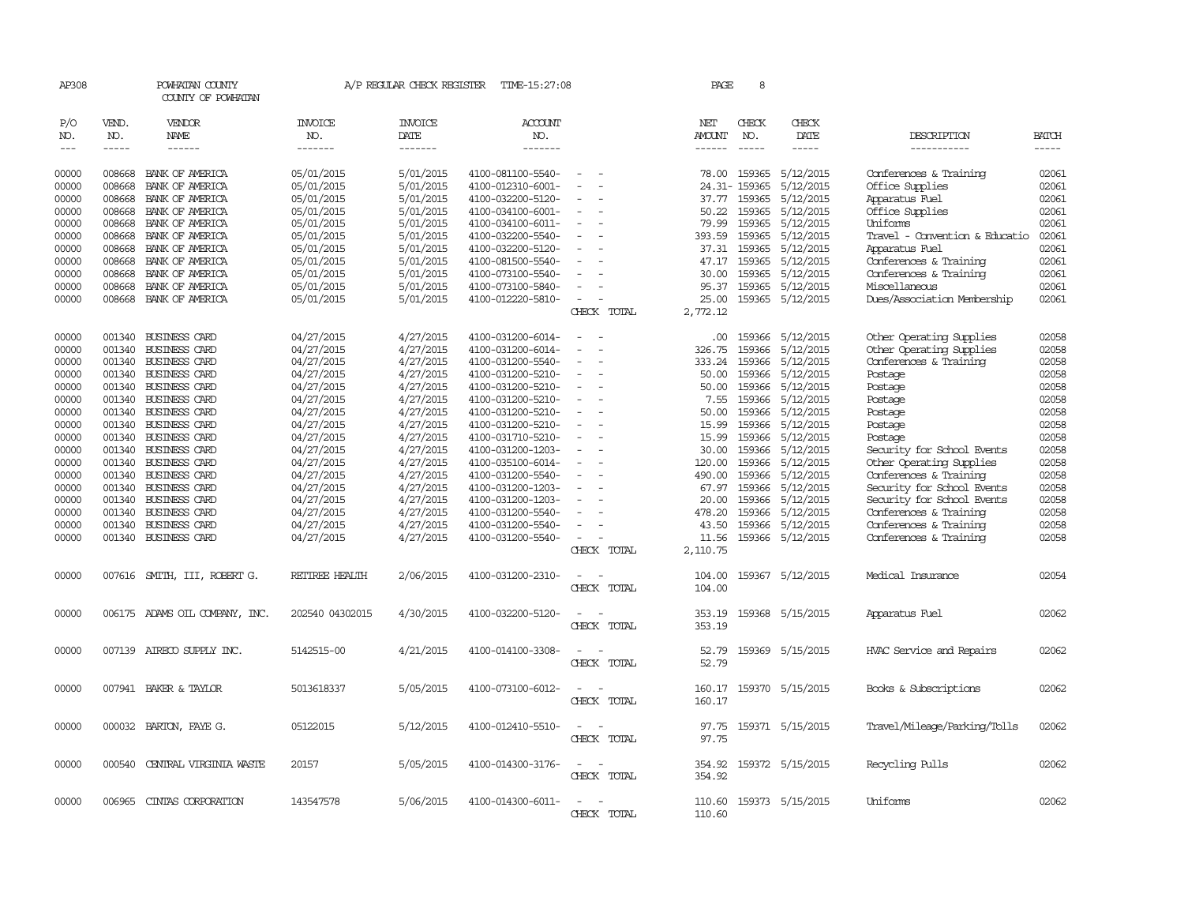AP308 POWHATAN COUNTY A/P REGULAR CHECK REGISTER TIME-15:27:08 PAGE 8

COUNTY OF POWHATAN

| P/O NO. | VEND. NO. | VENDOR NAME | INVOICE NO. | INVOICE DATE | ACCOUNT NO. | | NET AMOUNT | CHECK NO. | CHECK DATE | DESCRIPTION | BATCH |
|---|---|---|---|---|---|---|---|---|---|---|---|
| --- | ----- | ------ | ------- | ------- | ------- | | ------ | ----- | ----- | ----------- | ----- |
| 00000 | 008668 | BANK OF AMERICA | 05/01/2015 | 5/01/2015 | 4100-081100-5540- | - - | 78.00 | 159365 | 5/12/2015 | Conferences & Training | 02061 |
| 00000 | 008668 | BANK OF AMERICA | 05/01/2015 | 5/01/2015 | 4100-012310-6001- | - - | 24.31- | 159365 | 5/12/2015 | Office Supplies | 02061 |
| 00000 | 008668 | BANK OF AMERICA | 05/01/2015 | 5/01/2015 | 4100-032200-5120- | - - | 37.77 | 159365 | 5/12/2015 | Apparatus Fuel | 02061 |
| 00000 | 008668 | BANK OF AMERICA | 05/01/2015 | 5/01/2015 | 4100-034100-6001- | - - | 50.22 | 159365 | 5/12/2015 | Office Supplies | 02061 |
| 00000 | 008668 | BANK OF AMERICA | 05/01/2015 | 5/01/2015 | 4100-034100-6011- | - - | 79.99 | 159365 | 5/12/2015 | Uniforms | 02061 |
| 00000 | 008668 | BANK OF AMERICA | 05/01/2015 | 5/01/2015 | 4100-032200-5540- | - - | 393.59 | 159365 | 5/12/2015 | Travel - Convention & Educatio | 02061 |
| 00000 | 008668 | BANK OF AMERICA | 05/01/2015 | 5/01/2015 | 4100-032200-5120- | - - | 37.31 | 159365 | 5/12/2015 | Apparatus Fuel | 02061 |
| 00000 | 008668 | BANK OF AMERICA | 05/01/2015 | 5/01/2015 | 4100-081500-5540- | - - | 47.17 | 159365 | 5/12/2015 | Conferences & Training | 02061 |
| 00000 | 008668 | BANK OF AMERICA | 05/01/2015 | 5/01/2015 | 4100-073100-5540- | - - | 30.00 | 159365 | 5/12/2015 | Conferences & Training | 02061 |
| 00000 | 008668 | BANK OF AMERICA | 05/01/2015 | 5/01/2015 | 4100-073100-5840- | - - | 95.37 | 159365 | 5/12/2015 | Miscellaneous | 02061 |
| 00000 | 008668 | BANK OF AMERICA | 05/01/2015 | 5/01/2015 | 4100-012220-5810- | - - | 25.00 | 159365 | 5/12/2015 | Dues/Association Membership | 02061 |
| | | | | | | CHECK TOTAL | 2,772.12 | | | | |
| 00000 | 001340 | BUSINESS CARD | 04/27/2015 | 4/27/2015 | 4100-031200-6014- | - - | .00 | 159366 | 5/12/2015 | Other Operating Supplies | 02058 |
| 00000 | 001340 | BUSINESS CARD | 04/27/2015 | 4/27/2015 | 4100-031200-6014- | - - | 326.75 | 159366 | 5/12/2015 | Other Operating Supplies | 02058 |
| 00000 | 001340 | BUSINESS CARD | 04/27/2015 | 4/27/2015 | 4100-031200-5540- | - - | 333.24 | 159366 | 5/12/2015 | Conferences & Training | 02058 |
| 00000 | 001340 | BUSINESS CARD | 04/27/2015 | 4/27/2015 | 4100-031200-5210- | - - | 50.00 | 159366 | 5/12/2015 | Postage | 02058 |
| 00000 | 001340 | BUSINESS CARD | 04/27/2015 | 4/27/2015 | 4100-031200-5210- | - - | 50.00 | 159366 | 5/12/2015 | Postage | 02058 |
| 00000 | 001340 | BUSINESS CARD | 04/27/2015 | 4/27/2015 | 4100-031200-5210- | - - | 7.55 | 159366 | 5/12/2015 | Postage | 02058 |
| 00000 | 001340 | BUSINESS CARD | 04/27/2015 | 4/27/2015 | 4100-031200-5210- | - - | 50.00 | 159366 | 5/12/2015 | Postage | 02058 |
| 00000 | 001340 | BUSINESS CARD | 04/27/2015 | 4/27/2015 | 4100-031200-5210- | - - | 15.99 | 159366 | 5/12/2015 | Postage | 02058 |
| 00000 | 001340 | BUSINESS CARD | 04/27/2015 | 4/27/2015 | 4100-031710-5210- | - - | 15.99 | 159366 | 5/12/2015 | Postage | 02058 |
| 00000 | 001340 | BUSINESS CARD | 04/27/2015 | 4/27/2015 | 4100-031200-1203- | - - | 30.00 | 159366 | 5/12/2015 | Security for School Events | 02058 |
| 00000 | 001340 | BUSINESS CARD | 04/27/2015 | 4/27/2015 | 4100-035100-6014- | - - | 120.00 | 159366 | 5/12/2015 | Other Operating Supplies | 02058 |
| 00000 | 001340 | BUSINESS CARD | 04/27/2015 | 4/27/2015 | 4100-031200-5540- | - - | 490.00 | 159366 | 5/12/2015 | Conferences & Training | 02058 |
| 00000 | 001340 | BUSINESS CARD | 04/27/2015 | 4/27/2015 | 4100-031200-1203- | - - | 67.97 | 159366 | 5/12/2015 | Security for School Events | 02058 |
| 00000 | 001340 | BUSINESS CARD | 04/27/2015 | 4/27/2015 | 4100-031200-1203- | - - | 20.00 | 159366 | 5/12/2015 | Security for School Events | 02058 |
| 00000 | 001340 | BUSINESS CARD | 04/27/2015 | 4/27/2015 | 4100-031200-5540- | - - | 478.20 | 159366 | 5/12/2015 | Conferences & Training | 02058 |
| 00000 | 001340 | BUSINESS CARD | 04/27/2015 | 4/27/2015 | 4100-031200-5540- | - - | 43.50 | 159366 | 5/12/2015 | Conferences & Training | 02058 |
| 00000 | 001340 | BUSINESS CARD | 04/27/2015 | 4/27/2015 | 4100-031200-5540- | - - | 11.56 | 159366 | 5/12/2015 | Conferences & Training | 02058 |
| | | | | | | CHECK TOTAL | 2,110.75 | | | | |
| 00000 | 007616 | SMITH, III, ROBERT G. | RETIREE HEALTH | 2/06/2015 | 4100-031200-2310- | - - | 104.00 | 159367 | 5/12/2015 | Medical Insurance | 02054 |
| | | | | | | CHECK TOTAL | 104.00 | | | | |
| 00000 | 006175 | ADAMS OIL COMPANY, INC. | 202540 04302015 | 4/30/2015 | 4100-032200-5120- | - - | 353.19 | 159368 | 5/15/2015 | Apparatus Fuel | 02062 |
| | | | | | | CHECK TOTAL | 353.19 | | | | |
| 00000 | 007139 | AIRECO SUPPLY INC. | 5142515-00 | 4/21/2015 | 4100-014100-3308- | - - | 52.79 | 159369 | 5/15/2015 | HVAC Service and Repairs | 02062 |
| | | | | | | CHECK TOTAL | 52.79 | | | | |
| 00000 | 007941 | BAKER & TAYLOR | 5013618337 | 5/05/2015 | 4100-073100-6012- | - - | 160.17 | 159370 | 5/15/2015 | Books & Subscriptions | 02062 |
| | | | | | | CHECK TOTAL | 160.17 | | | | |
| 00000 | 000032 | BARTON, FAYE G. | 05122015 | 5/12/2015 | 4100-012410-5510- | - - | 97.75 | 159371 | 5/15/2015 | Travel/Mileage/Parking/Tolls | 02062 |
| | | | | | | CHECK TOTAL | 97.75 | | | | |
| 00000 | 000540 | CENTRAL VIRGINIA WASTE | 20157 | 5/05/2015 | 4100-014300-3176- | - - | 354.92 | 159372 | 5/15/2015 | Recycling Pulls | 02062 |
| | | | | | | CHECK TOTAL | 354.92 | | | | |
| 00000 | 006965 | CINTAS CORPORATION | 143547578 | 5/06/2015 | 4100-014300-6011- | - - | 110.60 | 159373 | 5/15/2015 | Uniforms | 02062 |
| | | | | | | CHECK TOTAL | 110.60 | | | | |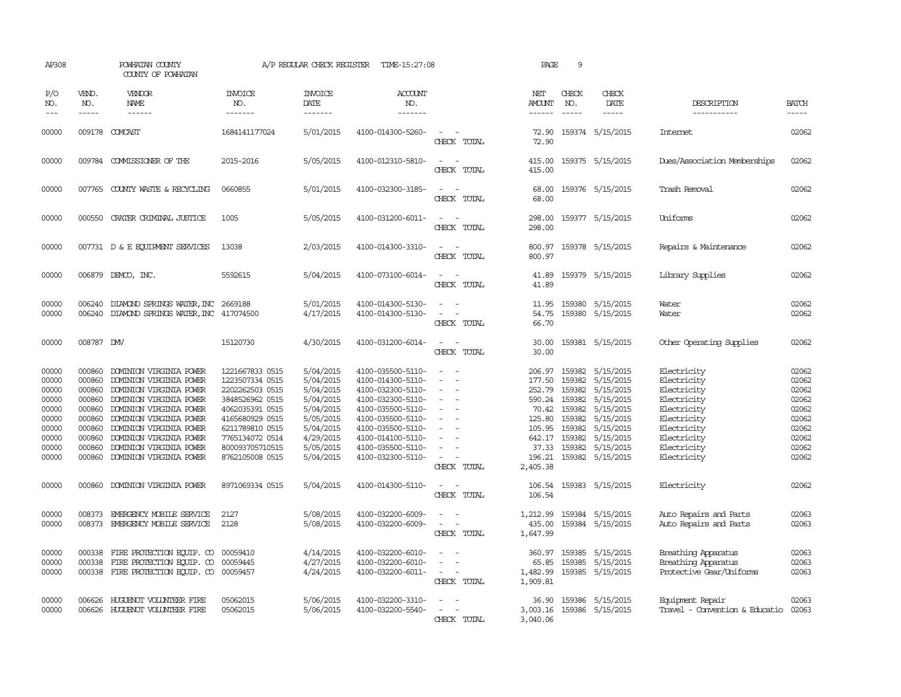AP308 POWHATAN COUNTY A/P REGULAR CHECK REGISTER TIME-15:27:08

COUNTY OF POWHATAN

| P/O NO. | VEND. NO. | VENDOR NAME | INVOICE NO. | INVOICE DATE | ACCOUNT NO. | | NET AMOUNT | CHECK NO. | CHECK DATE | DESCRIPTION | BATCH |
|---|---|---|---|---|---|---|---|---|---|---|---|
| 00000 | 009178 | COMCAST | 1684141177024 | 5/01/2015 | 4100-014300-5260- | - - | 72.90 | 159374 | 5/15/2015 | Internet | 02062 |
| | | | | | | CHECK TOTAL | 72.90 | | | | |
| 00000 | 009784 | COMMISSIONER OF THE | 2015-2016 | 5/05/2015 | 4100-012310-5810- | - - | 415.00 | 159375 | 5/15/2015 | Dues/Association Memberships | 02062 |
| | | | | | | CHECK TOTAL | 415.00 | | | | |
| 00000 | 007765 | COUNTY WASTE & RECYCLING | 0660855 | 5/01/2015 | 4100-032300-3185- | - - | 68.00 | 159376 | 5/15/2015 | Trash Removal | 02062 |
| | | | | | | CHECK TOTAL | 68.00 | | | | |
| 00000 | 000550 | CRATER CRIMINAL JUSTICE | 1005 | 5/05/2015 | 4100-031200-6011- | - - | 298.00 | 159377 | 5/15/2015 | Uniforms | 02062 |
| | | | | | | CHECK TOTAL | 298.00 | | | | |
| 00000 | 007731 | D & E EQUIPMENT SERVICES | 13038 | 2/03/2015 | 4100-014300-3310- | - - | 800.97 | 159378 | 5/15/2015 | Repairs & Maintenance | 02062 |
| | | | | | | CHECK TOTAL | 800.97 | | | | |
| 00000 | 006879 | DEMCO, INC. | 5592615 | 5/04/2015 | 4100-073100-6014- | - - | 41.89 | 159379 | 5/15/2015 | Library Supplies | 02062 |
| | | | | | | CHECK TOTAL | 41.89 | | | | |
| 00000 | 006240 | DIAMOND SPRINGS WATER, INC | 2669188 | 5/01/2015 | 4100-014300-5130- | - - | 11.95 | 159380 | 5/15/2015 | Water | 02062 |
| 00000 | 006240 | DIAMOND SPRINGS WATER, INC | 417074500 | 4/17/2015 | 4100-014300-5130- | - - | 54.75 | 159380 | 5/15/2015 | Water | 02062 |
| | | | | | | CHECK TOTAL | 66.70 | | | | |
| 00000 | 008787 | DMV | 15120730 | 4/30/2015 | 4100-031200-6014- | - - | 30.00 | 159381 | 5/15/2015 | Other Operating Supplies | 02062 |
| | | | | | | CHECK TOTAL | 30.00 | | | | |
| 00000 | 000860 | DOMINION VIRGINIA POWER | 1221667833 0515 | 5/04/2015 | 4100-035500-5110- | - - | 206.97 | 159382 | 5/15/2015 | Electricity | 02062 |
| 00000 | 000860 | DOMINION VIRGINIA POWER | 1223507334 0515 | 5/04/2015 | 4100-014300-5110- | - - | 177.50 | 159382 | 5/15/2015 | Electricity | 02062 |
| 00000 | 000860 | DOMINION VIRGINIA POWER | 2202262503 0515 | 5/04/2015 | 4100-032300-5110- | - - | 252.79 | 159382 | 5/15/2015 | Electricity | 02062 |
| 00000 | 000860 | DOMINION VIRGINIA POWER | 3848526962 0515 | 5/04/2015 | 4100-032300-5110- | - - | 590.24 | 159382 | 5/15/2015 | Electricity | 02062 |
| 00000 | 000860 | DOMINION VIRGINIA POWER | 4062035391 0515 | 5/04/2015 | 4100-035500-5110- | - - | 70.42 | 159382 | 5/15/2015 | Electricity | 02062 |
| 00000 | 000860 | DOMINION VIRGINIA POWER | 4165680929 0515 | 5/05/2015 | 4100-035500-5110- | - - | 125.80 | 159382 | 5/15/2015 | Electricity | 02062 |
| 00000 | 000860 | DOMINION VIRGINIA POWER | 6211789810 0515 | 5/04/2015 | 4100-035500-5110- | - - | 105.95 | 159382 | 5/15/2015 | Electricity | 02062 |
| 00000 | 000860 | DOMINION VIRGINIA POWER | 7765134072 0514 | 4/29/2015 | 4100-014100-5110- | - - | 642.17 | 159382 | 5/15/2015 | Electricity | 02062 |
| 00000 | 000860 | DOMINION VIRGINIA POWER | 800093705710515 | 5/05/2015 | 4100-035500-5110- | - - | 37.33 | 159382 | 5/15/2015 | Electricity | 02062 |
| 00000 | 000860 | DOMINION VIRGINIA POWER | 8762105008 0515 | 5/04/2015 | 4100-032300-5110- | - - | 196.21 | 159382 | 5/15/2015 | Electricity | 02062 |
| | | | | | | CHECK TOTAL | 2,405.38 | | | | |
| 00000 | 000860 | DOMINION VIRGINIA POWER | 8971069334 0515 | 5/04/2015 | 4100-014300-5110- | - - | 106.54 | 159383 | 5/15/2015 | Electricity | 02062 |
| | | | | | | CHECK TOTAL | 106.54 | | | | |
| 00000 | 008373 | EMERGENCY MOBILE SERVICE | 2127 | 5/08/2015 | 4100-032200-6009- | - - | 1,212.99 | 159384 | 5/15/2015 | Auto Repairs and Parts | 02063 |
| 00000 | 008373 | EMERGENCY MOBILE SERVICE | 2128 | 5/08/2015 | 4100-032200-6009- | - - | 435.00 | 159384 | 5/15/2015 | Auto Repairs and Parts | 02063 |
| | | | | | | CHECK TOTAL | 1,647.99 | | | | |
| 00000 | 000338 | FIRE PROTECTION EQUIP. CO | 00059410 | 4/14/2015 | 4100-032200-6010- | - - | 360.97 | 159385 | 5/15/2015 | Breathing Apparatus | 02063 |
| 00000 | 000338 | FIRE PROTECTION EQUIP. CO | 00059445 | 4/27/2015 | 4100-032200-6010- | - - | 65.85 | 159385 | 5/15/2015 | Breathing Apparatus | 02063 |
| 00000 | 000338 | FIRE PROTECTION EQUIP. CO | 00059457 | 4/24/2015 | 4100-032200-6011- | - - | 1,482.99 | 159385 | 5/15/2015 | Protective Gear/Uniforms | 02063 |
| | | | | | | CHECK TOTAL | 1,909.81 | | | | |
| 00000 | 006626 | HUGUENOT VOLUNTEER FIRE | 05062015 | 5/06/2015 | 4100-032200-3310- | - - | 36.90 | 159386 | 5/15/2015 | Equipment Repair | 02063 |
| 00000 | 006626 | HUGUENOT VOLUNTEER FIRE | 05062015 | 5/06/2015 | 4100-032200-5540- | - - | 3,003.16 | 159386 | 5/15/2015 | Travel - Convention & Educatio | 02063 |
| | | | | | | CHECK TOTAL | 3,040.06 | | | | |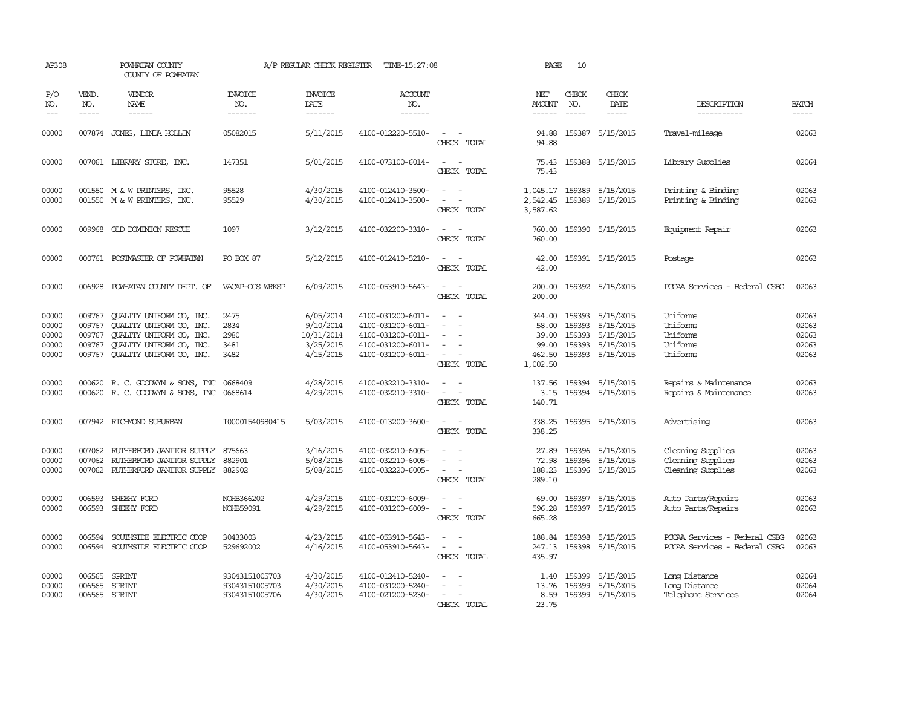AP308 POWHATAN COUNTY A/P REGULAR CHECK REGISTER TIME-15:27:08

COUNTY OF POWHATAN

| P/O NO. | VEND. NO. | VENDOR NAME | INVOICE NO. | INVOICE DATE | ACCOUNT NO. | | NET AMOUNT | CHECK NO. | CHECK DATE | DESCRIPTION | BATCH |
|---|---|---|---|---|---|---|---|---|---|---|---|
| 00000 | 007874 | JONES, LINDA HOLLIN | 05082015 | 5/11/2015 | 4100-012220-5510- | - - | 94.88 | 159387 | 5/15/2015 | Travel-mileage | 02063 |
| | | | | | | CHECK TOTAL | 94.88 | | | | |
| 00000 | 007061 | LIBRARY STORE, INC. | 147351 | 5/01/2015 | 4100-073100-6014- | - - | 75.43 | 159388 | 5/15/2015 | Library Supplies | 02064 |
| | | | | | | CHECK TOTAL | 75.43 | | | | |
| 00000 | 001550 | M & W PRINTERS, INC. | 95528 | 4/30/2015 | 4100-012410-3500- | - - | 1,045.17 | 159389 | 5/15/2015 | Printing & Binding | 02063 |
| 00000 | 001550 | M & W PRINTERS, INC. | 95529 | 4/30/2015 | 4100-012410-3500- | - - | 2,542.45 | 159389 | 5/15/2015 | Printing & Binding | 02063 |
| | | | | | | CHECK TOTAL | 3,587.62 | | | | |
| 00000 | 009968 | OLD DOMINION RESCUE | 1097 | 3/12/2015 | 4100-032200-3310- | - - | 760.00 | 159390 | 5/15/2015 | Equipment Repair | 02063 |
| | | | | | | CHECK TOTAL | 760.00 | | | | |
| 00000 | 000761 | POSTMASTER OF POWHATAN | PO BOX 87 | 5/12/2015 | 4100-012410-5210- | - - | 42.00 | 159391 | 5/15/2015 | Postage | 02063 |
| | | | | | | CHECK TOTAL | 42.00 | | | | |
| 00000 | 006928 | POWHATAN COUNTY DEPT. OF | VACAP-OCS WRKSP | 6/09/2015 | 4100-053910-5643- | - - | 200.00 | 159392 | 5/15/2015 | PCCAA Services - Federal CSBG | 02063 |
| | | | | | | CHECK TOTAL | 200.00 | | | | |
| 00000 | 009767 | QUALITY UNIFORM CO, INC. | 2475 | 6/05/2014 | 4100-031200-6011- | - - | 344.00 | 159393 | 5/15/2015 | Uniforms | 02063 |
| 00000 | 009767 | QUALITY UNIFORM CO, INC. | 2834 | 9/10/2014 | 4100-031200-6011- | - - | 58.00 | 159393 | 5/15/2015 | Uniforms | 02063 |
| 00000 | 009767 | QUALITY UNIFORM CO, INC. | 2980 | 10/31/2014 | 4100-031200-6011- | - - | 39.00 | 159393 | 5/15/2015 | Uniforms | 02063 |
| 00000 | 009767 | QUALITY UNIFORM CO, INC. | 3481 | 3/25/2015 | 4100-031200-6011- | - - | 99.00 | 159393 | 5/15/2015 | Uniforms | 02063 |
| 00000 | 009767 | QUALITY UNIFORM CO, INC. | 3482 | 4/15/2015 | 4100-031200-6011- | - - | 462.50 | 159393 | 5/15/2015 | Uniforms | 02063 |
| | | | | | | CHECK TOTAL | 1,002.50 | | | | |
| 00000 | 000620 | R. C. GOODWYN & SONS, INC | 0668409 | 4/28/2015 | 4100-032210-3310- | - - | 137.56 | 159394 | 5/15/2015 | Repairs & Maintenance | 02063 |
| 00000 | 000620 | R. C. GOODWYN & SONS, INC | 0668614 | 4/29/2015 | 4100-032210-3310- | - - | 3.15 | 159394 | 5/15/2015 | Repairs & Maintenance | 02063 |
| | | | | | | CHECK TOTAL | 140.71 | | | | |
| 00000 | 007942 | RICHMOND SUBURBAN | I00001540980415 | 5/03/2015 | 4100-013200-3600- | - - | 338.25 | 159395 | 5/15/2015 | Advertising | 02063 |
| | | | | | | CHECK TOTAL | 338.25 | | | | |
| 00000 | 007062 | RUTHERFORD JANITOR SUPPLY | 875663 | 3/16/2015 | 4100-032210-6005- | - - | 27.89 | 159396 | 5/15/2015 | Cleaning Supplies | 02063 |
| 00000 | 007062 | RUTHERFORD JANITOR SUPPLY | 882901 | 5/08/2015 | 4100-032210-6005- | - - | 72.98 | 159396 | 5/15/2015 | Cleaning Supplies | 02063 |
| 00000 | 007062 | RUTHERFORD JANITOR SUPPLY | 882902 | 5/08/2015 | 4100-032220-6005- | - - | 188.23 | 159396 | 5/15/2015 | Cleaning Supplies | 02063 |
| | | | | | | CHECK TOTAL | 289.10 | | | | |
| 00000 | 006593 | SHEEHY FORD | NOHB366202 | 4/29/2015 | 4100-031200-6009- | - - | 69.00 | 159397 | 5/15/2015 | Auto Parts/Repairs | 02063 |
| 00000 | 006593 | SHEEHY FORD | NOHB59091 | 4/29/2015 | 4100-031200-6009- | - - | 596.28 | 159397 | 5/15/2015 | Auto Parts/Repairs | 02063 |
| | | | | | | CHECK TOTAL | 665.28 | | | | |
| 00000 | 006594 | SOUTHSIDE ELECTRIC COOP | 30433003 | 4/23/2015 | 4100-053910-5643- | - - | 188.84 | 159398 | 5/15/2015 | PCCAA Services - Federal CSBG | 02063 |
| 00000 | 006594 | SOUTHSIDE ELECTRIC COOP | 529692002 | 4/16/2015 | 4100-053910-5643- | - - | 247.13 | 159398 | 5/15/2015 | PCCAA Services - Federal CSBG | 02063 |
| | | | | | | CHECK TOTAL | 435.97 | | | | |
| 00000 | 006565 | SPRINT | 93043151005703 | 4/30/2015 | 4100-012410-5240- | - - | 1.40 | 159399 | 5/15/2015 | Long Distance | 02064 |
| 00000 | 006565 | SPRINT | 93043151005703 | 4/30/2015 | 4100-031200-5240- | - - | 13.76 | 159399 | 5/15/2015 | Long Distance | 02064 |
| 00000 | 006565 | SPRINT | 93043151005706 | 4/30/2015 | 4100-021200-5230- | - - | 8.59 | 159399 | 5/15/2015 | Telephone Services | 02064 |
| | | | | | | CHECK TOTAL | 23.75 | | | | |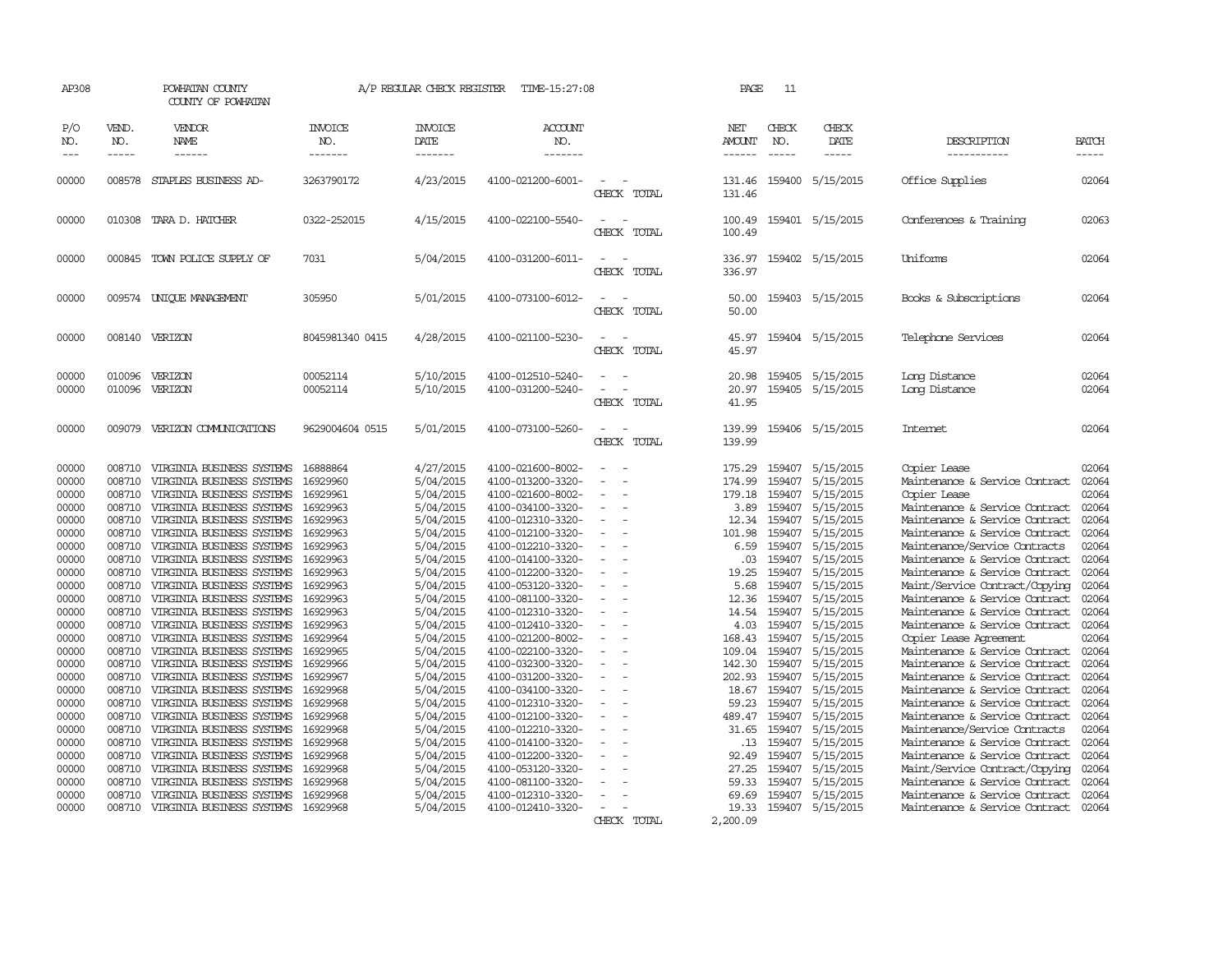AP308 POWHATAN COUNTY COUNTY OF POWHATAN — A/P REGULAR CHECK REGISTER TIME-15:27:08

| P/O NO. | VEND. NO. | VENDOR NAME | INVOICE NO. | INVOICE DATE | ACCOUNT NO. | | NET AMOUNT | CHECK NO. | CHECK DATE | DESCRIPTION | BATCH |
|---|---|---|---|---|---|---|---|---|---|---|---|
| 00000 | 008578 | STAPLES BUSINESS AD- | 3263790172 | 4/23/2015 | 4100-021200-6001- | - - | 131.46 | 159400 | 5/15/2015 | Office Supplies | 02064 |
| | | | | | | CHECK TOTAL | 131.46 | | | | |
| 00000 | 010308 | TARA D. HATCHER | 0322-252015 | 4/15/2015 | 4100-022100-5540- | - - | 100.49 | 159401 | 5/15/2015 | Conferences & Training | 02063 |
| | | | | | | CHECK TOTAL | 100.49 | | | | |
| 00000 | 000845 | TOWN POLICE SUPPLY OF | 7031 | 5/04/2015 | 4100-031200-6011- | - - | 336.97 | 159402 | 5/15/2015 | Uniforms | 02064 |
| | | | | | | CHECK TOTAL | 336.97 | | | | |
| 00000 | 009574 | UNIQUE MANAGEMENT | 305950 | 5/01/2015 | 4100-073100-6012- | - - | 50.00 | 159403 | 5/15/2015 | Books & Subscriptions | 02064 |
| | | | | | | CHECK TOTAL | 50.00 | | | | |
| 00000 | 008140 | VERIZON | 8045981340 0415 | 4/28/2015 | 4100-021100-5230- | - - | 45.97 | 159404 | 5/15/2015 | Telephone Services | 02064 |
| | | | | | | CHECK TOTAL | 45.97 | | | | |
| 00000 | 010096 | VERIZON | 00052114 | 5/10/2015 | 4100-012510-5240- | - - | 20.98 | 159405 | 5/15/2015 | Long Distance | 02064 |
| 00000 | 010096 | VERIZON | 00052114 | 5/10/2015 | 4100-031200-5240- | - - | 20.97 | 159405 | 5/15/2015 | Long Distance | 02064 |
| | | | | | | CHECK TOTAL | 41.95 | | | | |
| 00000 | 009079 | VERIZON COMMUNICATIONS | 9629004604 0515 | 5/01/2015 | 4100-073100-5260- | - - | 139.99 | 159406 | 5/15/2015 | Internet | 02064 |
| | | | | | | CHECK TOTAL | 139.99 | | | | |
| 00000 | 008710 | VIRGINIA BUSINESS SYSTEMS | 16888864 | 4/27/2015 | 4100-021600-8002- | - - | 175.29 | 159407 | 5/15/2015 | Copier Lease | 02064 |
| 00000 | 008710 | VIRGINIA BUSINESS SYSTEMS | 16929960 | 5/04/2015 | 4100-013200-3320- | - - | 174.99 | 159407 | 5/15/2015 | Maintenance & Service Contract | 02064 |
| 00000 | 008710 | VIRGINIA BUSINESS SYSTEMS | 16929961 | 5/04/2015 | 4100-021600-8002- | - - | 179.18 | 159407 | 5/15/2015 | Copier Lease | 02064 |
| 00000 | 008710 | VIRGINIA BUSINESS SYSTEMS | 16929963 | 5/04/2015 | 4100-034100-3320- | - - | 3.89 | 159407 | 5/15/2015 | Maintenance & Service Contract | 02064 |
| 00000 | 008710 | VIRGINIA BUSINESS SYSTEMS | 16929963 | 5/04/2015 | 4100-012310-3320- | - - | 12.34 | 159407 | 5/15/2015 | Maintenance & Service Contract | 02064 |
| 00000 | 008710 | VIRGINIA BUSINESS SYSTEMS | 16929963 | 5/04/2015 | 4100-012100-3320- | - - | 101.98 | 159407 | 5/15/2015 | Maintenance & Service Contract | 02064 |
| 00000 | 008710 | VIRGINIA BUSINESS SYSTEMS | 16929963 | 5/04/2015 | 4100-012210-3320- | - - | 6.59 | 159407 | 5/15/2015 | Maintenance/Service Contracts | 02064 |
| 00000 | 008710 | VIRGINIA BUSINESS SYSTEMS | 16929963 | 5/04/2015 | 4100-014100-3320- | - - | .03 | 159407 | 5/15/2015 | Maintenance & Service Contract | 02064 |
| 00000 | 008710 | VIRGINIA BUSINESS SYSTEMS | 16929963 | 5/04/2015 | 4100-012200-3320- | - - | 19.25 | 159407 | 5/15/2015 | Maintenance & Service Contract | 02064 |
| 00000 | 008710 | VIRGINIA BUSINESS SYSTEMS | 16929963 | 5/04/2015 | 4100-053120-3320- | - - | 5.68 | 159407 | 5/15/2015 | Maint/Service Contract/Copying | 02064 |
| 00000 | 008710 | VIRGINIA BUSINESS SYSTEMS | 16929963 | 5/04/2015 | 4100-081100-3320- | - - | 12.36 | 159407 | 5/15/2015 | Maintenance & Service Contract | 02064 |
| 00000 | 008710 | VIRGINIA BUSINESS SYSTEMS | 16929963 | 5/04/2015 | 4100-012310-3320- | - - | 14.54 | 159407 | 5/15/2015 | Maintenance & Service Contract | 02064 |
| 00000 | 008710 | VIRGINIA BUSINESS SYSTEMS | 16929963 | 5/04/2015 | 4100-012410-3320- | - - | 4.03 | 159407 | 5/15/2015 | Maintenance & Service Contract | 02064 |
| 00000 | 008710 | VIRGINIA BUSINESS SYSTEMS | 16929964 | 5/04/2015 | 4100-021200-8002- | - - | 168.43 | 159407 | 5/15/2015 | Copier Lease Agreement | 02064 |
| 00000 | 008710 | VIRGINIA BUSINESS SYSTEMS | 16929965 | 5/04/2015 | 4100-022100-3320- | - - | 109.04 | 159407 | 5/15/2015 | Maintenance & Service Contract | 02064 |
| 00000 | 008710 | VIRGINIA BUSINESS SYSTEMS | 16929966 | 5/04/2015 | 4100-032300-3320- | - - | 142.30 | 159407 | 5/15/2015 | Maintenance & Service Contract | 02064 |
| 00000 | 008710 | VIRGINIA BUSINESS SYSTEMS | 16929967 | 5/04/2015 | 4100-031200-3320- | - - | 202.93 | 159407 | 5/15/2015 | Maintenance & Service Contract | 02064 |
| 00000 | 008710 | VIRGINIA BUSINESS SYSTEMS | 16929968 | 5/04/2015 | 4100-034100-3320- | - - | 18.67 | 159407 | 5/15/2015 | Maintenance & Service Contract | 02064 |
| 00000 | 008710 | VIRGINIA BUSINESS SYSTEMS | 16929968 | 5/04/2015 | 4100-012310-3320- | - - | 59.23 | 159407 | 5/15/2015 | Maintenance & Service Contract | 02064 |
| 00000 | 008710 | VIRGINIA BUSINESS SYSTEMS | 16929968 | 5/04/2015 | 4100-012100-3320- | - - | 489.47 | 159407 | 5/15/2015 | Maintenance & Service Contract | 02064 |
| 00000 | 008710 | VIRGINIA BUSINESS SYSTEMS | 16929968 | 5/04/2015 | 4100-012210-3320- | - - | 31.65 | 159407 | 5/15/2015 | Maintenance/Service Contracts | 02064 |
| 00000 | 008710 | VIRGINIA BUSINESS SYSTEMS | 16929968 | 5/04/2015 | 4100-014100-3320- | - - | .13 | 159407 | 5/15/2015 | Maintenance & Service Contract | 02064 |
| 00000 | 008710 | VIRGINIA BUSINESS SYSTEMS | 16929968 | 5/04/2015 | 4100-012200-3320- | - - | 92.49 | 159407 | 5/15/2015 | Maintenance & Service Contract | 02064 |
| 00000 | 008710 | VIRGINIA BUSINESS SYSTEMS | 16929968 | 5/04/2015 | 4100-053120-3320- | - - | 27.25 | 159407 | 5/15/2015 | Maint/Service Contract/Copying | 02064 |
| 00000 | 008710 | VIRGINIA BUSINESS SYSTEMS | 16929968 | 5/04/2015 | 4100-081100-3320- | - - | 59.33 | 159407 | 5/15/2015 | Maintenance & Service Contract | 02064 |
| 00000 | 008710 | VIRGINIA BUSINESS SYSTEMS | 16929968 | 5/04/2015 | 4100-012310-3320- | - - | 69.69 | 159407 | 5/15/2015 | Maintenance & Service Contract | 02064 |
| 00000 | 008710 | VIRGINIA BUSINESS SYSTEMS | 16929968 | 5/04/2015 | 4100-012410-3320- | - - | 19.33 | 159407 | 5/15/2015 | Maintenance & Service Contract | 02064 |
| | | | | | | CHECK TOTAL | 2,200.09 | | | | |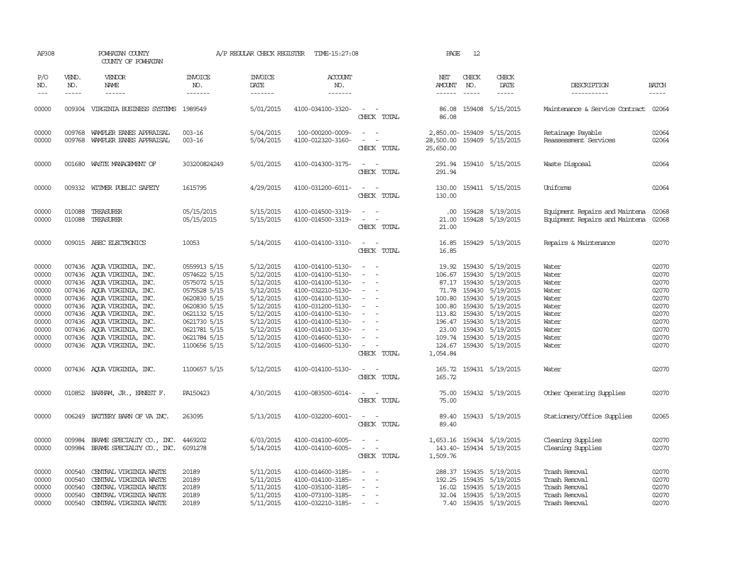AP308 POWHATAN COUNTY A/P REGULAR CHECK REGISTER TIME-15:27:08

COUNTY OF POWHATAN

| P/O NO. | VEND. NO. | VENDOR NAME | INVOICE NO. | INVOICE DATE | ACCOUNT NO. | | NET AMOUNT | CHECK NO. | CHECK DATE | DESCRIPTION | BATCH |
|---|---|---|---|---|---|---|---|---|---|---|---|
| --- | ----- | ------ | ------- | ------- | ------- | | ------ | ----- | ----- | ----------- | ----- |
| 00000 | 009304 | VIRGINIA BUSINESS SYSTEMS | 1989549 | 5/01/2015 | 4100-034100-3320- | - - | 86.08 | 159408 | 5/15/2015 | Maintenance & Service Contract | 02064 |
| | | | | | | CHECK TOTAL | 86.08 | | | | |
| 00000 | 009768 | WAMPLER EANES APPRAISAL | 003-16 | 5/04/2015 | 100-000200-0009- | - - | 2,850.00- | 159409 | 5/15/2015 | Retainage Payable | 02064 |
| 00000 | 009768 | WAMPLER EANES APPRAISAL | 003-16 | 5/04/2015 | 4100-012320-3160- | - - | 28,500.00 | 159409 | 5/15/2015 | Reassessment Services | 02064 |
| | | | | | | CHECK TOTAL | 25,650.00 | | | | |
| 00000 | 001680 | WASTE MANAGEMENT OF | 303200824249 | 5/01/2015 | 4100-014300-3175- | - - | 291.94 | 159410 | 5/15/2015 | Waste Disposal | 02064 |
| | | | | | | CHECK TOTAL | 291.94 | | | | |
| 00000 | 009332 | WITMER PUBLIC SAFETY | 1615795 | 4/29/2015 | 4100-031200-6011- | - - | 130.00 | 159411 | 5/15/2015 | Uniforms | 02064 |
| | | | | | | CHECK TOTAL | 130.00 | | | | |
| 00000 | 010088 | TREASURER | 05/15/2015 | 5/15/2015 | 4100-014500-3319- | - - | .00 | 159428 | 5/19/2015 | Equipment Repairs and Maintena | 02068 |
| 00000 | 010088 | TREASURER | 05/15/2015 | 5/15/2015 | 4100-014500-3319- | - - | 21.00 | 159428 | 5/19/2015 | Equipment Repairs and Maintena | 02068 |
| | | | | | | CHECK TOTAL | 21.00 | | | | |
| 00000 | 009015 | ABEC ELECTRONICS | 10053 | 5/14/2015 | 4100-014100-3310- | - - | 16.85 | 159429 | 5/19/2015 | Repairs & Maintenance | 02070 |
| | | | | | | CHECK TOTAL | 16.85 | | | | |
| 00000 | 007436 | AQUA VIRGINIA, INC. | 0559913 5/15 | 5/12/2015 | 4100-014100-5130- | - - | 19.92 | 159430 | 5/19/2015 | Water | 02070 |
| 00000 | 007436 | AQUA VIRGINIA, INC. | 0574622 5/15 | 5/12/2015 | 4100-014100-5130- | - - | 106.67 | 159430 | 5/19/2015 | Water | 02070 |
| 00000 | 007436 | AQUA VIRGINIA, INC. | 0575072 5/15 | 5/12/2015 | 4100-014100-5130- | - - | 87.17 | 159430 | 5/19/2015 | Water | 02070 |
| 00000 | 007436 | AQUA VIRGINIA, INC. | 0575528 5/15 | 5/12/2015 | 4100-032210-5130- | - - | 71.78 | 159430 | 5/19/2015 | Water | 02070 |
| 00000 | 007436 | AQUA VIRGINIA, INC. | 0620830 5/15 | 5/12/2015 | 4100-014100-5130- | - - | 100.80 | 159430 | 5/19/2015 | Water | 02070 |
| 00000 | 007436 | AQUA VIRGINIA, INC. | 0620830 5/15 | 5/12/2015 | 4100-031200-5130- | - - | 100.80 | 159430 | 5/19/2015 | Water | 02070 |
| 00000 | 007436 | AQUA VIRGINIA, INC. | 0621132 5/15 | 5/12/2015 | 4100-014100-5130- | - - | 113.82 | 159430 | 5/19/2015 | Water | 02070 |
| 00000 | 007436 | AQUA VIRGINIA, INC. | 0621730 5/15 | 5/12/2015 | 4100-014100-5130- | - - | 196.47 | 159430 | 5/19/2015 | Water | 02070 |
| 00000 | 007436 | AQUA VIRGINIA, INC. | 0621781 5/15 | 5/12/2015 | 4100-014100-5130- | - - | 23.00 | 159430 | 5/19/2015 | Water | 02070 |
| 00000 | 007436 | AQUA VIRGINIA, INC. | 0621784 5/15 | 5/12/2015 | 4100-014600-5130- | - - | 109.74 | 159430 | 5/19/2015 | Water | 02070 |
| 00000 | 007436 | AQUA VIRGINIA, INC. | 1100656 5/15 | 5/12/2015 | 4100-014600-5130- | - - | 124.67 | 159430 | 5/19/2015 | Water | 02070 |
| | | | | | | CHECK TOTAL | 1,054.84 | | | | |
| 00000 | 007436 | AQUA VIRGINIA, INC. | 1100657 5/15 | 5/12/2015 | 4100-014100-5130- | - - | 165.72 | 159431 | 5/19/2015 | Water | 02070 |
| | | | | | | CHECK TOTAL | 165.72 | | | | |
| 00000 | 010852 | BARHAM, JR., ERNEST F. | PA150423 | 4/30/2015 | 4100-083500-6014- | - - | 75.00 | 159432 | 5/19/2015 | Other Operating Supplies | 02070 |
| | | | | | | CHECK TOTAL | 75.00 | | | | |
| 00000 | 006249 | BATTERY BARN OF VA INC. | 263095 | 5/13/2015 | 4100-032200-6001- | - - | 89.40 | 159433 | 5/19/2015 | Stationery/Office Supplies | 02065 |
| | | | | | | CHECK TOTAL | 89.40 | | | | |
| 00000 | 009984 | BRAME SPECIALTY CO., INC. | 4469202 | 6/03/2015 | 4100-014100-6005- | - - | 1,653.16 | 159434 | 5/19/2015 | Cleaning Supplies | 02070 |
| 00000 | 009984 | BRAME SPECIALTY CO., INC. | 6091278 | 5/14/2015 | 4100-014100-6005- | - - | 143.40- | 159434 | 5/19/2015 | Cleaning Supplies | 02070 |
| | | | | | | CHECK TOTAL | 1,509.76 | | | | |
| 00000 | 000540 | CENTRAL VIRGINIA WASTE | 20189 | 5/11/2015 | 4100-014600-3185- | - - | 288.37 | 159435 | 5/19/2015 | Trash Removal | 02070 |
| 00000 | 000540 | CENTRAL VIRGINIA WASTE | 20189 | 5/11/2015 | 4100-014100-3185- | - - | 192.25 | 159435 | 5/19/2015 | Trash Removal | 02070 |
| 00000 | 000540 | CENTRAL VIRGINIA WASTE | 20189 | 5/11/2015 | 4100-035100-3185- | - - | 16.02 | 159435 | 5/19/2015 | Trash Removal | 02070 |
| 00000 | 000540 | CENTRAL VIRGINIA WASTE | 20189 | 5/11/2015 | 4100-073100-3185- | - - | 32.04 | 159435 | 5/19/2015 | Trash Removal | 02070 |
| 00000 | 000540 | CENTRAL VIRGINIA WASTE | 20189 | 5/11/2015 | 4100-032210-3185- | - - | 7.40 | 159435 | 5/19/2015 | Trash Removal | 02070 |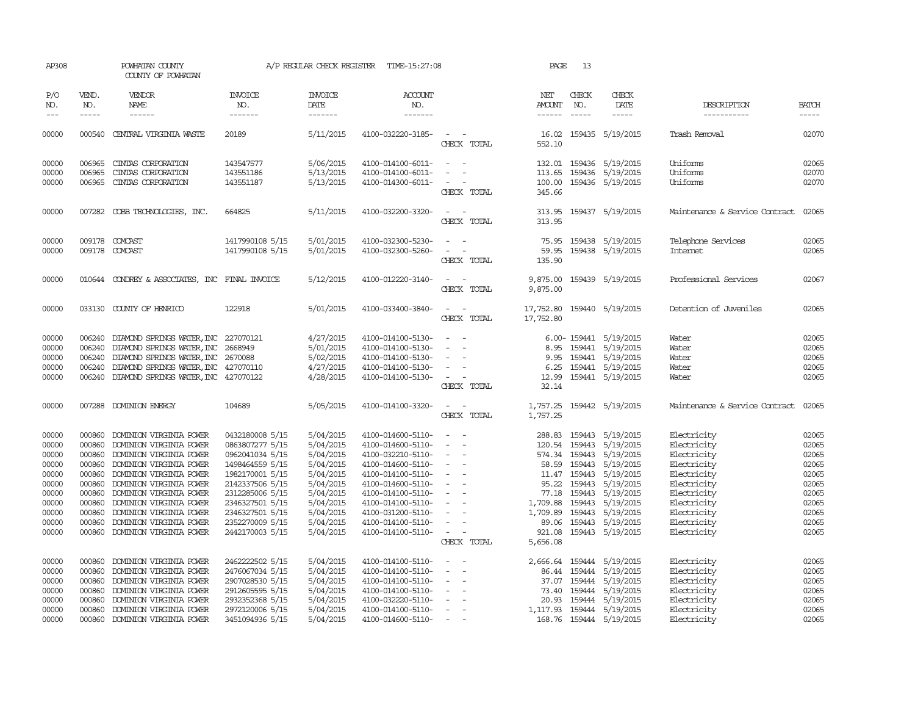AP308 POWHATAN COUNTY A/P REGULAR CHECK REGISTER TIME-15:27:08 PAGE 13
COUNTY OF POWHATAN

| P/O NO. | VEND. NO. | VENDOR NAME | INVOICE NO. | INVOICE DATE | ACCOUNT NO. | | NET AMOUNT | CHECK NO. | CHECK DATE | DESCRIPTION | BATCH |
|---|---|---|---|---|---|---|---|---|---|---|---|
| 00000 | 000540 | CENTRAL VIRGINIA WASTE | 20189 | 5/11/2015 | 4100-032220-3185- | - - | 16.02 | 159435 | 5/19/2015 | Trash Removal | 02070 |
| | | | | | | CHECK TOTAL | 552.10 | | | | |
| 00000 | 006965 | CINTAS CORPORATION | 143547577 | 5/06/2015 | 4100-014100-6011- | - - | 132.01 | 159436 | 5/19/2015 | Uniforms | 02065 |
| 00000 | 006965 | CINTAS CORPORATION | 143551186 | 5/13/2015 | 4100-014100-6011- | - - | 113.65 | 159436 | 5/19/2015 | Uniforms | 02070 |
| 00000 | 006965 | CINTAS CORPORATION | 143551187 | 5/13/2015 | 4100-014300-6011- | - - | 100.00 | 159436 | 5/19/2015 | Uniforms | 02070 |
| | | | | | | CHECK TOTAL | 345.66 | | | | |
| 00000 | 007282 | COBB TECHNOLOGIES, INC. | 664825 | 5/11/2015 | 4100-032200-3320- | - - | 313.95 | 159437 | 5/19/2015 | Maintenance & Service Contract | 02065 |
| | | | | | | CHECK TOTAL | 313.95 | | | | |
| 00000 | 009178 | COMCAST | 1417990108 5/15 | 5/01/2015 | 4100-032300-5230- | - - | 75.95 | 159438 | 5/19/2015 | Telephone Services | 02065 |
| 00000 | 009178 | COMCAST | 1417990108 5/15 | 5/01/2015 | 4100-032300-5260- | - - | 59.95 | 159438 | 5/19/2015 | Internet | 02065 |
| | | | | | | CHECK TOTAL | 135.90 | | | | |
| 00000 | 010644 | CONDREY & ASSOCIATES, INC | FINAL INVOICE | 5/12/2015 | 4100-012220-3140- | - - | 9,875.00 | 159439 | 5/19/2015 | Professional Services | 02067 |
| | | | | | | CHECK TOTAL | 9,875.00 | | | | |
| 00000 | 033130 | COUNTY OF HENRICO | 122918 | 5/01/2015 | 4100-033400-3840- | - - | 17,752.80 | 159440 | 5/19/2015 | Detention of Juveniles | 02065 |
| | | | | | | CHECK TOTAL | 17,752.80 | | | | |
| 00000 | 006240 | DIAMOND SPRINGS WATER,INC | 227070121 | 4/27/2015 | 4100-014100-5130- | - - | 6.00- | 159441 | 5/19/2015 | Water | 02065 |
| 00000 | 006240 | DIAMOND SPRINGS WATER,INC | 2668949 | 5/01/2015 | 4100-014100-5130- | - - | 8.95 | 159441 | 5/19/2015 | Water | 02065 |
| 00000 | 006240 | DIAMOND SPRINGS WATER,INC | 2670088 | 5/02/2015 | 4100-014100-5130- | - - | 9.95 | 159441 | 5/19/2015 | Water | 02065 |
| 00000 | 006240 | DIAMOND SPRINGS WATER,INC | 427070110 | 4/27/2015 | 4100-014100-5130- | - - | 6.25 | 159441 | 5/19/2015 | Water | 02065 |
| 00000 | 006240 | DIAMOND SPRINGS WATER,INC | 427070122 | 4/28/2015 | 4100-014100-5130- | - - | 12.99 | 159441 | 5/19/2015 | Water | 02065 |
| | | | | | | CHECK TOTAL | 32.14 | | | | |
| 00000 | 007288 | DOMINION ENERGY | 104689 | 5/05/2015 | 4100-014100-3320- | - - | 1,757.25 | 159442 | 5/19/2015 | Maintenance & Service Contract | 02065 |
| | | | | | | CHECK TOTAL | 1,757.25 | | | | |
| 00000 | 000860 | DOMINION VIRGINIA POWER | 0432180008 5/15 | 5/04/2015 | 4100-014600-5110- | - - | 288.83 | 159443 | 5/19/2015 | Electricity | 02065 |
| 00000 | 000860 | DOMINION VIRGINIA POWER | 0863807277 5/15 | 5/04/2015 | 4100-014600-5110- | - - | 120.54 | 159443 | 5/19/2015 | Electricity | 02065 |
| 00000 | 000860 | DOMINION VIRGINIA POWER | 0962041034 5/15 | 5/04/2015 | 4100-032210-5110- | - - | 574.34 | 159443 | 5/19/2015 | Electricity | 02065 |
| 00000 | 000860 | DOMINION VIRGINIA POWER | 1498464559 5/15 | 5/04/2015 | 4100-014600-5110- | - - | 58.59 | 159443 | 5/19/2015 | Electricity | 02065 |
| 00000 | 000860 | DOMINION VIRGINIA POWER | 1982170001 5/15 | 5/04/2015 | 4100-014100-5110- | - - | 11.47 | 159443 | 5/19/2015 | Electricity | 02065 |
| 00000 | 000860 | DOMINION VIRGINIA POWER | 2142337506 5/15 | 5/04/2015 | 4100-014600-5110- | - - | 95.22 | 159443 | 5/19/2015 | Electricity | 02065 |
| 00000 | 000860 | DOMINION VIRGINIA POWER | 2312285006 5/15 | 5/04/2015 | 4100-014100-5110- | - - | 77.18 | 159443 | 5/19/2015 | Electricity | 02065 |
| 00000 | 000860 | DOMINION VIRGINIA POWER | 2346327501 5/15 | 5/04/2015 | 4100-014100-5110- | - - | 1,709.88 | 159443 | 5/19/2015 | Electricity | 02065 |
| 00000 | 000860 | DOMINION VIRGINIA POWER | 2346327501 5/15 | 5/04/2015 | 4100-031200-5110- | - - | 1,709.89 | 159443 | 5/19/2015 | Electricity | 02065 |
| 00000 | 000860 | DOMINION VIRGINIA POWER | 2352270009 5/15 | 5/04/2015 | 4100-014100-5110- | - - | 89.06 | 159443 | 5/19/2015 | Electricity | 02065 |
| 00000 | 000860 | DOMINION VIRGINIA POWER | 2442170003 5/15 | 5/04/2015 | 4100-014100-5110- | - - | 921.08 | 159443 | 5/19/2015 | Electricity | 02065 |
| | | | | | | CHECK TOTAL | 5,656.08 | | | | |
| 00000 | 000860 | DOMINION VIRGINIA POWER | 2462222502 5/15 | 5/04/2015 | 4100-014100-5110- | - - | 2,666.64 | 159444 | 5/19/2015 | Electricity | 02065 |
| 00000 | 000860 | DOMINION VIRGINIA POWER | 2476067034 5/15 | 5/04/2015 | 4100-014100-5110- | - - | 86.44 | 159444 | 5/19/2015 | Electricity | 02065 |
| 00000 | 000860 | DOMINION VIRGINIA POWER | 2907028530 5/15 | 5/04/2015 | 4100-014100-5110- | - - | 37.07 | 159444 | 5/19/2015 | Electricity | 02065 |
| 00000 | 000860 | DOMINION VIRGINIA POWER | 2912605595 5/15 | 5/04/2015 | 4100-014100-5110- | - - | 73.40 | 159444 | 5/19/2015 | Electricity | 02065 |
| 00000 | 000860 | DOMINION VIRGINIA POWER | 2932352368 5/15 | 5/04/2015 | 4100-032220-5110- | - - | 20.93 | 159444 | 5/19/2015 | Electricity | 02065 |
| 00000 | 000860 | DOMINION VIRGINIA POWER | 2972120006 5/15 | 5/04/2015 | 4100-014100-5110- | - - | 1,117.93 | 159444 | 5/19/2015 | Electricity | 02065 |
| 00000 | 000860 | DOMINION VIRGINIA POWER | 3451094936 5/15 | 5/04/2015 | 4100-014600-5110- | - - | 168.76 | 159444 | 5/19/2015 | Electricity | 02065 |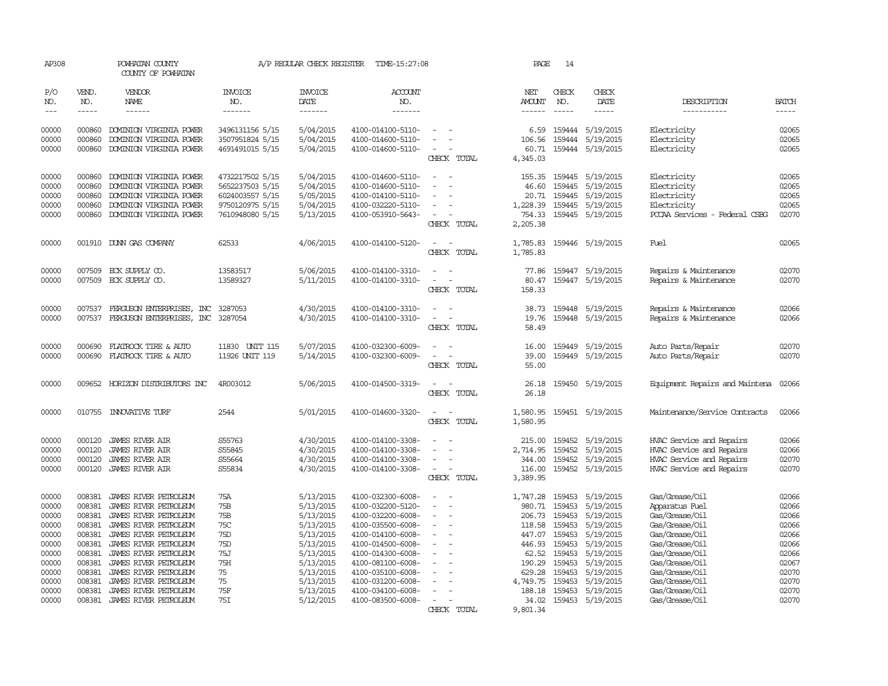AP308 POWHATAN COUNTY A/P REGULAR CHECK REGISTER TIME-15:27:08 PAGE 14

COUNTY OF POWHATAN

| P/O NO. | VEND. NO. | VENDOR NAME | INVOICE NO. | INVOICE DATE | ACCOUNT NO. | | NET AMOUNT | CHECK NO. | CHECK DATE | DESCRIPTION | BATCH |
|---|---|---|---|---|---|---|---|---|---|---|---|
| 00000 | 000860 | DOMINION VIRGINIA POWER | 3496131156 5/15 | 5/04/2015 | 4100-014100-5110- | - - | 6.59 | 159444 | 5/19/2015 | Electricity | 02065 |
| 00000 | 000860 | DOMINION VIRGINIA POWER | 3507951824 5/15 | 5/04/2015 | 4100-014600-5110- | - - | 106.56 | 159444 | 5/19/2015 | Electricity | 02065 |
| 00000 | 000860 | DOMINION VIRGINIA POWER | 4691491015 5/15 | 5/04/2015 | 4100-014600-5110- | - - | 60.71 | 159444 | 5/19/2015 | Electricity | 02065 |
| | | | | | | CHECK TOTAL | 4,345.03 | | | | |
| 00000 | 000860 | DOMINION VIRGINIA POWER | 4732217502 5/15 | 5/04/2015 | 4100-014600-5110- | - - | 155.35 | 159445 | 5/19/2015 | Electricity | 02065 |
| 00000 | 000860 | DOMINION VIRGINIA POWER | 5652237503 5/15 | 5/04/2015 | 4100-014600-5110- | - - | 46.60 | 159445 | 5/19/2015 | Electricity | 02065 |
| 00000 | 000860 | DOMINION VIRGINIA POWER | 6024003557 5/15 | 5/05/2015 | 4100-014100-5110- | - - | 20.71 | 159445 | 5/19/2015 | Electricity | 02065 |
| 00000 | 000860 | DOMINION VIRGINIA POWER | 9750120975 5/15 | 5/04/2015 | 4100-032220-5110- | - - | 1,228.39 | 159445 | 5/19/2015 | Electricity | 02065 |
| 00000 | 000860 | DOMINION VIRGINIA POWER | 7610948080 5/15 | 5/13/2015 | 4100-053910-5643- | - - | 754.33 | 159445 | 5/19/2015 | PCCAA Services - Federal CSBG | 02070 |
| | | | | | | CHECK TOTAL | 2,205.38 | | | | |
| 00000 | 001910 | DUNN GAS COMPANY | 62533 | 4/06/2015 | 4100-014100-5120- | - - | 1,785.83 | 159446 | 5/19/2015 | Fuel | 02065 |
| | | | | | | CHECK TOTAL | 1,785.83 | | | | |
| 00000 | 007509 | ECK SUPPLY CO. | 13583517 | 5/06/2015 | 4100-014100-3310- | - - | 77.86 | 159447 | 5/19/2015 | Repairs & Maintenance | 02070 |
| 00000 | 007509 | ECK SUPPLY CO. | 13589327 | 5/11/2015 | 4100-014100-3310- | - - | 80.47 | 159447 | 5/19/2015 | Repairs & Maintenance | 02070 |
| | | | | | | CHECK TOTAL | 158.33 | | | | |
| 00000 | 007537 | FERGUSON ENTERPRISES, INC | 3287053 | 4/30/2015 | 4100-014100-3310- | - - | 38.73 | 159448 | 5/19/2015 | Repairs & Maintenance | 02066 |
| 00000 | 007537 | FERGUSON ENTERPRISES, INC | 3287054 | 4/30/2015 | 4100-014100-3310- | - - | 19.76 | 159448 | 5/19/2015 | Repairs & Maintenance | 02066 |
| | | | | | | CHECK TOTAL | 58.49 | | | | |
| 00000 | 000690 | FLATROCK TIRE & AUTO | 11830 UNIT 115 | 5/07/2015 | 4100-032300-6009- | - - | 16.00 | 159449 | 5/19/2015 | Auto Parts/Repair | 02070 |
| 00000 | 000690 | FLATROCK TIRE & AUTO | 11926 UNIT 119 | 5/14/2015 | 4100-032300-6009- | - - | 39.00 | 159449 | 5/19/2015 | Auto Parts/Repair | 02070 |
| | | | | | | CHECK TOTAL | 55.00 | | | | |
| 00000 | 009652 | HORIZON DISTRIBUTORS INC | 4R003012 | 5/06/2015 | 4100-014500-3319- | - - | 26.18 | 159450 | 5/19/2015 | Equipment Repairs and Maintena | 02066 |
| | | | | | | CHECK TOTAL | 26.18 | | | | |
| 00000 | 010755 | INNOVATIVE TURF | 2544 | 5/01/2015 | 4100-014600-3320- | - - | 1,580.95 | 159451 | 5/19/2015 | Maintenance/Service Contracts | 02066 |
| | | | | | | CHECK TOTAL | 1,580.95 | | | | |
| 00000 | 000120 | JAMES RIVER AIR | S55763 | 4/30/2015 | 4100-014100-3308- | - - | 215.00 | 159452 | 5/19/2015 | HVAC Service and Repairs | 02066 |
| 00000 | 000120 | JAMES RIVER AIR | S55845 | 4/30/2015 | 4100-014100-3308- | - - | 2,714.95 | 159452 | 5/19/2015 | HVAC Service and Repairs | 02066 |
| 00000 | 000120 | JAMES RIVER AIR | S55664 | 4/30/2015 | 4100-014100-3308- | - - | 344.00 | 159452 | 5/19/2015 | HVAC Service and Repairs | 02070 |
| 00000 | 000120 | JAMES RIVER AIR | S55834 | 4/30/2015 | 4100-014100-3308- | - - | 116.00 | 159452 | 5/19/2015 | HVAC Service and Repairs | 02070 |
| | | | | | | CHECK TOTAL | 3,389.95 | | | | |
| 00000 | 008381 | JAMES RIVER PETROLEUM | 75A | 5/13/2015 | 4100-032300-6008- | - - | 1,747.28 | 159453 | 5/19/2015 | Gas/Grease/Oil | 02066 |
| 00000 | 008381 | JAMES RIVER PETROLEUM | 75B | 5/13/2015 | 4100-032200-5120- | - - | 980.71 | 159453 | 5/19/2015 | Apparatus Fuel | 02066 |
| 00000 | 008381 | JAMES RIVER PETROLEUM | 75B | 5/13/2015 | 4100-032200-6008- | - - | 206.73 | 159453 | 5/19/2015 | Gas/Grease/Oil | 02066 |
| 00000 | 008381 | JAMES RIVER PETROLEUM | 75C | 5/13/2015 | 4100-035500-6008- | - - | 118.58 | 159453 | 5/19/2015 | Gas/Grease/Oil | 02066 |
| 00000 | 008381 | JAMES RIVER PETROLEUM | 75D | 5/13/2015 | 4100-014100-6008- | - - | 447.07 | 159453 | 5/19/2015 | Gas/Grease/Oil | 02066 |
| 00000 | 008381 | JAMES RIVER PETROLEUM | 75D | 5/13/2015 | 4100-014500-6008- | - - | 446.93 | 159453 | 5/19/2015 | Gas/Grease/Oil | 02066 |
| 00000 | 008381 | JAMES RIVER PETROLEUM | 75J | 5/13/2015 | 4100-014300-6008- | - - | 62.52 | 159453 | 5/19/2015 | Gas/Grease/Oil | 02066 |
| 00000 | 008381 | JAMES RIVER PETROLEUM | 75H | 5/13/2015 | 4100-081100-6008- | - - | 190.29 | 159453 | 5/19/2015 | Gas/Grease/Oil | 02067 |
| 00000 | 008381 | JAMES RIVER PETROLEUM | 75 | 5/13/2015 | 4100-035100-6008- | - - | 629.28 | 159453 | 5/19/2015 | Gas/Grease/Oil | 02070 |
| 00000 | 008381 | JAMES RIVER PETROLEUM | 75 | 5/13/2015 | 4100-031200-6008- | - - | 4,749.75 | 159453 | 5/19/2015 | Gas/Grease/Oil | 02070 |
| 00000 | 008381 | JAMES RIVER PETROLEUM | 75F | 5/13/2015 | 4100-034100-6008- | - - | 188.18 | 159453 | 5/19/2015 | Gas/Grease/Oil | 02070 |
| 00000 | 008381 | JAMES RIVER PETROLEUM | 75I | 5/12/2015 | 4100-083500-6008- | - - | 34.02 | 159453 | 5/19/2015 | Gas/Grease/Oil | 02070 |
| | | | | | | CHECK TOTAL | 9,801.34 | | | | |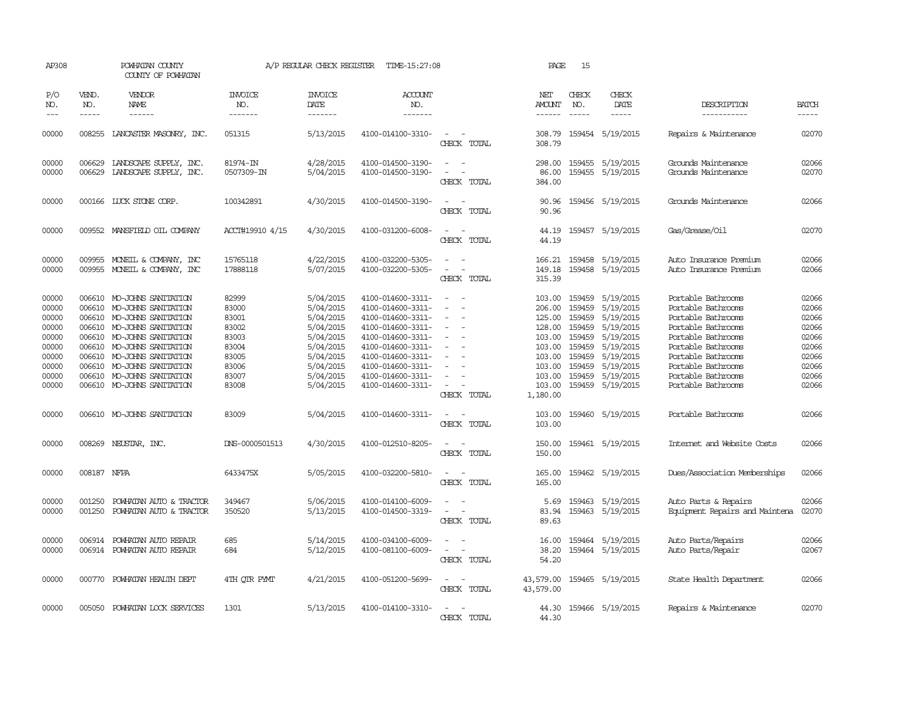AP308 POWHATAN COUNTY A/P REGULAR CHECK REGISTER TIME-15:27:08 PAGE 15

COUNTY OF POWHATAN

| P/O NO. | VEND. NO. | VENDOR NAME | INVOICE NO. | INVOICE DATE | ACCOUNT NO. | | NET AMOUNT | CHECK NO. | CHECK DATE | DESCRIPTION | BATCH |
|---|---|---|---|---|---|---|---|---|---|---|---|
| 00000 | 008255 | LANCASTER MASONRY, INC. | 051315 | 5/13/2015 | 4100-014100-3310- | - - | 308.79 | 159454 | 5/19/2015 | Repairs & Maintenance | 02070 |
| | | | | | | CHECK TOTAL | 308.79 | | | | |
| 00000 | 006629 | LANDSCAPE SUPPLY, INC. | 81974-IN | 4/28/2015 | 4100-014500-3190- | - - | 298.00 | 159455 | 5/19/2015 | Grounds Maintenance | 02066 |
| 00000 | 006629 | LANDSCAPE SUPPLY, INC. | 0507309-IN | 5/04/2015 | 4100-014500-3190- | - - | 86.00 | 159455 | 5/19/2015 | Grounds Maintenance | 02070 |
| | | | | | | CHECK TOTAL | 384.00 | | | | |
| 00000 | 000166 | LUCK STONE CORP. | 100342891 | 4/30/2015 | 4100-014500-3190- | - - | 90.96 | 159456 | 5/19/2015 | Grounds Maintenance | 02066 |
| | | | | | | CHECK TOTAL | 90.96 | | | | |
| 00000 | 009552 | MANSFIELD OIL COMPANY | ACCT#19910 4/15 | 4/30/2015 | 4100-031200-6008- | - - | 44.19 | 159457 | 5/19/2015 | Gas/Grease/Oil | 02070 |
| | | | | | | CHECK TOTAL | 44.19 | | | | |
| 00000 | 009955 | MCNEIL & COMPANY, INC | 15765118 | 4/22/2015 | 4100-032200-5305- | - - | 166.21 | 159458 | 5/19/2015 | Auto Insurance Premium | 02066 |
| 00000 | 009955 | MCNEIL & COMPANY, INC | 17888118 | 5/07/2015 | 4100-032200-5305- | - - | 149.18 | 159458 | 5/19/2015 | Auto Insurance Premium | 02066 |
| | | | | | | CHECK TOTAL | 315.39 | | | | |
| 00000 | 006610 | MO-JOHNS SANITATION | 82999 | 5/04/2015 | 4100-014600-3311- | - - | 103.00 | 159459 | 5/19/2015 | Portable Bathrooms | 02066 |
| 00000 | 006610 | MO-JOHNS SANITATION | 83000 | 5/04/2015 | 4100-014600-3311- | - - | 206.00 | 159459 | 5/19/2015 | Portable Bathrooms | 02066 |
| 00000 | 006610 | MO-JOHNS SANITATION | 83001 | 5/04/2015 | 4100-014600-3311- | - - | 125.00 | 159459 | 5/19/2015 | Portable Bathrooms | 02066 |
| 00000 | 006610 | MO-JOHNS SANITATION | 83002 | 5/04/2015 | 4100-014600-3311- | - - | 128.00 | 159459 | 5/19/2015 | Portable Bathrooms | 02066 |
| 00000 | 006610 | MO-JOHNS SANITATION | 83003 | 5/04/2015 | 4100-014600-3311- | - - | 103.00 | 159459 | 5/19/2015 | Portable Bathrooms | 02066 |
| 00000 | 006610 | MO-JOHNS SANITATION | 83004 | 5/04/2015 | 4100-014600-3311- | - - | 103.00 | 159459 | 5/19/2015 | Portable Bathrooms | 02066 |
| 00000 | 006610 | MO-JOHNS SANITATION | 83005 | 5/04/2015 | 4100-014600-3311- | - - | 103.00 | 159459 | 5/19/2015 | Portable Bathrooms | 02066 |
| 00000 | 006610 | MO-JOHNS SANITATION | 83006 | 5/04/2015 | 4100-014600-3311- | - - | 103.00 | 159459 | 5/19/2015 | Portable Bathrooms | 02066 |
| 00000 | 006610 | MO-JOHNS SANITATION | 83007 | 5/04/2015 | 4100-014600-3311- | - - | 103.00 | 159459 | 5/19/2015 | Portable Bathrooms | 02066 |
| 00000 | 006610 | MO-JOHNS SANITATION | 83008 | 5/04/2015 | 4100-014600-3311- | - - | 103.00 | 159459 | 5/19/2015 | Portable Bathrooms | 02066 |
| | | | | | | CHECK TOTAL | 1,180.00 | | | | |
| 00000 | 006610 | MO-JOHNS SANITATION | 83009 | 5/04/2015 | 4100-014600-3311- | - - | 103.00 | 159460 | 5/19/2015 | Portable Bathrooms | 02066 |
| | | | | | | CHECK TOTAL | 103.00 | | | | |
| 00000 | 008269 | NEUSTAR, INC. | DNS-0000501513 | 4/30/2015 | 4100-012510-8205- | - - | 150.00 | 159461 | 5/19/2015 | Internet and Website Costs | 02066 |
| | | | | | | CHECK TOTAL | 150.00 | | | | |
| 00000 | 008187 | NFPA | 6433475X | 5/05/2015 | 4100-032200-5810- | - - | 165.00 | 159462 | 5/19/2015 | Dues/Association Memberships | 02066 |
| | | | | | | CHECK TOTAL | 165.00 | | | | |
| 00000 | 001250 | POWHATAN AUTO & TRACTOR | 349467 | 5/06/2015 | 4100-014100-6009- | - - | 5.69 | 159463 | 5/19/2015 | Auto Parts & Repairs | 02066 |
| 00000 | 001250 | POWHATAN AUTO & TRACTOR | 350520 | 5/13/2015 | 4100-014500-3319- | - - | 83.94 | 159463 | 5/19/2015 | Equipment Repairs and Maintena | 02070 |
| | | | | | | CHECK TOTAL | 89.63 | | | | |
| 00000 | 006914 | POWHATAN AUTO REPAIR | 685 | 5/14/2015 | 4100-034100-6009- | - - | 16.00 | 159464 | 5/19/2015 | Auto Parts/Repairs | 02066 |
| 00000 | 006914 | POWHATAN AUTO REPAIR | 684 | 5/12/2015 | 4100-081100-6009- | - - | 38.20 | 159464 | 5/19/2015 | Auto Parts/Repair | 02067 |
| | | | | | | CHECK TOTAL | 54.20 | | | | |
| 00000 | 000770 | POWHATAN HEALTH DEPT | 4TH QTR PYMT | 4/21/2015 | 4100-051200-5699- | - - | 43,579.00 | 159465 | 5/19/2015 | State Health Department | 02066 |
| | | | | | | CHECK TOTAL | 43,579.00 | | | | |
| 00000 | 005050 | POWHATAN LOCK SERVICES | 1301 | 5/13/2015 | 4100-014100-3310- | - - | 44.30 | 159466 | 5/19/2015 | Repairs & Maintenance | 02070 |
| | | | | | | CHECK TOTAL | 44.30 | | | | |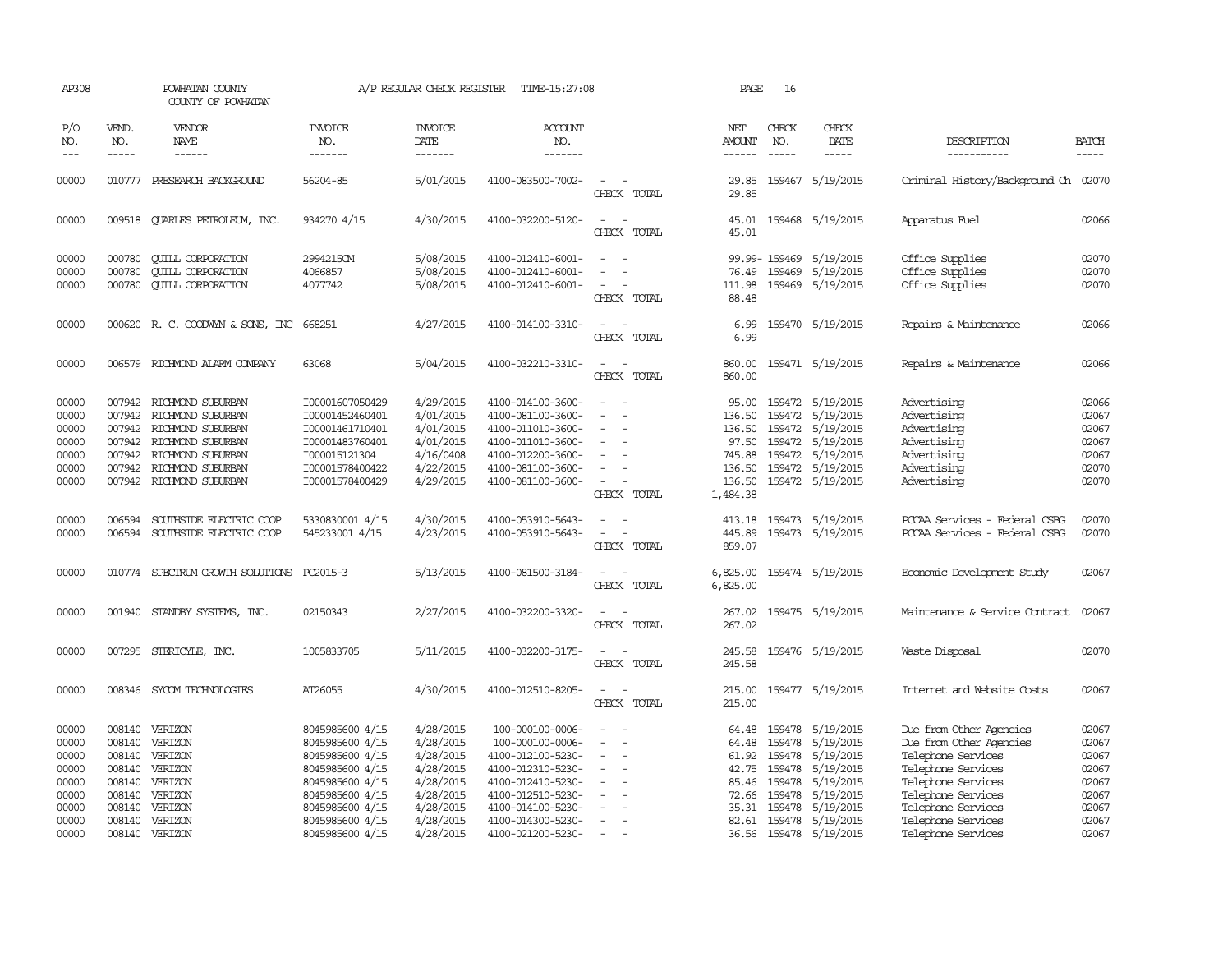AP308 POWHATAN COUNTY A/P REGULAR CHECK REGISTER TIME-15:27:08 PAGE 16
COUNTY OF POWHATAN

| P/O NO. | VEND. NO. | VENDOR NAME | INVOICE NO. | INVOICE DATE | ACCOUNT NO. | | NET AMOUNT | CHECK NO. | CHECK DATE | DESCRIPTION | BATCH |
|---|---|---|---|---|---|---|---|---|---|---|---|
| 00000 | 010777 | PRESEARCH BACKGROUND | 56204-85 | 5/01/2015 | 4100-083500-7002- | - - | 29.85 | 159467 | 5/19/2015 | Criminal History/Background Ch | 02070 |
| | | | | | | CHECK TOTAL | 29.85 | | | | |
| 00000 | 009518 | QUARLES PETROLEUM, INC. | 934270 4/15 | 4/30/2015 | 4100-032200-5120- | - - | 45.01 | 159468 | 5/19/2015 | Apparatus Fuel | 02066 |
| | | | | | | CHECK TOTAL | 45.01 | | | | |
| 00000 | 000780 | QUILL CORPORATION | 2994215CM | 5/08/2015 | 4100-012410-6001- | - - | 99.99- | 159469 | 5/19/2015 | Office Supplies | 02070 |
| 00000 | 000780 | QUILL CORPORATION | 4066857 | 5/08/2015 | 4100-012410-6001- | - - | 76.49 | 159469 | 5/19/2015 | Office Supplies | 02070 |
| 00000 | 000780 | QUILL CORPORATION | 4077742 | 5/08/2015 | 4100-012410-6001- | - - | 111.98 | 159469 | 5/19/2015 | Office Supplies | 02070 |
| | | | | | | CHECK TOTAL | 88.48 | | | | |
| 00000 | 000620 | R. C. GOODWYN & SONS, INC | 668251 | 4/27/2015 | 4100-014100-3310- | - - | 6.99 | 159470 | 5/19/2015 | Repairs & Maintenance | 02066 |
| | | | | | | CHECK TOTAL | 6.99 | | | | |
| 00000 | 006579 | RICHMOND ALARM COMPANY | 63068 | 5/04/2015 | 4100-032210-3310- | - - | 860.00 | 159471 | 5/19/2015 | Repairs & Maintenance | 02066 |
| | | | | | | CHECK TOTAL | 860.00 | | | | |
| 00000 | 007942 | RICHMOND SUBURBAN | I00001607050429 | 4/29/2015 | 4100-014100-3600- | - - | 95.00 | 159472 | 5/19/2015 | Advertising | 02066 |
| 00000 | 007942 | RICHMOND SUBURBAN | I00001452460401 | 4/01/2015 | 4100-081100-3600- | - - | 136.50 | 159472 | 5/19/2015 | Advertising | 02067 |
| 00000 | 007942 | RICHMOND SUBURBAN | I00001461710401 | 4/01/2015 | 4100-011010-3600- | - - | 136.50 | 159472 | 5/19/2015 | Advertising | 02067 |
| 00000 | 007942 | RICHMOND SUBURBAN | I00001483760401 | 4/01/2015 | 4100-011010-3600- | - - | 97.50 | 159472 | 5/19/2015 | Advertising | 02067 |
| 00000 | 007942 | RICHMOND SUBURBAN | I000015121304 | 4/16/0408 | 4100-012200-3600- | - - | 745.88 | 159472 | 5/19/2015 | Advertising | 02067 |
| 00000 | 007942 | RICHMOND SUBURBAN | I00001578400422 | 4/22/2015 | 4100-081100-3600- | - - | 136.50 | 159472 | 5/19/2015 | Advertising | 02070 |
| 00000 | 007942 | RICHMOND SUBURBAN | I00001578400429 | 4/29/2015 | 4100-081100-3600- | - - | 136.50 | 159472 | 5/19/2015 | Advertising | 02070 |
| | | | | | | CHECK TOTAL | 1,484.38 | | | | |
| 00000 | 006594 | SOUTHSIDE ELECTRIC COOP | 5330830001 4/15 | 4/30/2015 | 4100-053910-5643- | - - | 413.18 | 159473 | 5/19/2015 | PCCAA Services - Federal CSBG | 02070 |
| 00000 | 006594 | SOUTHSIDE ELECTRIC COOP | 545233001 4/15 | 4/23/2015 | 4100-053910-5643- | - - | 445.89 | 159473 | 5/19/2015 | PCCAA Services - Federal CSBG | 02070 |
| | | | | | | CHECK TOTAL | 859.07 | | | | |
| 00000 | 010774 | SPECTRUM GROWTH SOLUTIONS | PC2015-3 | 5/13/2015 | 4100-081500-3184- | - - | 6,825.00 | 159474 | 5/19/2015 | Economic Development Study | 02067 |
| | | | | | | CHECK TOTAL | 6,825.00 | | | | |
| 00000 | 001940 | STANDBY SYSTEMS, INC. | 02150343 | 2/27/2015 | 4100-032200-3320- | - - | 267.02 | 159475 | 5/19/2015 | Maintenance & Service Contract | 02067 |
| | | | | | | CHECK TOTAL | 267.02 | | | | |
| 00000 | 007295 | STERICYLE, INC. | 1005833705 | 5/11/2015 | 4100-032200-3175- | - - | 245.58 | 159476 | 5/19/2015 | Waste Disposal | 02070 |
| | | | | | | CHECK TOTAL | 245.58 | | | | |
| 00000 | 008346 | SYCOM TECHNOLOGIES | AT26055 | 4/30/2015 | 4100-012510-8205- | - - | 215.00 | 159477 | 5/19/2015 | Internet and Website Costs | 02067 |
| | | | | | | CHECK TOTAL | 215.00 | | | | |
| 00000 | 008140 | VERIZON | 8045985600 4/15 | 4/28/2015 | 100-000100-0006- | - - | 64.48 | 159478 | 5/19/2015 | Due from Other Agencies | 02067 |
| 00000 | 008140 | VERIZON | 8045985600 4/15 | 4/28/2015 | 100-000100-0006- | - - | 64.48 | 159478 | 5/19/2015 | Due from Other Agencies | 02067 |
| 00000 | 008140 | VERIZON | 8045985600 4/15 | 4/28/2015 | 4100-012100-5230- | - - | 61.92 | 159478 | 5/19/2015 | Telephone Services | 02067 |
| 00000 | 008140 | VERIZON | 8045985600 4/15 | 4/28/2015 | 4100-012310-5230- | - - | 42.75 | 159478 | 5/19/2015 | Telephone Services | 02067 |
| 00000 | 008140 | VERIZON | 8045985600 4/15 | 4/28/2015 | 4100-012410-5230- | - - | 85.46 | 159478 | 5/19/2015 | Telephone Services | 02067 |
| 00000 | 008140 | VERIZON | 8045985600 4/15 | 4/28/2015 | 4100-012510-5230- | - - | 72.66 | 159478 | 5/19/2015 | Telephone Services | 02067 |
| 00000 | 008140 | VERIZON | 8045985600 4/15 | 4/28/2015 | 4100-014100-5230- | - - | 35.31 | 159478 | 5/19/2015 | Telephone Services | 02067 |
| 00000 | 008140 | VERIZON | 8045985600 4/15 | 4/28/2015 | 4100-014300-5230- | - - | 82.61 | 159478 | 5/19/2015 | Telephone Services | 02067 |
| 00000 | 008140 | VERIZON | 8045985600 4/15 | 4/28/2015 | 4100-021200-5230- | - - | 36.56 | 159478 | 5/19/2015 | Telephone Services | 02067 |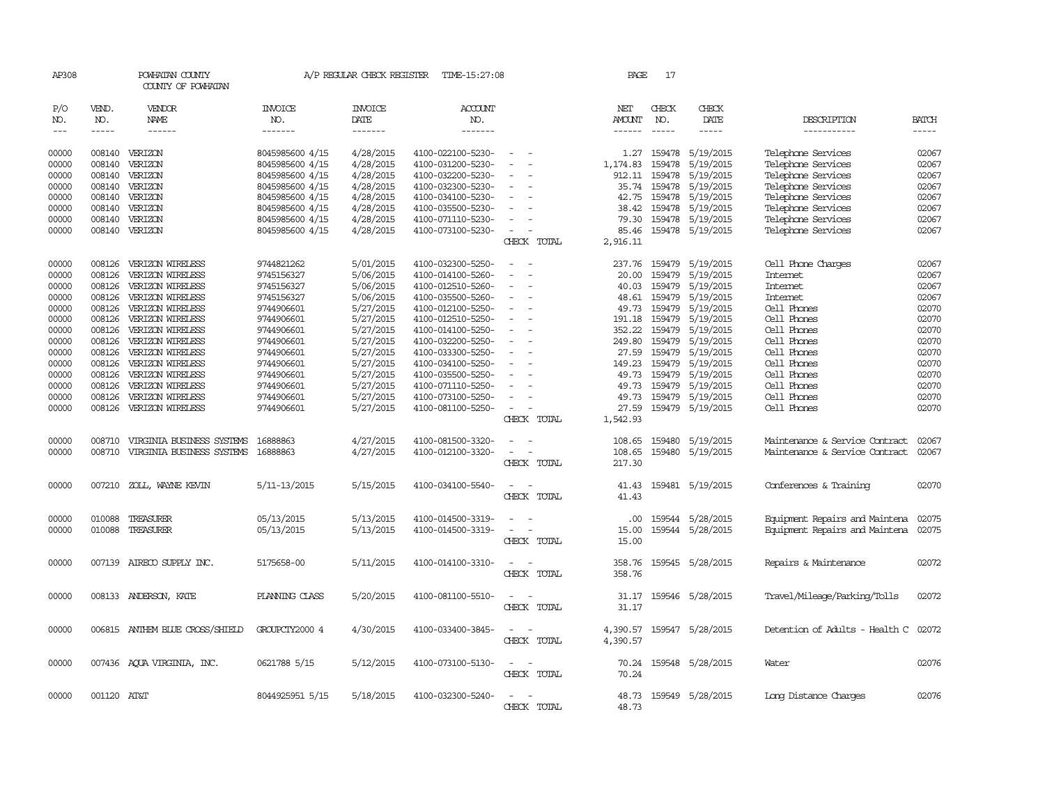AP308 POWHATAN COUNTY A/P REGULAR CHECK REGISTER TIME-15:27:08

COUNTY OF POWHATAN

| P/O NO. | VEND. NO. | VENDOR NAME | INVOICE NO. | INVOICE DATE | ACCOUNT NO. | | NET AMOUNT | CHECK NO. | CHECK DATE | DESCRIPTION | BATCH |
|---|---|---|---|---|---|---|---|---|---|---|---|
| 00000 | 008140 | VERIZON | 8045985600 4/15 | 4/28/2015 | 4100-022100-5230- | - - | 1.27 | 159478 | 5/19/2015 | Telephone Services | 02067 |
| 00000 | 008140 | VERIZON | 8045985600 4/15 | 4/28/2015 | 4100-031200-5230- | - - | 1,174.83 | 159478 | 5/19/2015 | Telephone Services | 02067 |
| 00000 | 008140 | VERIZON | 8045985600 4/15 | 4/28/2015 | 4100-032200-5230- | - - | 912.11 | 159478 | 5/19/2015 | Telephone Services | 02067 |
| 00000 | 008140 | VERIZON | 8045985600 4/15 | 4/28/2015 | 4100-032300-5230- | - - | 35.74 | 159478 | 5/19/2015 | Telephone Services | 02067 |
| 00000 | 008140 | VERIZON | 8045985600 4/15 | 4/28/2015 | 4100-034100-5230- | - - | 42.75 | 159478 | 5/19/2015 | Telephone Services | 02067 |
| 00000 | 008140 | VERIZON | 8045985600 4/15 | 4/28/2015 | 4100-035500-5230- | - - | 38.42 | 159478 | 5/19/2015 | Telephone Services | 02067 |
| 00000 | 008140 | VERIZON | 8045985600 4/15 | 4/28/2015 | 4100-071110-5230- | - - | 79.30 | 159478 | 5/19/2015 | Telephone Services | 02067 |
| 00000 | 008140 | VERIZON | 8045985600 4/15 | 4/28/2015 | 4100-073100-5230- | - - | 85.46 | 159478 | 5/19/2015 | Telephone Services | 02067 |
| | | | | | | CHECK TOTAL | 2,916.11 | | | | |
| 00000 | 008126 | VERIZON WIRELESS | 9744821262 | 5/01/2015 | 4100-032300-5250- | - - | 237.76 | 159479 | 5/19/2015 | Cell Phone Charges | 02067 |
| 00000 | 008126 | VERIZON WIRELESS | 9745156327 | 5/06/2015 | 4100-014100-5260- | - - | 20.00 | 159479 | 5/19/2015 | Internet | 02067 |
| 00000 | 008126 | VERIZON WIRELESS | 9745156327 | 5/06/2015 | 4100-012510-5260- | - - | 40.03 | 159479 | 5/19/2015 | Internet | 02067 |
| 00000 | 008126 | VERIZON WIRELESS | 9745156327 | 5/06/2015 | 4100-035500-5260- | - - | 48.61 | 159479 | 5/19/2015 | Internet | 02067 |
| 00000 | 008126 | VERIZON WIRELESS | 9744906601 | 5/27/2015 | 4100-012100-5250- | - - | 49.73 | 159479 | 5/19/2015 | Cell Phones | 02070 |
| 00000 | 008126 | VERIZON WIRELESS | 9744906601 | 5/27/2015 | 4100-012510-5250- | - - | 191.18 | 159479 | 5/19/2015 | Cell Phones | 02070 |
| 00000 | 008126 | VERIZON WIRELESS | 9744906601 | 5/27/2015 | 4100-014100-5250- | - - | 352.22 | 159479 | 5/19/2015 | Cell Phones | 02070 |
| 00000 | 008126 | VERIZON WIRELESS | 9744906601 | 5/27/2015 | 4100-032200-5250- | - - | 249.80 | 159479 | 5/19/2015 | Cell Phones | 02070 |
| 00000 | 008126 | VERIZON WIRELESS | 9744906601 | 5/27/2015 | 4100-033300-5250- | - - | 27.59 | 159479 | 5/19/2015 | Cell Phones | 02070 |
| 00000 | 008126 | VERIZON WIRELESS | 9744906601 | 5/27/2015 | 4100-034100-5250- | - - | 149.23 | 159479 | 5/19/2015 | Cell Phones | 02070 |
| 00000 | 008126 | VERIZON WIRELESS | 9744906601 | 5/27/2015 | 4100-035500-5250- | - - | 49.73 | 159479 | 5/19/2015 | Cell Phones | 02070 |
| 00000 | 008126 | VERIZON WIRELESS | 9744906601 | 5/27/2015 | 4100-071110-5250- | - - | 49.73 | 159479 | 5/19/2015 | Cell Phones | 02070 |
| 00000 | 008126 | VERIZON WIRELESS | 9744906601 | 5/27/2015 | 4100-073100-5250- | - - | 49.73 | 159479 | 5/19/2015 | Cell Phones | 02070 |
| 00000 | 008126 | VERIZON WIRELESS | 9744906601 | 5/27/2015 | 4100-081100-5250- | - - | 27.59 | 159479 | 5/19/2015 | Cell Phones | 02070 |
| | | | | | | CHECK TOTAL | 1,542.93 | | | | |
| 00000 | 008710 | VIRGINIA BUSINESS SYSTEMS | 16888863 | 4/27/2015 | 4100-081500-3320- | - - | 108.65 | 159480 | 5/19/2015 | Maintenance & Service Contract | 02067 |
| 00000 | 008710 | VIRGINIA BUSINESS SYSTEMS | 16888863 | 4/27/2015 | 4100-012100-3320- | - - | 108.65 | 159480 | 5/19/2015 | Maintenance & Service Contract | 02067 |
| | | | | | | CHECK TOTAL | 217.30 | | | | |
| 00000 | 007210 | ZOLL, WAYNE KEVIN | 5/11-13/2015 | 5/15/2015 | 4100-034100-5540- | - - | 41.43 | 159481 | 5/19/2015 | Conferences & Training | 02070 |
| | | | | | | CHECK TOTAL | 41.43 | | | | |
| 00000 | 010088 | TREASURER | 05/13/2015 | 5/13/2015 | 4100-014500-3319- | - - | .00 | 159544 | 5/28/2015 | Equipment Repairs and Maintena | 02075 |
| 00000 | 010088 | TREASURER | 05/13/2015 | 5/13/2015 | 4100-014500-3319- | - - | 15.00 | 159544 | 5/28/2015 | Equipment Repairs and Maintena | 02075 |
| | | | | | | CHECK TOTAL | 15.00 | | | | |
| 00000 | 007139 | AIRECO SUPPLY INC. | 5175658-00 | 5/11/2015 | 4100-014100-3310- | - - | 358.76 | 159545 | 5/28/2015 | Repairs & Maintenance | 02072 |
| | | | | | | CHECK TOTAL | 358.76 | | | | |
| 00000 | 008133 | ANDERSON, KATE | PLANNING CLASS | 5/20/2015 | 4100-081100-5510- | - - | 31.17 | 159546 | 5/28/2015 | Travel/Mileage/Parking/Tolls | 02072 |
| | | | | | | CHECK TOTAL | 31.17 | | | | |
| 00000 | 006815 | ANTHEM BLUE CROSS/SHIELD | GROUPCTY2000 4 | 4/30/2015 | 4100-033400-3845- | - - | 4,390.57 | 159547 | 5/28/2015 | Detention of Adults - Health C | 02072 |
| | | | | | | CHECK TOTAL | 4,390.57 | | | | |
| 00000 | 007436 | AQUA VIRGINIA, INC. | 0621788 5/15 | 5/12/2015 | 4100-073100-5130- | - - | 70.24 | 159548 | 5/28/2015 | Water | 02076 |
| | | | | | | CHECK TOTAL | 70.24 | | | | |
| 00000 | 001120 | AT&T | 8044925951 5/15 | 5/18/2015 | 4100-032300-5240- | - - | 48.73 | 159549 | 5/28/2015 | Long Distance Charges | 02076 |
| | | | | | | CHECK TOTAL | 48.73 | | | | |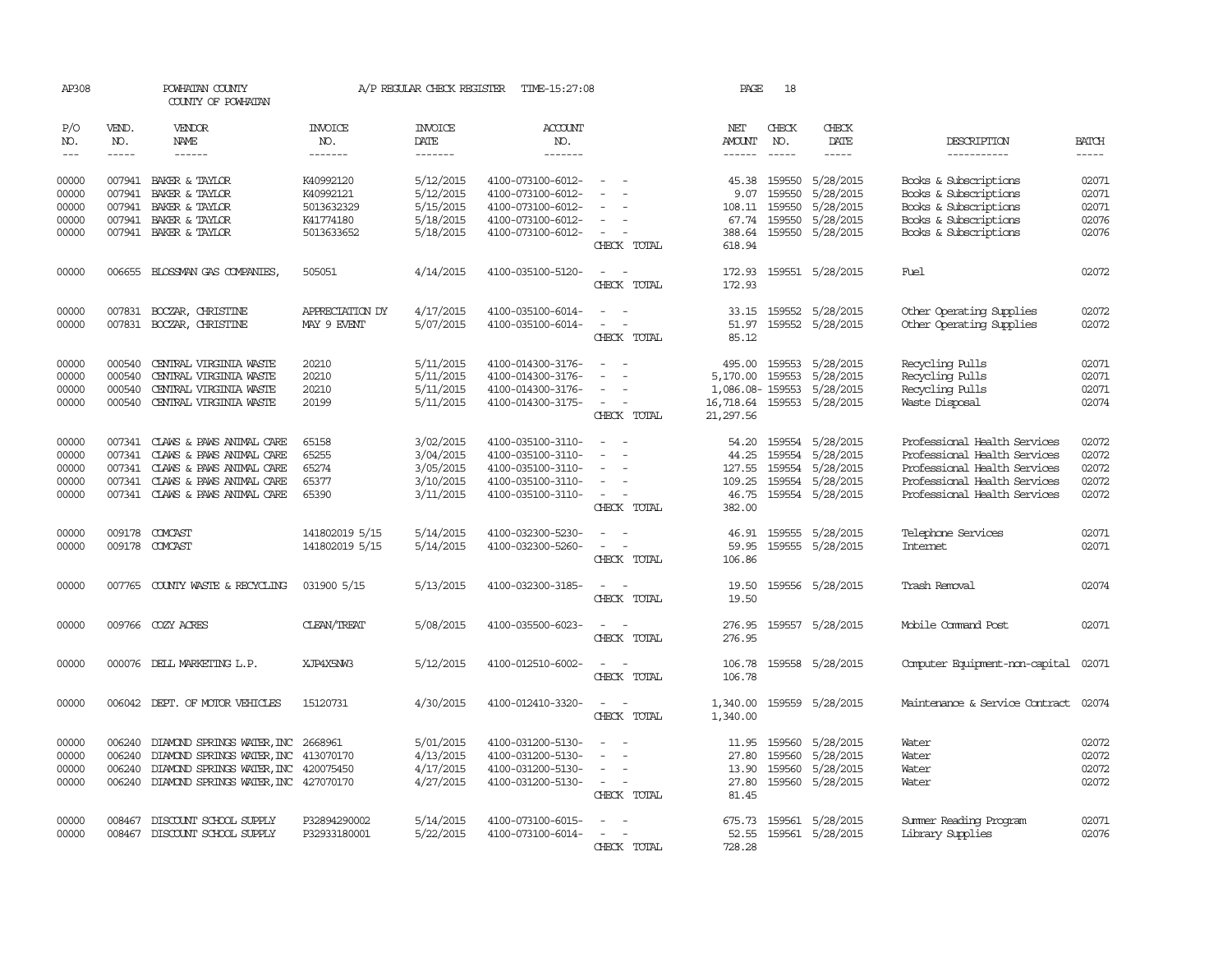AP308 POWHATAN COUNTY A/P REGULAR CHECK REGISTER TIME-15:27:08 PAGE 18
COUNTY OF POWHATAN

| P/O NO. | VEND. NO. | VENDOR NAME | INVOICE NO. | INVOICE DATE | ACCOUNT NO. | | NET AMOUNT | CHECK NO. | CHECK DATE | DESCRIPTION | BATCH |
|---|---|---|---|---|---|---|---|---|---|---|---|
| 00000 | 007941 | BAKER & TAYLOR | K40992120 | 5/12/2015 | 4100-073100-6012- | - - | 45.38 | 159550 | 5/28/2015 | Books & Subscriptions | 02071 |
| 00000 | 007941 | BAKER & TAYLOR | K40992121 | 5/12/2015 | 4100-073100-6012- | - - | 9.07 | 159550 | 5/28/2015 | Books & Subscriptions | 02071 |
| 00000 | 007941 | BAKER & TAYLOR | 5013632329 | 5/15/2015 | 4100-073100-6012- | - - | 108.11 | 159550 | 5/28/2015 | Books & Subscriptions | 02071 |
| 00000 | 007941 | BAKER & TAYLOR | K41774180 | 5/18/2015 | 4100-073100-6012- | - - | 67.74 | 159550 | 5/28/2015 | Books & Subscriptions | 02076 |
| 00000 | 007941 | BAKER & TAYLOR | 5013633652 | 5/18/2015 | 4100-073100-6012- | - - | 388.64 | 159550 | 5/28/2015 | Books & Subscriptions | 02076 |
| | | | | | | CHECK TOTAL | 618.94 | | | | |
| 00000 | 006655 | BLOSSMAN GAS COMPANIES, | 505051 | 4/14/2015 | 4100-035100-5120- | - - | 172.93 | 159551 | 5/28/2015 | Fuel | 02072 |
| | | | | | | CHECK TOTAL | 172.93 | | | | |
| 00000 | 007831 | BOCZAR, CHRISTINE | APPRECIATION DY | 4/17/2015 | 4100-035100-6014- | - - | 33.15 | 159552 | 5/28/2015 | Other Operating Supplies | 02072 |
| 00000 | 007831 | BOCZAR, CHRISTINE | MAY 9 EVENT | 5/07/2015 | 4100-035100-6014- | - - | 51.97 | 159552 | 5/28/2015 | Other Operating Supplies | 02072 |
| | | | | | | CHECK TOTAL | 85.12 | | | | |
| 00000 | 000540 | CENTRAL VIRGINIA WASTE | 20210 | 5/11/2015 | 4100-014300-3176- | - - | 495.00 | 159553 | 5/28/2015 | Recycling Pulls | 02071 |
| 00000 | 000540 | CENTRAL VIRGINIA WASTE | 20210 | 5/11/2015 | 4100-014300-3176- | - - | 5,170.00 | 159553 | 5/28/2015 | Recycling Pulls | 02071 |
| 00000 | 000540 | CENTRAL VIRGINIA WASTE | 20210 | 5/11/2015 | 4100-014300-3176- | - - | 1,086.08- | 159553 | 5/28/2015 | Recycling Pulls | 02071 |
| 00000 | 000540 | CENTRAL VIRGINIA WASTE | 20199 | 5/11/2015 | 4100-014300-3175- | - - | 16,718.64 | 159553 | 5/28/2015 | Waste Disposal | 02074 |
| | | | | | | CHECK TOTAL | 21,297.56 | | | | |
| 00000 | 007341 | CLAWS & PAWS ANIMAL CARE | 65158 | 3/02/2015 | 4100-035100-3110- | - - | 54.20 | 159554 | 5/28/2015 | Professional Health Services | 02072 |
| 00000 | 007341 | CLAWS & PAWS ANIMAL CARE | 65255 | 3/04/2015 | 4100-035100-3110- | - - | 44.25 | 159554 | 5/28/2015 | Professional Health Services | 02072 |
| 00000 | 007341 | CLAWS & PAWS ANIMAL CARE | 65274 | 3/05/2015 | 4100-035100-3110- | - - | 127.55 | 159554 | 5/28/2015 | Professional Health Services | 02072 |
| 00000 | 007341 | CLAWS & PAWS ANIMAL CARE | 65377 | 3/10/2015 | 4100-035100-3110- | - - | 109.25 | 159554 | 5/28/2015 | Professional Health Services | 02072 |
| 00000 | 007341 | CLAWS & PAWS ANIMAL CARE | 65390 | 3/11/2015 | 4100-035100-3110- | - - | 46.75 | 159554 | 5/28/2015 | Professional Health Services | 02072 |
| | | | | | | CHECK TOTAL | 382.00 | | | | |
| 00000 | 009178 | COMCAST | 141802019 5/15 | 5/14/2015 | 4100-032300-5230- | - - | 46.91 | 159555 | 5/28/2015 | Telephone Services | 02071 |
| 00000 | 009178 | COMCAST | 141802019 5/15 | 5/14/2015 | 4100-032300-5260- | - - | 59.95 | 159555 | 5/28/2015 | Internet | 02071 |
| | | | | | | CHECK TOTAL | 106.86 | | | | |
| 00000 | 007765 | COUNTY WASTE & RECYCLING | 031900 5/15 | 5/13/2015 | 4100-032300-3185- | - - | 19.50 | 159556 | 5/28/2015 | Trash Removal | 02074 |
| | | | | | | CHECK TOTAL | 19.50 | | | | |
| 00000 | 009766 | COZY ACRES | CLEAN/TREAT | 5/08/2015 | 4100-035500-6023- | - - | 276.95 | 159557 | 5/28/2015 | Mobile Command Post | 02071 |
| | | | | | | CHECK TOTAL | 276.95 | | | | |
| 00000 | 000076 | DELL MARKETING L.P. | XJP4X5NW3 | 5/12/2015 | 4100-012510-6002- | - - | 106.78 | 159558 | 5/28/2015 | Computer Equipment-non-capital | 02071 |
| | | | | | | CHECK TOTAL | 106.78 | | | | |
| 00000 | 006042 | DEPT. OF MOTOR VEHICLES | 15120731 | 4/30/2015 | 4100-012410-3320- | - - | 1,340.00 | 159559 | 5/28/2015 | Maintenance & Service Contract | 02074 |
| | | | | | | CHECK TOTAL | 1,340.00 | | | | |
| 00000 | 006240 | DIAMOND SPRINGS WATER,INC | 2668961 | 5/01/2015 | 4100-031200-5130- | - - | 11.95 | 159560 | 5/28/2015 | Water | 02072 |
| 00000 | 006240 | DIAMOND SPRINGS WATER,INC | 413070170 | 4/13/2015 | 4100-031200-5130- | - - | 27.80 | 159560 | 5/28/2015 | Water | 02072 |
| 00000 | 006240 | DIAMOND SPRINGS WATER,INC | 420075450 | 4/17/2015 | 4100-031200-5130- | - - | 13.90 | 159560 | 5/28/2015 | Water | 02072 |
| 00000 | 006240 | DIAMOND SPRINGS WATER,INC | 427070170 | 4/27/2015 | 4100-031200-5130- | - - | 27.80 | 159560 | 5/28/2015 | Water | 02072 |
| | | | | | | CHECK TOTAL | 81.45 | | | | |
| 00000 | 008467 | DISCOUNT SCHOOL SUPPLY | P32894290002 | 5/14/2015 | 4100-073100-6015- | - - | 675.73 | 159561 | 5/28/2015 | Summer Reading Program | 02071 |
| 00000 | 008467 | DISCOUNT SCHOOL SUPPLY | P32933180001 | 5/22/2015 | 4100-073100-6014- | - - | 52.55 | 159561 | 5/28/2015 | Library Supplies | 02076 |
| | | | | | | CHECK TOTAL | 728.28 | | | | |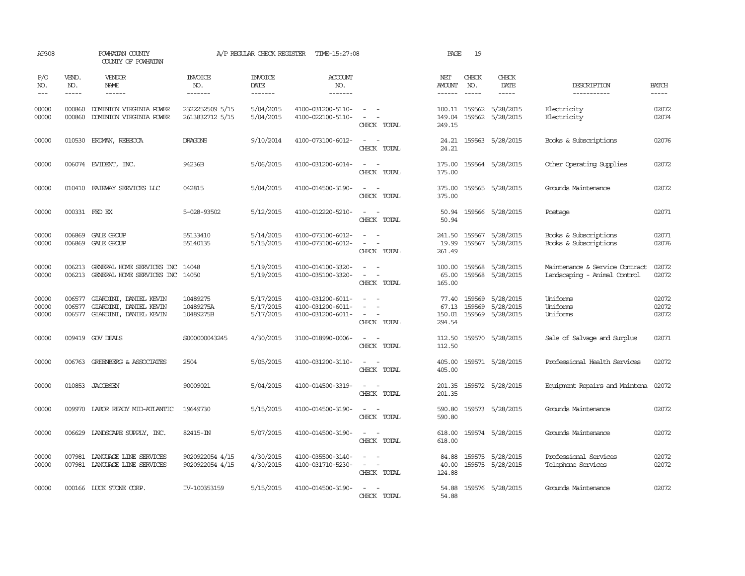AP308 POWHATAN COUNTY A/P REGULAR CHECK REGISTER TIME-15:27:08 PAGE 19

COUNTY OF POWHATAN

| P/O NO. | VEND. NO. | VENDOR NAME | INVOICE NO. | INVOICE DATE | ACCOUNT NO. | | NET AMOUNT | CHECK NO. | CHECK DATE | DESCRIPTION | BATCH |
|---|---|---|---|---|---|---|---|---|---|---|---|
| 00000 | 000860 | DOMINION VIRGINIA POWER | 2322252509 5/15 | 5/04/2015 | 4100-031200-5110- | - - | 100.11 | 159562 | 5/28/2015 | Electricity | 02072 |
| 00000 | 000860 | DOMINION VIRGINIA POWER | 2613832712 5/15 | 5/04/2015 | 4100-022100-5110- | - - | 149.04 | 159562 | 5/28/2015 | Electricity | 02074 |
| | | | | | | CHECK TOTAL | 249.15 | | | | |
| 00000 | 010530 | ERDMAN, REBECCA | DRAGONS | 9/10/2014 | 4100-073100-6012- | - - | 24.21 | 159563 | 5/28/2015 | Books & Subscriptions | 02076 |
| | | | | | | CHECK TOTAL | 24.21 | | | | |
| 00000 | 006074 | EVIDENT, INC. | 94236B | 5/06/2015 | 4100-031200-6014- | - - | 175.00 | 159564 | 5/28/2015 | Other Operating Supplies | 02072 |
| | | | | | | CHECK TOTAL | 175.00 | | | | |
| 00000 | 010410 | FAIRWAY SERVICES LLC | 042815 | 5/04/2015 | 4100-014500-3190- | - - | 375.00 | 159565 | 5/28/2015 | Grounds Maintenance | 02072 |
| | | | | | | CHECK TOTAL | 375.00 | | | | |
| 00000 | 000331 | FED EX | 5-028-93502 | 5/12/2015 | 4100-012220-5210- | - - | 50.94 | 159566 | 5/28/2015 | Postage | 02071 |
| | | | | | | CHECK TOTAL | 50.94 | | | | |
| 00000 | 006869 | GALE GROUP | 55133410 | 5/14/2015 | 4100-073100-6012- | - - | 241.50 | 159567 | 5/28/2015 | Books & Subscriptions | 02071 |
| 00000 | 006869 | GALE GROUP | 55140135 | 5/15/2015 | 4100-073100-6012- | - - | 19.99 | 159567 | 5/28/2015 | Books & Subscriptions | 02076 |
| | | | | | | CHECK TOTAL | 261.49 | | | | |
| 00000 | 006213 | GENERAL HOME SERVICES INC | 14048 | 5/19/2015 | 4100-014100-3320- | - - | 100.00 | 159568 | 5/28/2015 | Maintenance & Service Contract | 02072 |
| 00000 | 006213 | GENERAL HOME SERVICES INC | 14050 | 5/19/2015 | 4100-035100-3320- | - - | 65.00 | 159568 | 5/28/2015 | Landscaping - Animal Control | 02072 |
| | | | | | | CHECK TOTAL | 165.00 | | | | |
| 00000 | 006577 | GIARDINI, DANIEL KEVIN | 10489275 | 5/17/2015 | 4100-031200-6011- | - - | 77.40 | 159569 | 5/28/2015 | Uniforms | 02072 |
| 00000 | 006577 | GIARDINI, DANIEL KEVIN | 10489275A | 5/17/2015 | 4100-031200-6011- | - - | 67.13 | 159569 | 5/28/2015 | Uniforms | 02072 |
| 00000 | 006577 | GIARDINI, DANIEL KEVIN | 10489275B | 5/17/2015 | 4100-031200-6011- | - - | 150.01 | 159569 | 5/28/2015 | Uniforms | 02072 |
| | | | | | | CHECK TOTAL | 294.54 | | | | |
| 00000 | 009419 | GOV DEALS | S000000043245 | 4/30/2015 | 3100-018990-0006- | - - | 112.50 | 159570 | 5/28/2015 | Sale of Salvage and Surplus | 02071 |
| | | | | | | CHECK TOTAL | 112.50 | | | | |
| 00000 | 006763 | GREENBERG & ASSOCIATES | 2504 | 5/05/2015 | 4100-031200-3110- | - - | 405.00 | 159571 | 5/28/2015 | Professional Health Services | 02072 |
| | | | | | | CHECK TOTAL | 405.00 | | | | |
| 00000 | 010853 | JACOBSEN | 90009021 | 5/04/2015 | 4100-014500-3319- | - - | 201.35 | 159572 | 5/28/2015 | Equipment Repairs and Maintena | 02072 |
| | | | | | | CHECK TOTAL | 201.35 | | | | |
| 00000 | 009970 | LABOR READY MID-ATLANTIC | 19649730 | 5/15/2015 | 4100-014500-3190- | - - | 590.80 | 159573 | 5/28/2015 | Grounds Maintenance | 02072 |
| | | | | | | CHECK TOTAL | 590.80 | | | | |
| 00000 | 006629 | LANDSCAPE SUPPLY, INC. | 82415-IN | 5/07/2015 | 4100-014500-3190- | - - | 618.00 | 159574 | 5/28/2015 | Grounds Maintenance | 02072 |
| | | | | | | CHECK TOTAL | 618.00 | | | | |
| 00000 | 007981 | LANGUAGE LINE SERVICES | 9020922054 4/15 | 4/30/2015 | 4100-035500-3140- | - - | 84.88 | 159575 | 5/28/2015 | Professional Services | 02072 |
| 00000 | 007981 | LANGUAGE LINE SERVICES | 9020922054 4/15 | 4/30/2015 | 4100-031710-5230- | - - | 40.00 | 159575 | 5/28/2015 | Telephone Services | 02072 |
| | | | | | | CHECK TOTAL | 124.88 | | | | |
| 00000 | 000166 | LUCK STONE CORP. | IV-100353159 | 5/15/2015 | 4100-014500-3190- | - - | 54.88 | 159576 | 5/28/2015 | Grounds Maintenance | 02072 |
| | | | | | | CHECK TOTAL | 54.88 | | | | |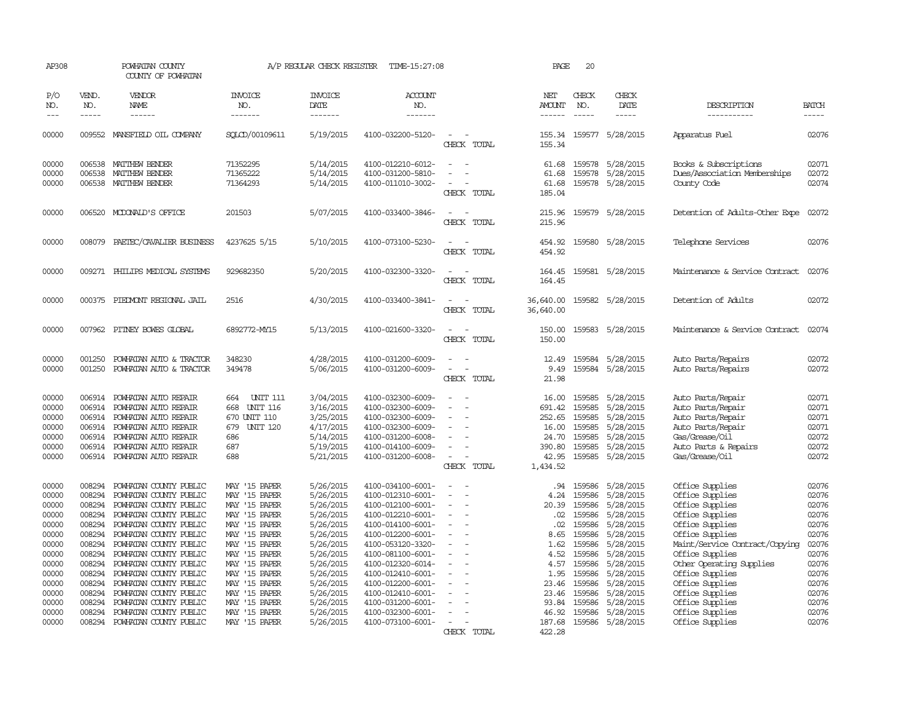AP308 POWHATAN COUNTY A/P REGULAR CHECK REGISTER TIME-15:27:08 PAGE 20
COUNTY OF POWHATAN

| P/O NO. | VEND. NO. | VENDOR NAME | INVOICE NO. | INVOICE DATE | ACCOUNT NO. | | NET AMOUNT | CHECK NO. | CHECK DATE | DESCRIPTION | BATCH |
|---|---|---|---|---|---|---|---|---|---|---|---|
| 00000 | 009552 | MANSFIELD OIL COMPANY | SQLCD/00109611 | 5/19/2015 | 4100-032200-5120- | - - | 155.34 | 159577 | 5/28/2015 | Apparatus Fuel | 02076 |
| | | | | | | CHECK TOTAL | 155.34 | | | | |
| 00000 | 006538 | MATTHEW BENDER | 71352295 | 5/14/2015 | 4100-012210-6012- | - - | 61.68 | 159578 | 5/28/2015 | Books & Subscriptions | 02071 |
| 00000 | 006538 | MATTHEW BENDER | 71365222 | 5/14/2015 | 4100-031200-5810- | - - | 61.68 | 159578 | 5/28/2015 | Dues/Association Memberships | 02072 |
| 00000 | 006538 | MATTHEW BENDER | 71364293 | 5/14/2015 | 4100-011010-3002- | - - | 61.68 | 159578 | 5/28/2015 | County Code | 02074 |
| | | | | | | CHECK TOTAL | 185.04 | | | | |
| 00000 | 006520 | MCDONALD'S OFFICE | 201503 | 5/07/2015 | 4100-033400-3846- | - - | 215.96 | 159579 | 5/28/2015 | Detention of Adults-Other Expe | 02072 |
| | | | | | | CHECK TOTAL | 215.96 | | | | |
| 00000 | 008079 | PAETEC/CAVALIER BUSINESS | 4237625 5/15 | 5/10/2015 | 4100-073100-5230- | - - | 454.92 | 159580 | 5/28/2015 | Telephone Services | 02076 |
| | | | | | | CHECK TOTAL | 454.92 | | | | |
| 00000 | 009271 | PHILIPS MEDICAL SYSTEMS | 929682350 | 5/20/2015 | 4100-032300-3320- | - - | 164.45 | 159581 | 5/28/2015 | Maintenance & Service Contract | 02076 |
| | | | | | | CHECK TOTAL | 164.45 | | | | |
| 00000 | 000375 | PIEDMONT REGIONAL JAIL | 2516 | 4/30/2015 | 4100-033400-3841- | - - | 36,640.00 | 159582 | 5/28/2015 | Detention of Adults | 02072 |
| | | | | | | CHECK TOTAL | 36,640.00 | | | | |
| 00000 | 007962 | PITNEY BOWES GLOBAL | 6892772-MY15 | 5/13/2015 | 4100-021600-3320- | - - | 150.00 | 159583 | 5/28/2015 | Maintenance & Service Contract | 02074 |
| | | | | | | CHECK TOTAL | 150.00 | | | | |
| 00000 | 001250 | POWHATAN AUTO & TRACTOR | 348230 | 4/28/2015 | 4100-031200-6009- | - - | 12.49 | 159584 | 5/28/2015 | Auto Parts/Repairs | 02072 |
| 00000 | 001250 | POWHATAN AUTO & TRACTOR | 349478 | 5/06/2015 | 4100-031200-6009- | - - | 9.49 | 159584 | 5/28/2015 | Auto Parts/Repairs | 02072 |
| | | | | | | CHECK TOTAL | 21.98 | | | | |
| 00000 | 006914 | POWHATAN AUTO REPAIR | 664 UNIT 111 | 3/04/2015 | 4100-032300-6009- | - - | 16.00 | 159585 | 5/28/2015 | Auto Parts/Repair | 02071 |
| 00000 | 006914 | POWHATAN AUTO REPAIR | 668 UNIT 116 | 3/16/2015 | 4100-032300-6009- | - - | 691.42 | 159585 | 5/28/2015 | Auto Parts/Repair | 02071 |
| 00000 | 006914 | POWHATAN AUTO REPAIR | 670 UNIT 110 | 3/25/2015 | 4100-032300-6009- | - - | 252.65 | 159585 | 5/28/2015 | Auto Parts/Repair | 02071 |
| 00000 | 006914 | POWHATAN AUTO REPAIR | 679 UNIT 120 | 4/17/2015 | 4100-032300-6009- | - - | 16.00 | 159585 | 5/28/2015 | Auto Parts/Repair | 02071 |
| 00000 | 006914 | POWHATAN AUTO REPAIR | 686 | 5/14/2015 | 4100-031200-6008- | - - | 24.70 | 159585 | 5/28/2015 | Gas/Grease/Oil | 02072 |
| 00000 | 006914 | POWHATAN AUTO REPAIR | 687 | 5/19/2015 | 4100-014100-6009- | - - | 390.80 | 159585 | 5/28/2015 | Auto Parts & Repairs | 02072 |
| 00000 | 006914 | POWHATAN AUTO REPAIR | 688 | 5/21/2015 | 4100-031200-6008- | - - | 42.95 | 159585 | 5/28/2015 | Gas/Grease/Oil | 02072 |
| | | | | | | CHECK TOTAL | 1,434.52 | | | | |
| 00000 | 008294 | POWHATAN COUNTY PUBLIC | MAY '15 PAPER | 5/26/2015 | 4100-034100-6001- | - - | .94 | 159586 | 5/28/2015 | Office Supplies | 02076 |
| 00000 | 008294 | POWHATAN COUNTY PUBLIC | MAY '15 PAPER | 5/26/2015 | 4100-012310-6001- | - - | 4.24 | 159586 | 5/28/2015 | Office Supplies | 02076 |
| 00000 | 008294 | POWHATAN COUNTY PUBLIC | MAY '15 PAPER | 5/26/2015 | 4100-012100-6001- | - - | 20.39 | 159586 | 5/28/2015 | Office Supplies | 02076 |
| 00000 | 008294 | POWHATAN COUNTY PUBLIC | MAY '15 PAPER | 5/26/2015 | 4100-012210-6001- | - - | .02 | 159586 | 5/28/2015 | Office Supplies | 02076 |
| 00000 | 008294 | POWHATAN COUNTY PUBLIC | MAY '15 PAPER | 5/26/2015 | 4100-014100-6001- | - - | .02 | 159586 | 5/28/2015 | Office Supplies | 02076 |
| 00000 | 008294 | POWHATAN COUNTY PUBLIC | MAY '15 PAPER | 5/26/2015 | 4100-012200-6001- | - - | 8.65 | 159586 | 5/28/2015 | Office Supplies | 02076 |
| 00000 | 008294 | POWHATAN COUNTY PUBLIC | MAY '15 PAPER | 5/26/2015 | 4100-053120-3320- | - - | 1.62 | 159586 | 5/28/2015 | Maint/Service Contract/Copying | 02076 |
| 00000 | 008294 | POWHATAN COUNTY PUBLIC | MAY '15 PAPER | 5/26/2015 | 4100-081100-6001- | - - | 4.52 | 159586 | 5/28/2015 | Office Supplies | 02076 |
| 00000 | 008294 | POWHATAN COUNTY PUBLIC | MAY '15 PAPER | 5/26/2015 | 4100-012320-6014- | - - | 4.57 | 159586 | 5/28/2015 | Other Operating Supplies | 02076 |
| 00000 | 008294 | POWHATAN COUNTY PUBLIC | MAY '15 PAPER | 5/26/2015 | 4100-012410-6001- | - - | 1.95 | 159586 | 5/28/2015 | Office Supplies | 02076 |
| 00000 | 008294 | POWHATAN COUNTY PUBLIC | MAY '15 PAPER | 5/26/2015 | 4100-012200-6001- | - - | 23.46 | 159586 | 5/28/2015 | Office Supplies | 02076 |
| 00000 | 008294 | POWHATAN COUNTY PUBLIC | MAY '15 PAPER | 5/26/2015 | 4100-012410-6001- | - - | 23.46 | 159586 | 5/28/2015 | Office Supplies | 02076 |
| 00000 | 008294 | POWHATAN COUNTY PUBLIC | MAY '15 PAPER | 5/26/2015 | 4100-031200-6001- | - - | 93.84 | 159586 | 5/28/2015 | Office Supplies | 02076 |
| 00000 | 008294 | POWHATAN COUNTY PUBLIC | MAY '15 PAPER | 5/26/2015 | 4100-032300-6001- | - - | 46.92 | 159586 | 5/28/2015 | Office Supplies | 02076 |
| 00000 | 008294 | POWHATAN COUNTY PUBLIC | MAY '15 PAPER | 5/26/2015 | 4100-073100-6001- | - - | 187.68 | 159586 | 5/28/2015 | Office Supplies | 02076 |
| | | | | | | CHECK TOTAL | 422.28 | | | | |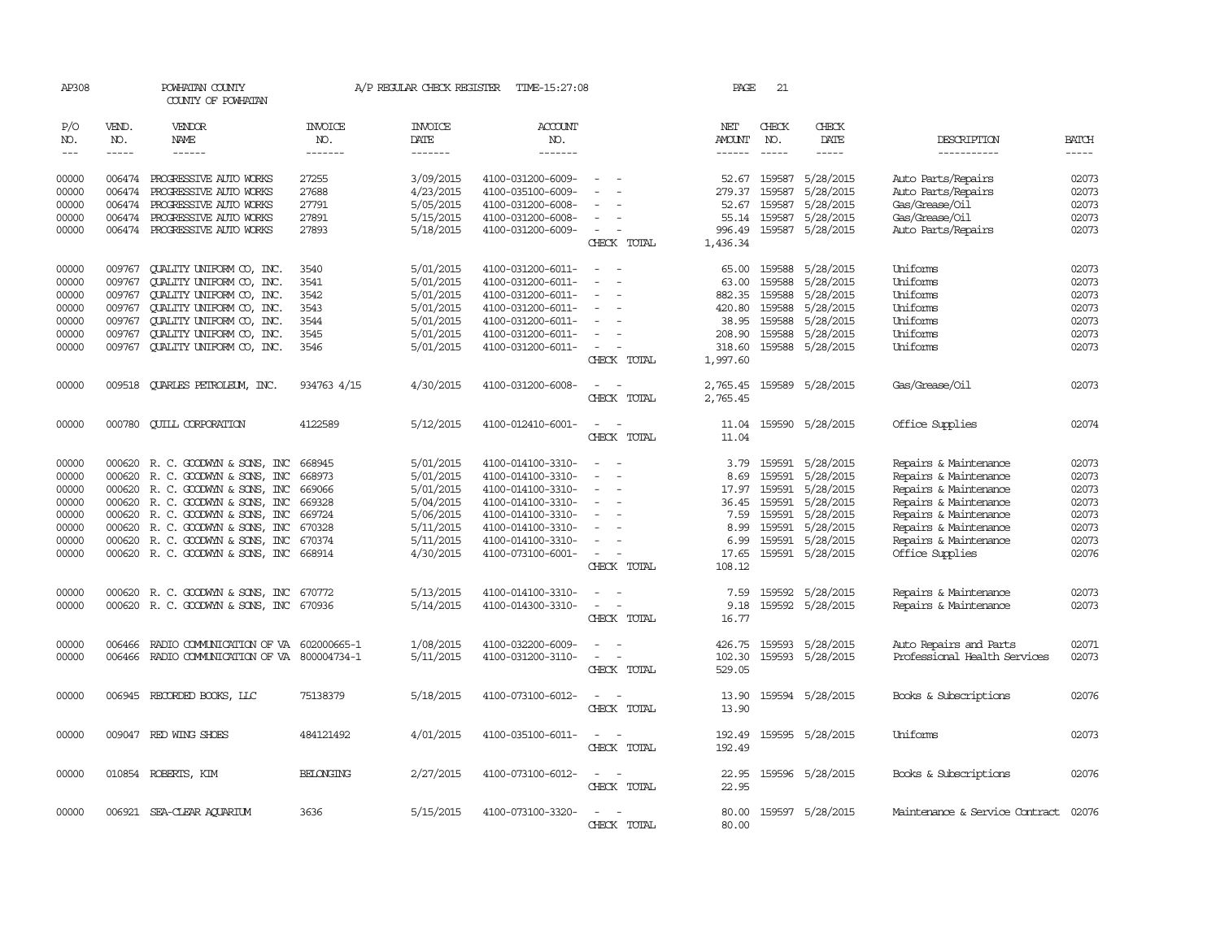AP308 POWHATAN COUNTY A/P REGULAR CHECK REGISTER TIME-15:27:08 PAGE 21

COUNTY OF POWHATAN

| P/O NO. | VEND. NO. | VENDOR NAME | INVOICE NO. | INVOICE DATE | ACCOUNT NO. | | NET AMOUNT | CHECK NO. | CHECK DATE | DESCRIPTION | BATCH |
|---|---|---|---|---|---|---|---|---|---|---|---|
| 00000 | 006474 | PROGRESSIVE AUTO WORKS | 27255 | 3/09/2015 | 4100-031200-6009- | - - | 52.67 | 159587 | 5/28/2015 | Auto Parts/Repairs | 02073 |
| 00000 | 006474 | PROGRESSIVE AUTO WORKS | 27688 | 4/23/2015 | 4100-035100-6009- | - - | 279.37 | 159587 | 5/28/2015 | Auto Parts/Repairs | 02073 |
| 00000 | 006474 | PROGRESSIVE AUTO WORKS | 27791 | 5/05/2015 | 4100-031200-6008- | - - | 52.67 | 159587 | 5/28/2015 | Gas/Grease/Oil | 02073 |
| 00000 | 006474 | PROGRESSIVE AUTO WORKS | 27891 | 5/15/2015 | 4100-031200-6008- | - - | 55.14 | 159587 | 5/28/2015 | Gas/Grease/Oil | 02073 |
| 00000 | 006474 | PROGRESSIVE AUTO WORKS | 27893 | 5/18/2015 | 4100-031200-6009- | - - | 996.49 | 159587 | 5/28/2015 | Auto Parts/Repairs | 02073 |
| | | | | | | CHECK TOTAL | 1,436.34 | | | | |
| 00000 | 009767 | QUALITY UNIFORM CO, INC. | 3540 | 5/01/2015 | 4100-031200-6011- | - - | 65.00 | 159588 | 5/28/2015 | Uniforms | 02073 |
| 00000 | 009767 | QUALITY UNIFORM CO, INC. | 3541 | 5/01/2015 | 4100-031200-6011- | - - | 63.00 | 159588 | 5/28/2015 | Uniforms | 02073 |
| 00000 | 009767 | QUALITY UNIFORM CO, INC. | 3542 | 5/01/2015 | 4100-031200-6011- | - - | 882.35 | 159588 | 5/28/2015 | Uniforms | 02073 |
| 00000 | 009767 | QUALITY UNIFORM CO, INC. | 3543 | 5/01/2015 | 4100-031200-6011- | - - | 420.80 | 159588 | 5/28/2015 | Uniforms | 02073 |
| 00000 | 009767 | QUALITY UNIFORM CO, INC. | 3544 | 5/01/2015 | 4100-031200-6011- | - - | 38.95 | 159588 | 5/28/2015 | Uniforms | 02073 |
| 00000 | 009767 | QUALITY UNIFORM CO, INC. | 3545 | 5/01/2015 | 4100-031200-6011- | - - | 208.90 | 159588 | 5/28/2015 | Uniforms | 02073 |
| 00000 | 009767 | QUALITY UNIFORM CO, INC. | 3546 | 5/01/2015 | 4100-031200-6011- | - - | 318.60 | 159588 | 5/28/2015 | Uniforms | 02073 |
| | | | | | | CHECK TOTAL | 1,997.60 | | | | |
| 00000 | 009518 | QUARLES PETROLEUM, INC. | 934763 4/15 | 4/30/2015 | 4100-031200-6008- | - - | 2,765.45 | 159589 | 5/28/2015 | Gas/Grease/Oil | 02073 |
| | | | | | | CHECK TOTAL | 2,765.45 | | | | |
| 00000 | 000780 | QUILL CORPORATION | 4122589 | 5/12/2015 | 4100-012410-6001- | - - | 11.04 | 159590 | 5/28/2015 | Office Supplies | 02074 |
| | | | | | | CHECK TOTAL | 11.04 | | | | |
| 00000 | 000620 | R. C. GOODWYN & SONS, INC | 668945 | 5/01/2015 | 4100-014100-3310- | - - | 3.79 | 159591 | 5/28/2015 | Repairs & Maintenance | 02073 |
| 00000 | 000620 | R. C. GOODWYN & SONS, INC | 668973 | 5/01/2015 | 4100-014100-3310- | - - | 8.69 | 159591 | 5/28/2015 | Repairs & Maintenance | 02073 |
| 00000 | 000620 | R. C. GOODWYN & SONS, INC | 669066 | 5/01/2015 | 4100-014100-3310- | - - | 17.97 | 159591 | 5/28/2015 | Repairs & Maintenance | 02073 |
| 00000 | 000620 | R. C. GOODWYN & SONS, INC | 669328 | 5/04/2015 | 4100-014100-3310- | - - | 36.45 | 159591 | 5/28/2015 | Repairs & Maintenance | 02073 |
| 00000 | 000620 | R. C. GOODWYN & SONS, INC | 669724 | 5/06/2015 | 4100-014100-3310- | - - | 7.59 | 159591 | 5/28/2015 | Repairs & Maintenance | 02073 |
| 00000 | 000620 | R. C. GOODWYN & SONS, INC | 670328 | 5/11/2015 | 4100-014100-3310- | - - | 8.99 | 159591 | 5/28/2015 | Repairs & Maintenance | 02073 |
| 00000 | 000620 | R. C. GOODWYN & SONS, INC | 670374 | 5/11/2015 | 4100-014100-3310- | - - | 6.99 | 159591 | 5/28/2015 | Repairs & Maintenance | 02073 |
| 00000 | 000620 | R. C. GOODWYN & SONS, INC | 668914 | 4/30/2015 | 4100-073100-6001- | - - | 17.65 | 159591 | 5/28/2015 | Office Supplies | 02076 |
| | | | | | | CHECK TOTAL | 108.12 | | | | |
| 00000 | 000620 | R. C. GOODWYN & SONS, INC | 670772 | 5/13/2015 | 4100-014100-3310- | - - | 7.59 | 159592 | 5/28/2015 | Repairs & Maintenance | 02073 |
| 00000 | 000620 | R. C. GOODWYN & SONS, INC | 670936 | 5/14/2015 | 4100-014300-3310- | - - | 9.18 | 159592 | 5/28/2015 | Repairs & Maintenance | 02073 |
| | | | | | | CHECK TOTAL | 16.77 | | | | |
| 00000 | 006466 | RADIO COMMUNICATION OF VA | 602000665-1 | 1/08/2015 | 4100-032200-6009- | - - | 426.75 | 159593 | 5/28/2015 | Auto Repairs and Parts | 02071 |
| 00000 | 006466 | RADIO COMMUNICATION OF VA | 800004734-1 | 5/11/2015 | 4100-031200-3110- | - - | 102.30 | 159593 | 5/28/2015 | Professional Health Services | 02073 |
| | | | | | | CHECK TOTAL | 529.05 | | | | |
| 00000 | 006945 | RECORDED BOOKS, LLC | 75138379 | 5/18/2015 | 4100-073100-6012- | - - | 13.90 | 159594 | 5/28/2015 | Books & Subscriptions | 02076 |
| | | | | | | CHECK TOTAL | 13.90 | | | | |
| 00000 | 009047 | RED WING SHOES | 484121492 | 4/01/2015 | 4100-035100-6011- | - - | 192.49 | 159595 | 5/28/2015 | Uniforms | 02073 |
| | | | | | | CHECK TOTAL | 192.49 | | | | |
| 00000 | 010854 | ROBERTS, KIM | BELONGING | 2/27/2015 | 4100-073100-6012- | - - | 22.95 | 159596 | 5/28/2015 | Books & Subscriptions | 02076 |
| | | | | | | CHECK TOTAL | 22.95 | | | | |
| 00000 | 006921 | SEA-CLEAR AQUARIUM | 3636 | 5/15/2015 | 4100-073100-3320- | - - | 80.00 | 159597 | 5/28/2015 | Maintenance & Service Contract | 02076 |
| | | | | | | CHECK TOTAL | 80.00 | | | | |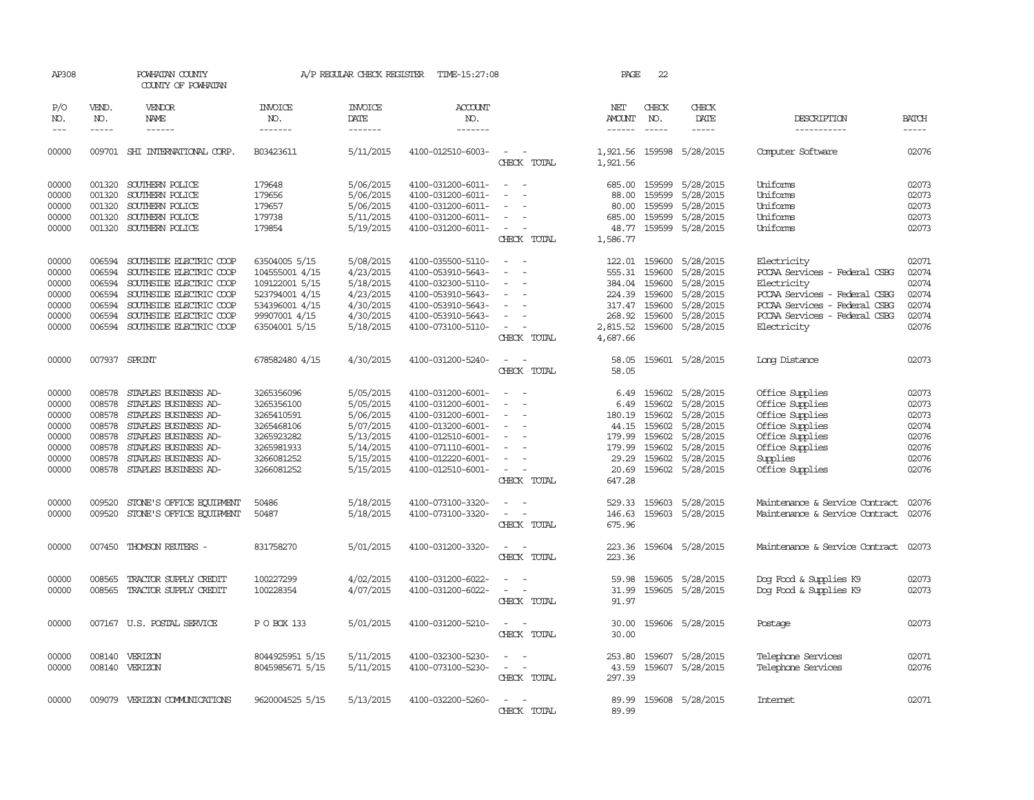AP308 POWHATAN COUNTY A/P REGULAR CHECK REGISTER TIME-15:27:08 PAGE 22

COUNTY OF POWHATAN

| P/O NO. | VEND. NO. | VENDOR NAME | INVOICE NO. | INVOICE DATE | ACCOUNT NO. | | NET AMOUNT | CHECK NO. | CHECK DATE | DESCRIPTION | BATCH |
|---|---|---|---|---|---|---|---|---|---|---|---|
| 00000 | 009701 | SHI INTERNATIONAL CORP. | B03423611 | 5/11/2015 | 4100-012510-6003- | - - | 1,921.56 | 159598 | 5/28/2015 | Computer Software | 02076 |
| | | | | | | CHECK TOTAL | 1,921.56 | | | | |
| 00000 | 001320 | SOUTHERN POLICE | 179648 | 5/06/2015 | 4100-031200-6011- | - - | 685.00 | 159599 | 5/28/2015 | Uniforms | 02073 |
| 00000 | 001320 | SOUTHERN POLICE | 179656 | 5/06/2015 | 4100-031200-6011- | - - | 88.00 | 159599 | 5/28/2015 | Uniforms | 02073 |
| 00000 | 001320 | SOUTHERN POLICE | 179657 | 5/06/2015 | 4100-031200-6011- | - - | 80.00 | 159599 | 5/28/2015 | Uniforms | 02073 |
| 00000 | 001320 | SOUTHERN POLICE | 179738 | 5/11/2015 | 4100-031200-6011- | - - | 685.00 | 159599 | 5/28/2015 | Uniforms | 02073 |
| 00000 | 001320 | SOUTHERN POLICE | 179854 | 5/19/2015 | 4100-031200-6011- | - - | 48.77 | 159599 | 5/28/2015 | Uniforms | 02073 |
| | | | | | | CHECK TOTAL | 1,586.77 | | | | |
| 00000 | 006594 | SOUTHSIDE ELECTRIC COOP | 63504005 5/15 | 5/08/2015 | 4100-035500-5110- | - - | 122.01 | 159600 | 5/28/2015 | Electricity | 02071 |
| 00000 | 006594 | SOUTHSIDE ELECTRIC COOP | 104555001 4/15 | 4/23/2015 | 4100-053910-5643- | - - | 555.31 | 159600 | 5/28/2015 | PCCAA Services - Federal CSBG | 02074 |
| 00000 | 006594 | SOUTHSIDE ELECTRIC COOP | 109122001 5/15 | 5/18/2015 | 4100-032300-5110- | - - | 384.04 | 159600 | 5/28/2015 | Electricity | 02074 |
| 00000 | 006594 | SOUTHSIDE ELECTRIC COOP | 523794001 4/15 | 4/23/2015 | 4100-053910-5643- | - - | 224.39 | 159600 | 5/28/2015 | PCCAA Services - Federal CSBG | 02074 |
| 00000 | 006594 | SOUTHSIDE ELECTRIC COOP | 534396001 4/15 | 4/30/2015 | 4100-053910-5643- | - - | 317.47 | 159600 | 5/28/2015 | PCCAA Services - Federal CSBG | 02074 |
| 00000 | 006594 | SOUTHSIDE ELECTRIC COOP | 99907001 4/15 | 4/30/2015 | 4100-053910-5643- | - - | 268.92 | 159600 | 5/28/2015 | PCCAA Services - Federal CSBG | 02074 |
| 00000 | 006594 | SOUTHSIDE ELECTRIC COOP | 63504001 5/15 | 5/18/2015 | 4100-073100-5110- | - - | 2,815.52 | 159600 | 5/28/2015 | Electricity | 02076 |
| | | | | | | CHECK TOTAL | 4,687.66 | | | | |
| 00000 | 007937 | SPRINT | 678582480 4/15 | 4/30/2015 | 4100-031200-5240- | - - | 58.05 | 159601 | 5/28/2015 | Long Distance | 02073 |
| | | | | | | CHECK TOTAL | 58.05 | | | | |
| 00000 | 008578 | STAPLES BUSINESS AD- | 3265356096 | 5/05/2015 | 4100-031200-6001- | - - | 6.49 | 159602 | 5/28/2015 | Office Supplies | 02073 |
| 00000 | 008578 | STAPLES BUSINESS AD- | 3265356100 | 5/05/2015 | 4100-031200-6001- | - - | 6.49 | 159602 | 5/28/2015 | Office Supplies | 02073 |
| 00000 | 008578 | STAPLES BUSINESS AD- | 3265410591 | 5/06/2015 | 4100-031200-6001- | - - | 180.19 | 159602 | 5/28/2015 | Office Supplies | 02073 |
| 00000 | 008578 | STAPLES BUSINESS AD- | 3265468106 | 5/07/2015 | 4100-013200-6001- | - - | 44.15 | 159602 | 5/28/2015 | Office Supplies | 02074 |
| 00000 | 008578 | STAPLES BUSINESS AD- | 3265923282 | 5/13/2015 | 4100-012510-6001- | - - | 179.99 | 159602 | 5/28/2015 | Office Supplies | 02076 |
| 00000 | 008578 | STAPLES BUSINESS AD- | 3265981933 | 5/14/2015 | 4100-071110-6001- | - - | 179.99 | 159602 | 5/28/2015 | Office Supplies | 02076 |
| 00000 | 008578 | STAPLES BUSINESS AD- | 3266081252 | 5/15/2015 | 4100-012220-6001- | - - | 29.29 | 159602 | 5/28/2015 | Supplies | 02076 |
| 00000 | 008578 | STAPLES BUSINESS AD- | 3266081252 | 5/15/2015 | 4100-012510-6001- | - - | 20.69 | 159602 | 5/28/2015 | Office Supplies | 02076 |
| | | | | | | CHECK TOTAL | 647.28 | | | | |
| 00000 | 009520 | STONE'S OFFICE EQUIPMENT | 50486 | 5/18/2015 | 4100-073100-3320- | - - | 529.33 | 159603 | 5/28/2015 | Maintenance & Service Contract | 02076 |
| 00000 | 009520 | STONE'S OFFICE EQUIPMENT | 50487 | 5/18/2015 | 4100-073100-3320- | - - | 146.63 | 159603 | 5/28/2015 | Maintenance & Service Contract | 02076 |
| | | | | | | CHECK TOTAL | 675.96 | | | | |
| 00000 | 007450 | THOMSON REUTERS - | 831758270 | 5/01/2015 | 4100-031200-3320- | - - | 223.36 | 159604 | 5/28/2015 | Maintenance & Service Contract | 02073 |
| | | | | | | CHECK TOTAL | 223.36 | | | | |
| 00000 | 008565 | TRACTOR SUPPLY CREDIT | 100227299 | 4/02/2015 | 4100-031200-6022- | - - | 59.98 | 159605 | 5/28/2015 | Dog Food & Supplies K9 | 02073 |
| 00000 | 008565 | TRACTOR SUPPLY CREDIT | 100228354 | 4/07/2015 | 4100-031200-6022- | - - | 31.99 | 159605 | 5/28/2015 | Dog Food & Supplies K9 | 02073 |
| | | | | | | CHECK TOTAL | 91.97 | | | | |
| 00000 | 007167 | U.S. POSTAL SERVICE | P O BOX 133 | 5/01/2015 | 4100-031200-5210- | - - | 30.00 | 159606 | 5/28/2015 | Postage | 02073 |
| | | | | | | CHECK TOTAL | 30.00 | | | | |
| 00000 | 008140 | VERIZON | 8044925951 5/15 | 5/11/2015 | 4100-032300-5230- | - - | 253.80 | 159607 | 5/28/2015 | Telephone Services | 02071 |
| 00000 | 008140 | VERIZON | 8045985671 5/15 | 5/11/2015 | 4100-073100-5230- | - - | 43.59 | 159607 | 5/28/2015 | Telephone Services | 02076 |
| | | | | | | CHECK TOTAL | 297.39 | | | | |
| 00000 | 009079 | VERIZON COMMUNICATIONS | 9620004525 5/15 | 5/13/2015 | 4100-032200-5260- | - - | 89.99 | 159608 | 5/28/2015 | Internet | 02071 |
| | | | | | | CHECK TOTAL | 89.99 | | | | |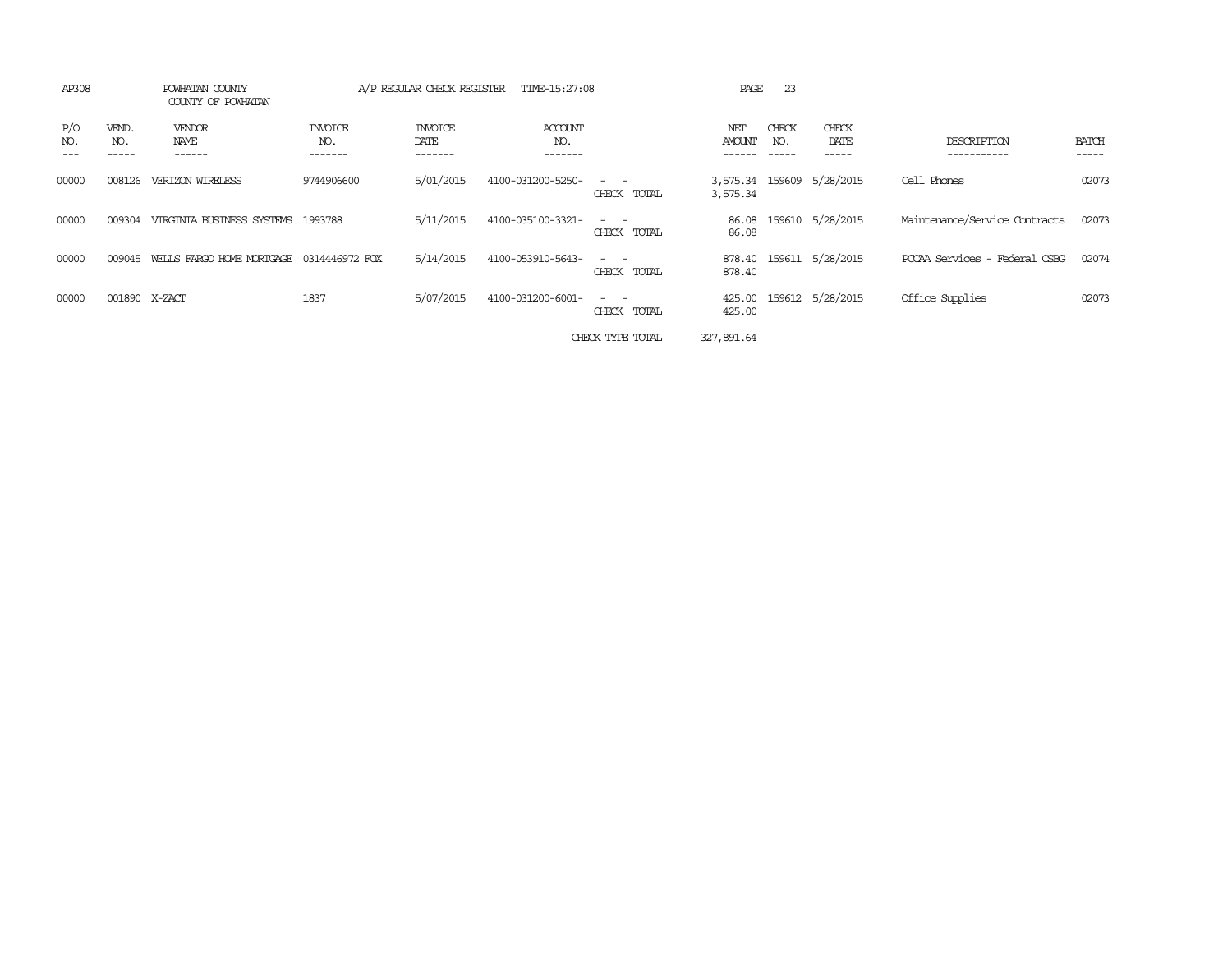AP308 POWHATAN COUNTY A/P REGULAR CHECK REGISTER TIME-15:27:08 PAGE 23

COUNTY OF POWHATAN

| P/O NO. | VEND. NO. | VENDOR NAME | INVOICE NO. | INVOICE DATE | ACCOUNT NO. | | NET AMOUNT | CHECK NO. | CHECK DATE | DESCRIPTION | BATCH |
|---|---|---|---|---|---|---|---|---|---|---|---|
| 00000 | 008126 | VERIZON WIRELESS | 9744906600 | 5/01/2015 | 4100-031200-5250- | - - | 3,575.34 | 159609 | 5/28/2015 | Cell Phones | 02073 |
| | | | | | | CHECK TOTAL | 3,575.34 | | | | |
| 00000 | 009304 | VIRGINIA BUSINESS SYSTEMS | 1993788 | 5/11/2015 | 4100-035100-3321- | - - | 86.08 | 159610 | 5/28/2015 | Maintenance/Service Contracts | 02073 |
| | | | | | | CHECK TOTAL | 86.08 | | | | |
| 00000 | 009045 | WELLS FARGO HOME MORTGAGE | 0314446972 FOX | 5/14/2015 | 4100-053910-5643- | - - | 878.40 | 159611 | 5/28/2015 | PCCAA Services - Federal CSBG | 02074 |
| | | | | | | CHECK TOTAL | 878.40 | | | | |
| 00000 | 001890 | X-ZACT | 1837 | 5/07/2015 | 4100-031200-6001- | - - | 425.00 | 159612 | 5/28/2015 | Office Supplies | 02073 |
| | | | | | | CHECK TOTAL | 425.00 | | | | |
| | | | | | | CHECK TYPE TOTAL | 327,891.64 | | | | |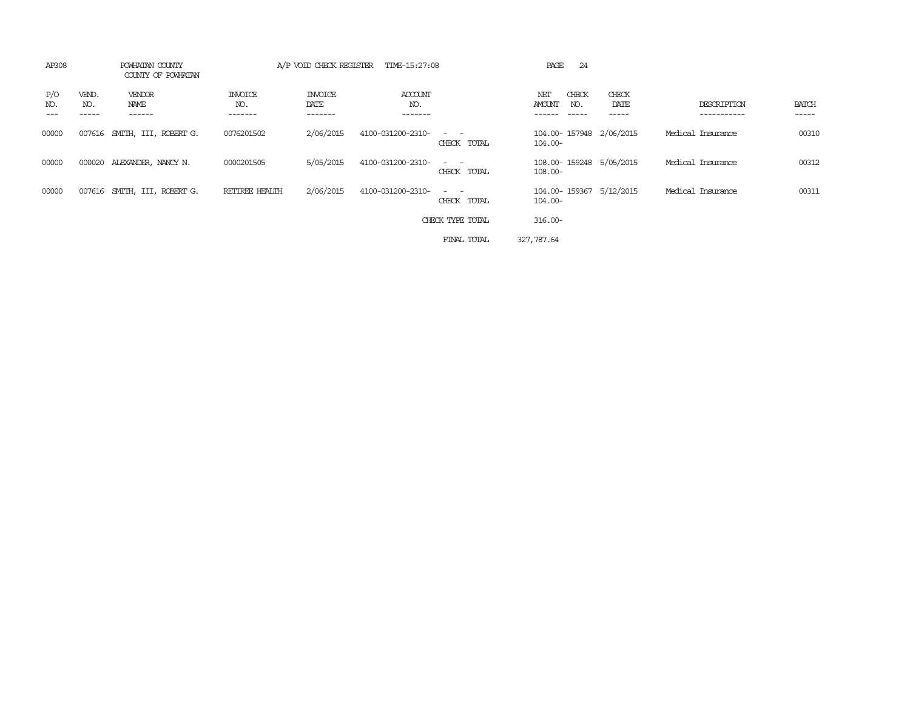AP308 POWHATAN COUNTY A/P VOID CHECK REGISTER TIME-15:27:08

COUNTY OF POWHATAN

| P/O NO. | VEND. NO. | VENDOR NAME | INVOICE NO. | INVOICE DATE | ACCOUNT NO. | | NET AMOUNT | CHECK NO. | CHECK DATE | DESCRIPTION | BATCH |
|---|---|---|---|---|---|---|---|---|---|---|---|
| 00000 | 007616 | SMITH, III, ROBERT G. | 0076201502 | 2/06/2015 | 4100-031200-2310- | - - | 104.00- | 157948 | 2/06/2015 | Medical Insurance | 00310 |
| | | | | | | CHECK TOTAL | 104.00- | | | | |
| 00000 | 000020 | ALEXANDER, NANCY N. | 0000201505 | 5/05/2015 | 4100-031200-2310- | - - | 108.00- | 159248 | 5/05/2015 | Medical Insurance | 00312 |
| | | | | | | CHECK TOTAL | 108.00- | | | | |
| 00000 | 007616 | SMITH, III, ROBERT G. | RETIREE HEALTH | 2/06/2015 | 4100-031200-2310- | - - | 104.00- | 159367 | 5/12/2015 | Medical Insurance | 00311 |
| | | | | | | CHECK TOTAL | 104.00- | | | | |
| | | | | | | CHECK TYPE TOTAL | 316.00- | | | | |
| | | | | | | FINAL TOTAL | 327,787.64 | | | | |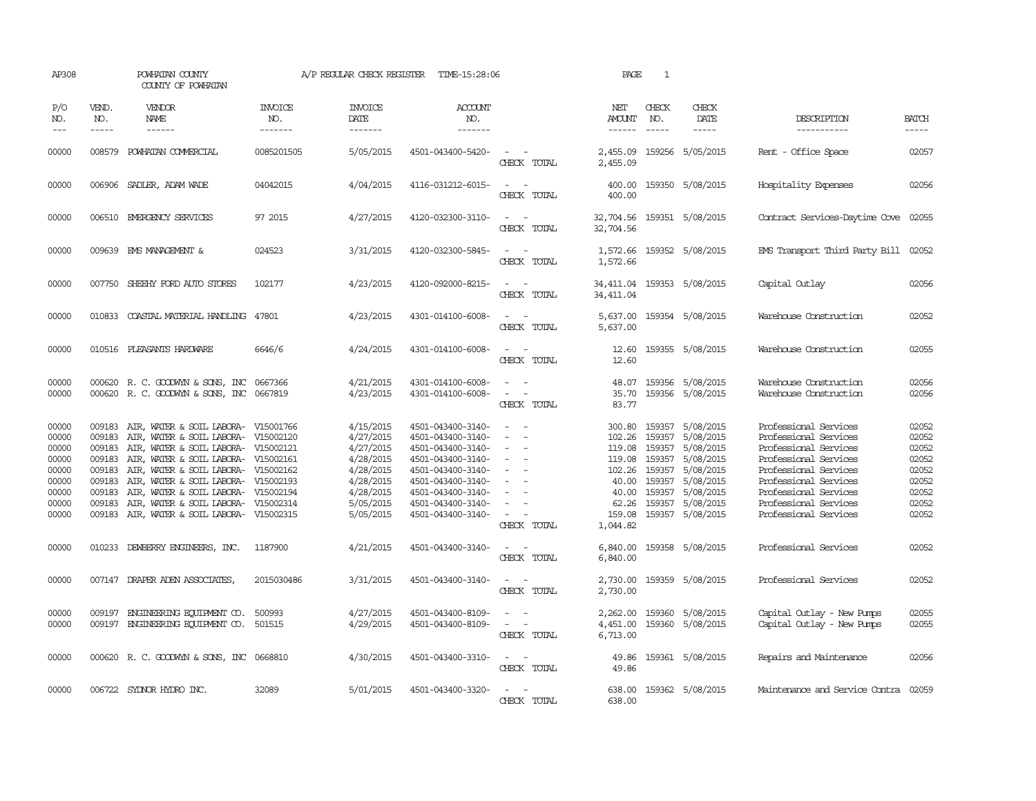AP308 POWHATAN COUNTY A/P REGULAR CHECK REGISTER TIME-15:28:06 PAGE 1

COUNTY OF POWHATAN

| P/O NO. | VEND. NO. | VENDOR NAME | INVOICE NO. | INVOICE DATE | ACCOUNT NO. | | NET AMOUNT | CHECK NO. | CHECK DATE | DESCRIPTION | BATCH |
|---|---|---|---|---|---|---|---|---|---|---|---|
| 00000 | 008579 | POWHATAN COMMERCIAL | 0085201505 | 5/05/2015 | 4501-043400-5420- | - - | 2,455.09 | 159256 | 5/05/2015 | Rent - Office Space | 02057 |
| | | | | | | CHECK TOTAL | 2,455.09 | | | | |
| 00000 | 006906 | SADLER, ADAM WADE | 04042015 | 4/04/2015 | 4116-031212-6015- | - - | 400.00 | 159350 | 5/08/2015 | Hospitality Expenses | 02056 |
| | | | | | | CHECK TOTAL | 400.00 | | | | |
| 00000 | 006510 | EMERGENCY SERVICES | 97 2015 | 4/27/2015 | 4120-032300-3110- | - - | 32,704.56 | 159351 | 5/08/2015 | Contract Services-Daytime Cove | 02055 |
| | | | | | | CHECK TOTAL | 32,704.56 | | | | |
| 00000 | 009639 | EMS MANAGEMENT & | 024523 | 3/31/2015 | 4120-032300-5845- | - - | 1,572.66 | 159352 | 5/08/2015 | EMS Transport Third Party Bill | 02052 |
| | | | | | | CHECK TOTAL | 1,572.66 | | | | |
| 00000 | 007750 | SHEEHY FORD AUTO STORES | 102177 | 4/23/2015 | 4120-092000-8215- | - - | 34,411.04 | 159353 | 5/08/2015 | Capital Outlay | 02056 |
| | | | | | | CHECK TOTAL | 34,411.04 | | | | |
| 00000 | 010833 | COASTAL MATERIAL HANDLING | 47801 | 4/23/2015 | 4301-014100-6008- | - - | 5,637.00 | 159354 | 5/08/2015 | Warehouse Construction | 02052 |
| | | | | | | CHECK TOTAL | 5,637.00 | | | | |
| 00000 | 010516 | PLEASANTS HARDWARE | 6646/6 | 4/24/2015 | 4301-014100-6008- | - - | 12.60 | 159355 | 5/08/2015 | Warehouse Construction | 02055 |
| | | | | | | CHECK TOTAL | 12.60 | | | | |
| 00000 | 000620 | R. C. GOODWYN & SONS, INC | 0667366 | 4/21/2015 | 4301-014100-6008- | - - | 48.07 | 159356 | 5/08/2015 | Warehouse Construction | 02056 |
| 00000 | 000620 | R. C. GOODWYN & SONS, INC | 0667819 | 4/23/2015 | 4301-014100-6008- | - - | 35.70 | 159356 | 5/08/2015 | Warehouse Construction | 02056 |
| | | | | | | CHECK TOTAL | 83.77 | | | | |
| 00000 | 009183 | AIR, WATER & SOIL LABORA- | V15001766 | 4/15/2015 | 4501-043400-3140- | - - | 300.80 | 159357 | 5/08/2015 | Professional Services | 02052 |
| 00000 | 009183 | AIR, WATER & SOIL LABORA- | V15002120 | 4/27/2015 | 4501-043400-3140- | - - | 102.26 | 159357 | 5/08/2015 | Professional Services | 02052 |
| 00000 | 009183 | AIR, WATER & SOIL LABORA- | V15002121 | 4/27/2015 | 4501-043400-3140- | - - | 119.08 | 159357 | 5/08/2015 | Professional Services | 02052 |
| 00000 | 009183 | AIR, WATER & SOIL LABORA- | V15002161 | 4/28/2015 | 4501-043400-3140- | - - | 119.08 | 159357 | 5/08/2015 | Professional Services | 02052 |
| 00000 | 009183 | AIR, WATER & SOIL LABORA- | V15002162 | 4/28/2015 | 4501-043400-3140- | - - | 102.26 | 159357 | 5/08/2015 | Professional Services | 02052 |
| 00000 | 009183 | AIR, WATER & SOIL LABORA- | V15002193 | 4/28/2015 | 4501-043400-3140- | - - | 40.00 | 159357 | 5/08/2015 | Professional Services | 02052 |
| 00000 | 009183 | AIR, WATER & SOIL LABORA- | V15002194 | 4/28/2015 | 4501-043400-3140- | - - | 40.00 | 159357 | 5/08/2015 | Professional Services | 02052 |
| 00000 | 009183 | AIR, WATER & SOIL LABORA- | V15002314 | 5/05/2015 | 4501-043400-3140- | - - | 62.26 | 159357 | 5/08/2015 | Professional Services | 02052 |
| 00000 | 009183 | AIR, WATER & SOIL LABORA- | V15002315 | 5/05/2015 | 4501-043400-3140- | - - | 159.08 | 159357 | 5/08/2015 | Professional Services | 02052 |
| | | | | | | CHECK TOTAL | 1,044.82 | | | | |
| 00000 | 010233 | DEWBERRY ENGINEERS, INC. | 1187900 | 4/21/2015 | 4501-043400-3140- | - - | 6,840.00 | 159358 | 5/08/2015 | Professional Services | 02052 |
| | | | | | | CHECK TOTAL | 6,840.00 | | | | |
| 00000 | 007147 | DRAPER ADEN ASSOCIATES, | 2015030486 | 3/31/2015 | 4501-043400-3140- | - - | 2,730.00 | 159359 | 5/08/2015 | Professional Services | 02052 |
| | | | | | | CHECK TOTAL | 2,730.00 | | | | |
| 00000 | 009197 | ENGINEERING EQUIPMENT CO. | 500993 | 4/27/2015 | 4501-043400-8109- | - - | 2,262.00 | 159360 | 5/08/2015 | Capital Outlay - New Pumps | 02055 |
| 00000 | 009197 | ENGINEERING EQUIPMENT CO. | 501515 | 4/29/2015 | 4501-043400-8109- | - - | 4,451.00 | 159360 | 5/08/2015 | Capital Outlay - New Pumps | 02055 |
| | | | | | | CHECK TOTAL | 6,713.00 | | | | |
| 00000 | 000620 | R. C. GOODWYN & SONS, INC | 0668810 | 4/30/2015 | 4501-043400-3310- | - - | 49.86 | 159361 | 5/08/2015 | Repairs and Maintenance | 02056 |
| | | | | | | CHECK TOTAL | 49.86 | | | | |
| 00000 | 006722 | SYDNOR HYDRO INC. | 32089 | 5/01/2015 | 4501-043400-3320- | - - | 638.00 | 159362 | 5/08/2015 | Maintenance and Service Contra | 02059 |
| | | | | | | CHECK TOTAL | 638.00 | | | | |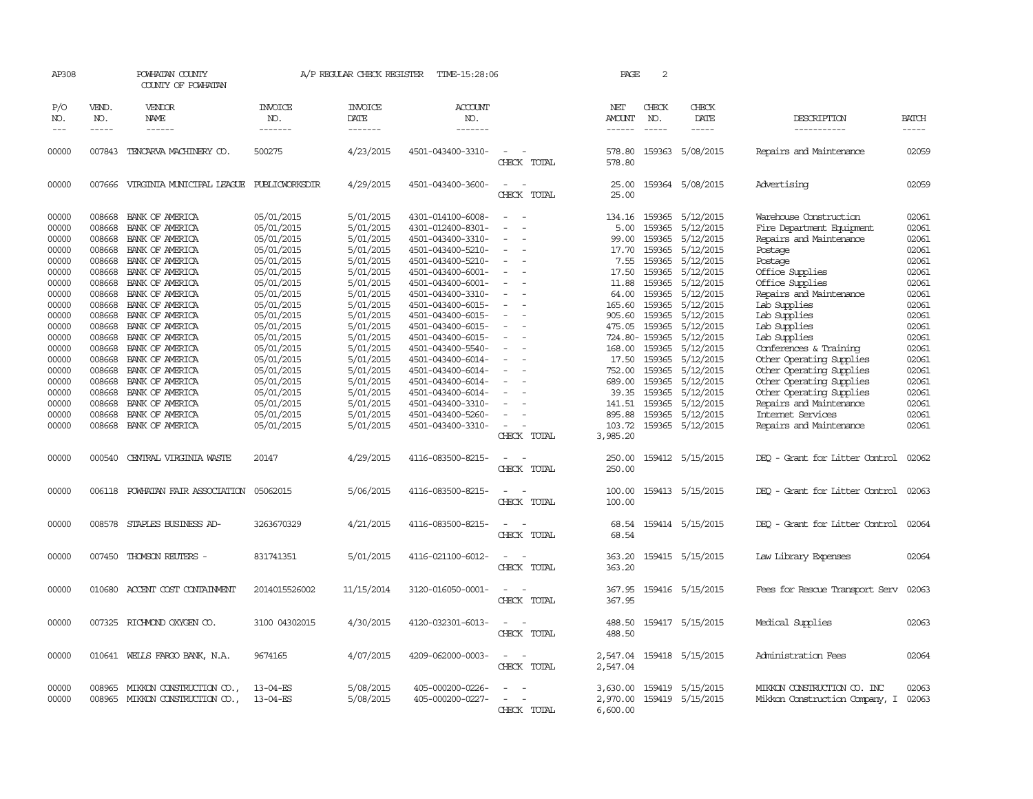AP308 POWHATAN COUNTY A/P REGULAR CHECK REGISTER TIME-15:28:06 PAGE 2

COUNTY OF POWHATAN

| P/O NO. | VEND. NO. | VENDOR NAME | INVOICE NO. | INVOICE DATE | ACCOUNT NO. | | NET AMOUNT | CHECK NO. | CHECK DATE | DESCRIPTION | BATCH |
|---|---|---|---|---|---|---|---|---|---|---|---|
| 00000 | 007843 | TENCARVA MACHINERY CO. | 500275 | 4/23/2015 | 4501-043400-3310- | - - | 578.80 | 159363 | 5/08/2015 | Repairs and Maintenance | 02059 |
| | | | | | | CHECK TOTAL | 578.80 | | | | |
| 00000 | 007666 | VIRGINIA MUNICIPAL LEAGUE | PUBLICWORKSDIR | 4/29/2015 | 4501-043400-3600- | - - | 25.00 | 159364 | 5/08/2015 | Advertising | 02059 |
| | | | | | | CHECK TOTAL | 25.00 | | | | |
| 00000 | 008668 | BANK OF AMERICA | 05/01/2015 | 5/01/2015 | 4301-014100-6008- | - - | 134.16 | 159365 | 5/12/2015 | Warehouse Construction | 02061 |
| 00000 | 008668 | BANK OF AMERICA | 05/01/2015 | 5/01/2015 | 4301-012400-8301- | - - | 5.00 | 159365 | 5/12/2015 | Fire Department Equipment | 02061 |
| 00000 | 008668 | BANK OF AMERICA | 05/01/2015 | 5/01/2015 | 4501-043400-3310- | - - | 99.00 | 159365 | 5/12/2015 | Repairs and Maintenance | 02061 |
| 00000 | 008668 | BANK OF AMERICA | 05/01/2015 | 5/01/2015 | 4501-043400-5210- | - - | 17.70 | 159365 | 5/12/2015 | Postage | 02061 |
| 00000 | 008668 | BANK OF AMERICA | 05/01/2015 | 5/01/2015 | 4501-043400-5210- | - - | 7.55 | 159365 | 5/12/2015 | Postage | 02061 |
| 00000 | 008668 | BANK OF AMERICA | 05/01/2015 | 5/01/2015 | 4501-043400-6001- | - - | 17.50 | 159365 | 5/12/2015 | Office Supplies | 02061 |
| 00000 | 008668 | BANK OF AMERICA | 05/01/2015 | 5/01/2015 | 4501-043400-6001- | - - | 11.88 | 159365 | 5/12/2015 | Office Supplies | 02061 |
| 00000 | 008668 | BANK OF AMERICA | 05/01/2015 | 5/01/2015 | 4501-043400-3310- | - - | 64.00 | 159365 | 5/12/2015 | Repairs and Maintenance | 02061 |
| 00000 | 008668 | BANK OF AMERICA | 05/01/2015 | 5/01/2015 | 4501-043400-6015- | - - | 165.60 | 159365 | 5/12/2015 | Lab Supplies | 02061 |
| 00000 | 008668 | BANK OF AMERICA | 05/01/2015 | 5/01/2015 | 4501-043400-6015- | - - | 905.60 | 159365 | 5/12/2015 | Lab Supplies | 02061 |
| 00000 | 008668 | BANK OF AMERICA | 05/01/2015 | 5/01/2015 | 4501-043400-6015- | - - | 475.05 | 159365 | 5/12/2015 | Lab Supplies | 02061 |
| 00000 | 008668 | BANK OF AMERICA | 05/01/2015 | 5/01/2015 | 4501-043400-6015- | - - | 724.80- | 159365 | 5/12/2015 | Lab Supplies | 02061 |
| 00000 | 008668 | BANK OF AMERICA | 05/01/2015 | 5/01/2015 | 4501-043400-5540- | - - | 168.00 | 159365 | 5/12/2015 | Conferences & Training | 02061 |
| 00000 | 008668 | BANK OF AMERICA | 05/01/2015 | 5/01/2015 | 4501-043400-6014- | - - | 17.50 | 159365 | 5/12/2015 | Other Operating Supplies | 02061 |
| 00000 | 008668 | BANK OF AMERICA | 05/01/2015 | 5/01/2015 | 4501-043400-6014- | - - | 752.00 | 159365 | 5/12/2015 | Other Operating Supplies | 02061 |
| 00000 | 008668 | BANK OF AMERICA | 05/01/2015 | 5/01/2015 | 4501-043400-6014- | - - | 689.00 | 159365 | 5/12/2015 | Other Operating Supplies | 02061 |
| 00000 | 008668 | BANK OF AMERICA | 05/01/2015 | 5/01/2015 | 4501-043400-6014- | - - | 39.35 | 159365 | 5/12/2015 | Other Operating Supplies | 02061 |
| 00000 | 008668 | BANK OF AMERICA | 05/01/2015 | 5/01/2015 | 4501-043400-3310- | - - | 141.51 | 159365 | 5/12/2015 | Repairs and Maintenance | 02061 |
| 00000 | 008668 | BANK OF AMERICA | 05/01/2015 | 5/01/2015 | 4501-043400-5260- | - - | 895.88 | 159365 | 5/12/2015 | Internet Services | 02061 |
| 00000 | 008668 | BANK OF AMERICA | 05/01/2015 | 5/01/2015 | 4501-043400-3310- | - - | 103.72 | 159365 | 5/12/2015 | Repairs and Maintenance | 02061 |
| | | | | | | CHECK TOTAL | 3,985.20 | | | | |
| 00000 | 000540 | CENTRAL VIRGINIA WASTE | 20147 | 4/29/2015 | 4116-083500-8215- | - - | 250.00 | 159412 | 5/15/2015 | DEQ - Grant for Litter Control | 02062 |
| | | | | | | CHECK TOTAL | 250.00 | | | | |
| 00000 | 006118 | POWHATAN FAIR ASSOCIATION | 05062015 | 5/06/2015 | 4116-083500-8215- | - - | 100.00 | 159413 | 5/15/2015 | DEQ - Grant for Litter Control | 02063 |
| | | | | | | CHECK TOTAL | 100.00 | | | | |
| 00000 | 008578 | STAPLES BUSINESS AD- | 3263670329 | 4/21/2015 | 4116-083500-8215- | - - | 68.54 | 159414 | 5/15/2015 | DEQ - Grant for Litter Control | 02064 |
| | | | | | | CHECK TOTAL | 68.54 | | | | |
| 00000 | 007450 | THOMSON REUTERS - | 831741351 | 5/01/2015 | 4116-021100-6012- | - - | 363.20 | 159415 | 5/15/2015 | Law Library Expenses | 02064 |
| | | | | | | CHECK TOTAL | 363.20 | | | | |
| 00000 | 010680 | ACCENT COST CONTAINMENT | 2014015526002 | 11/15/2014 | 3120-016050-0001- | - - | 367.95 | 159416 | 5/15/2015 | Fees for Rescue Transport Serv | 02063 |
| | | | | | | CHECK TOTAL | 367.95 | | | | |
| 00000 | 007325 | RICHMOND OXYGEN CO. | 3100 04302015 | 4/30/2015 | 4120-032301-6013- | - - | 488.50 | 159417 | 5/15/2015 | Medical Supplies | 02063 |
| | | | | | | CHECK TOTAL | 488.50 | | | | |
| 00000 | 010641 | WELLS FARGO BANK, N.A. | 9674165 | 4/07/2015 | 4209-062000-0003- | - - | 2,547.04 | 159418 | 5/15/2015 | Administration Fees | 02064 |
| | | | | | | CHECK TOTAL | 2,547.04 | | | | |
| 00000 | 008965 | MIKKON CONSTRUCTION CO., | 13-04-ES | 5/08/2015 | 405-000200-0226- | - - | 3,630.00 | 159419 | 5/15/2015 | MIKKON CONSTRUCTION CO. INC | 02063 |
| 00000 | 008965 | MIKKON CONSTRUCTION CO., | 13-04-ES | 5/08/2015 | 405-000200-0227- | - - | 2,970.00 | 159419 | 5/15/2015 | Mikkon Construction Company, I | 02063 |
| | | | | | | CHECK TOTAL | 6,600.00 | | | | |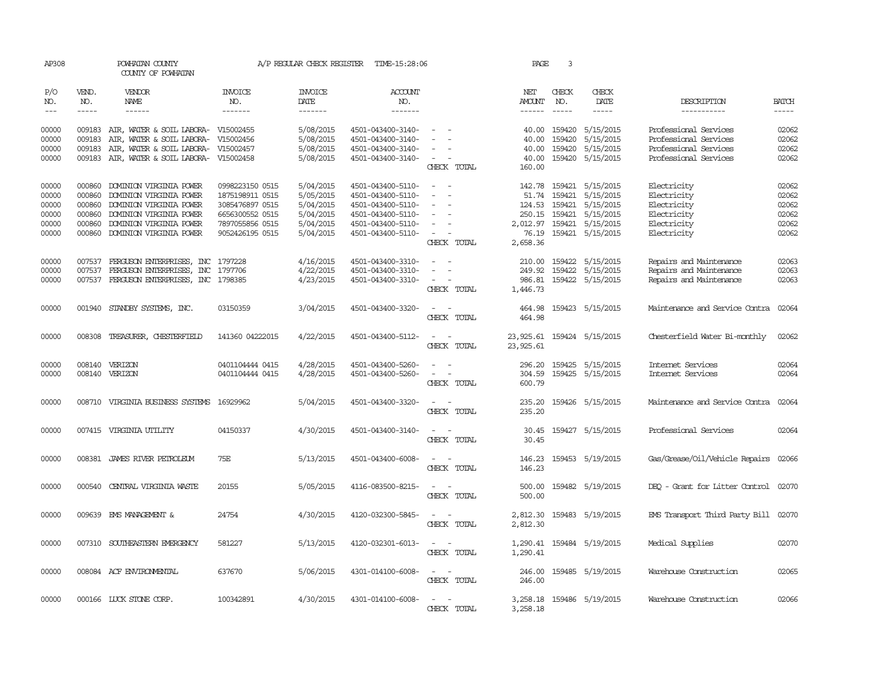AP308 POWHATAN COUNTY A/P REGULAR CHECK REGISTER TIME-15:28:06 PAGE 3

COUNTY OF POWHATAN

| P/O NO. | VEND. NO. | VENDOR NAME | INVOICE NO. | INVOICE DATE | ACCOUNT NO. | | NET AMOUNT | CHECK NO. | CHECK DATE | DESCRIPTION | BATCH |
|---|---|---|---|---|---|---|---|---|---|---|---|
| 00000 | 009183 | AIR, WATER & SOIL LABORA- | V15002455 | 5/08/2015 | 4501-043400-3140- | - - | 40.00 | 159420 | 5/15/2015 | Professional Services | 02062 |
| 00000 | 009183 | AIR, WATER & SOIL LABORA- | V15002456 | 5/08/2015 | 4501-043400-3140- | - - | 40.00 | 159420 | 5/15/2015 | Professional Services | 02062 |
| 00000 | 009183 | AIR, WATER & SOIL LABORA- | V15002457 | 5/08/2015 | 4501-043400-3140- | - - | 40.00 | 159420 | 5/15/2015 | Professional Services | 02062 |
| 00000 | 009183 | AIR, WATER & SOIL LABORA- | V15002458 | 5/08/2015 | 4501-043400-3140- | - - | 40.00 | 159420 | 5/15/2015 | Professional Services | 02062 |
| | | | | | | CHECK TOTAL | 160.00 | | | | |
| 00000 | 000860 | DOMINION VIRGINIA POWER | 0998223150 0515 | 5/04/2015 | 4501-043400-5110- | - - | 142.78 | 159421 | 5/15/2015 | Electricity | 02062 |
| 00000 | 000860 | DOMINION VIRGINIA POWER | 1875198911 0515 | 5/05/2015 | 4501-043400-5110- | - - | 51.74 | 159421 | 5/15/2015 | Electricity | 02062 |
| 00000 | 000860 | DOMINION VIRGINIA POWER | 3085476897 0515 | 5/04/2015 | 4501-043400-5110- | - - | 124.53 | 159421 | 5/15/2015 | Electricity | 02062 |
| 00000 | 000860 | DOMINION VIRGINIA POWER | 6656300552 0515 | 5/04/2015 | 4501-043400-5110- | - - | 250.15 | 159421 | 5/15/2015 | Electricity | 02062 |
| 00000 | 000860 | DOMINION VIRGINIA POWER | 7897055856 0515 | 5/04/2015 | 4501-043400-5110- | - - | 2,012.97 | 159421 | 5/15/2015 | Electricity | 02062 |
| 00000 | 000860 | DOMINION VIRGINIA POWER | 9052426195 0515 | 5/04/2015 | 4501-043400-5110- | - - | 76.19 | 159421 | 5/15/2015 | Electricity | 02062 |
| | | | | | | CHECK TOTAL | 2,658.36 | | | | |
| 00000 | 007537 | FERGUSON ENTERPRISES, INC | 1797228 | 4/16/2015 | 4501-043400-3310- | - - | 210.00 | 159422 | 5/15/2015 | Repairs and Maintenance | 02063 |
| 00000 | 007537 | FERGUSON ENTERPRISES, INC | 1797706 | 4/22/2015 | 4501-043400-3310- | - - | 249.92 | 159422 | 5/15/2015 | Repairs and Maintenance | 02063 |
| 00000 | 007537 | FERGUSON ENTERPRISES, INC | 1798385 | 4/23/2015 | 4501-043400-3310- | - - | 986.81 | 159422 | 5/15/2015 | Repairs and Maintenance | 02063 |
| | | | | | | CHECK TOTAL | 1,446.73 | | | | |
| 00000 | 001940 | STANDBY SYSTEMS, INC. | 03150359 | 3/04/2015 | 4501-043400-3320- | - - | 464.98 | 159423 | 5/15/2015 | Maintenance and Service Contra | 02064 |
| | | | | | | CHECK TOTAL | 464.98 | | | | |
| 00000 | 008308 | TREASURER, CHESTERFIELD | 141360 04222015 | 4/22/2015 | 4501-043400-5112- | - - | 23,925.61 | 159424 | 5/15/2015 | Chesterfield Water Bi-monthly | 02062 |
| | | | | | | CHECK TOTAL | 23,925.61 | | | | |
| 00000 | 008140 | VERIZON | 0401104444 0415 | 4/28/2015 | 4501-043400-5260- | - - | 296.20 | 159425 | 5/15/2015 | Internet Services | 02064 |
| 00000 | 008140 | VERIZON | 0401104444 0415 | 4/28/2015 | 4501-043400-5260- | - - | 304.59 | 159425 | 5/15/2015 | Internet Services | 02064 |
| | | | | | | CHECK TOTAL | 600.79 | | | | |
| 00000 | 008710 | VIRGINIA BUSINESS SYSTEMS | 16929962 | 5/04/2015 | 4501-043400-3320- | - - | 235.20 | 159426 | 5/15/2015 | Maintenance and Service Contra | 02064 |
| | | | | | | CHECK TOTAL | 235.20 | | | | |
| 00000 | 007415 | VIRGINIA UTILITY | 04150337 | 4/30/2015 | 4501-043400-3140- | - - | 30.45 | 159427 | 5/15/2015 | Professional Services | 02064 |
| | | | | | | CHECK TOTAL | 30.45 | | | | |
| 00000 | 008381 | JAMES RIVER PETROLEUM | 75E | 5/13/2015 | 4501-043400-6008- | - - | 146.23 | 159453 | 5/19/2015 | Gas/Grease/Oil/Vehicle Repairs | 02066 |
| | | | | | | CHECK TOTAL | 146.23 | | | | |
| 00000 | 000540 | CENTRAL VIRGINIA WASTE | 20155 | 5/05/2015 | 4116-083500-8215- | - - | 500.00 | 159482 | 5/19/2015 | DEQ - Grant for Litter Control | 02070 |
| | | | | | | CHECK TOTAL | 500.00 | | | | |
| 00000 | 009639 | EMS MANAGEMENT & | 24754 | 4/30/2015 | 4120-032300-5845- | - - | 2,812.30 | 159483 | 5/19/2015 | EMS Transport Third Party Bill | 02070 |
| | | | | | | CHECK TOTAL | 2,812.30 | | | | |
| 00000 | 007310 | SOUTHEASTERN EMERGENCY | 581227 | 5/13/2015 | 4120-032301-6013- | - - | 1,290.41 | 159484 | 5/19/2015 | Medical Supplies | 02070 |
| | | | | | | CHECK TOTAL | 1,290.41 | | | | |
| 00000 | 008084 | ACF ENVIRONMENTAL | 637670 | 5/06/2015 | 4301-014100-6008- | - - | 246.00 | 159485 | 5/19/2015 | Warehouse Construction | 02065 |
| | | | | | | CHECK TOTAL | 246.00 | | | | |
| 00000 | 000166 | LUCK STONE CORP. | 100342891 | 4/30/2015 | 4301-014100-6008- | - - | 3,258.18 | 159486 | 5/19/2015 | Warehouse Construction | 02066 |
| | | | | | | CHECK TOTAL | 3,258.18 | | | | |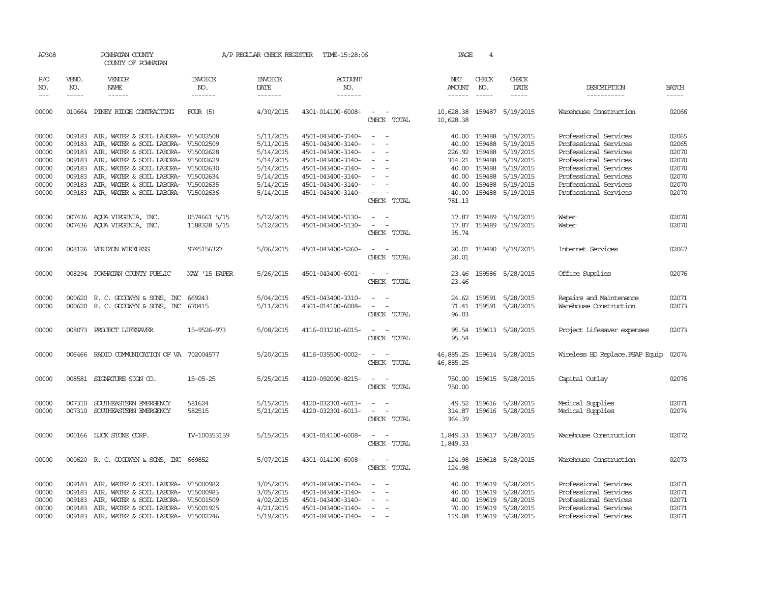AP308 POWHATAN COUNTY COUNTY OF POWHATAN A/P REGULAR CHECK REGISTER TIME-15:28:06 PAGE 4

| P/O NO. | VEND. NO. | VENDOR NAME | INVOICE NO. | INVOICE DATE | ACCOUNT NO. | | NET AMOUNT | CHECK NO. | CHECK DATE | DESCRIPTION | BATCH |
|---|---|---|---|---|---|---|---|---|---|---|---|
| 00000 | 010664 | PINEY RIDGE CONTRACTING | FOUR (5) | 4/30/2015 | 4301-014100-6008- | - - | 10,628.38 | 159487 | 5/19/2015 | Warehouse Construction | 02066 |
| | | | | | | CHECK TOTAL | 10,628.38 | | | | |
| 00000 | 009183 | AIR, WATER & SOIL LABORA- | V15002508 | 5/11/2015 | 4501-043400-3140- | - - | 40.00 | 159488 | 5/19/2015 | Professional Services | 02065 |
| 00000 | 009183 | AIR, WATER & SOIL LABORA- | V15002509 | 5/11/2015 | 4501-043400-3140- | - - | 40.00 | 159488 | 5/19/2015 | Professional Services | 02065 |
| 00000 | 009183 | AIR, WATER & SOIL LABORA- | V15002628 | 5/14/2015 | 4501-043400-3140- | - - | 226.92 | 159488 | 5/19/2015 | Professional Services | 02070 |
| 00000 | 009183 | AIR, WATER & SOIL LABORA- | V15002629 | 5/14/2015 | 4501-043400-3140- | - - | 314.21 | 159488 | 5/19/2015 | Professional Services | 02070 |
| 00000 | 009183 | AIR, WATER & SOIL LABORA- | V15002630 | 5/14/2015 | 4501-043400-3140- | - - | 40.00 | 159488 | 5/19/2015 | Professional Services | 02070 |
| 00000 | 009183 | AIR, WATER & SOIL LABORA- | V15002634 | 5/14/2015 | 4501-043400-3140- | - - | 40.00 | 159488 | 5/19/2015 | Professional Services | 02070 |
| 00000 | 009183 | AIR, WATER & SOIL LABORA- | V15002635 | 5/14/2015 | 4501-043400-3140- | - - | 40.00 | 159488 | 5/19/2015 | Professional Services | 02070 |
| 00000 | 009183 | AIR, WATER & SOIL LABORA- | V15002636 | 5/14/2015 | 4501-043400-3140- | - - | 40.00 | 159488 | 5/19/2015 | Professional Services | 02070 |
| | | | | | | CHECK TOTAL | 781.13 | | | | |
| 00000 | 007436 | AQUA VIRGINIA, INC. | 0574661 5/15 | 5/12/2015 | 4501-043400-5130- | - - | 17.87 | 159489 | 5/19/2015 | Water | 02070 |
| 00000 | 007436 | AQUA VIRGINIA, INC. | 1188328 5/15 | 5/12/2015 | 4501-043400-5130- | - - | 17.87 | 159489 | 5/19/2015 | Water | 02070 |
| | | | | | | CHECK TOTAL | 35.74 | | | | |
| 00000 | 008126 | VERIZON WIRELESS | 9745156327 | 5/06/2015 | 4501-043400-5260- | - - | 20.01 | 159490 | 5/19/2015 | Internet Services | 02067 |
| | | | | | | CHECK TOTAL | 20.01 | | | | |
| 00000 | 008294 | POWHATAN COUNTY PUBLIC | MAY '15 PAPER | 5/26/2015 | 4501-043400-6001- | - - | 23.46 | 159586 | 5/28/2015 | Office Supplies | 02076 |
| | | | | | | CHECK TOTAL | 23.46 | | | | |
| 00000 | 000620 | R. C. GOODWYN & SONS, INC | 669243 | 5/04/2015 | 4501-043400-3310- | - - | 24.62 | 159591 | 5/28/2015 | Repairs and Maintenance | 02071 |
| 00000 | 000620 | R. C. GOODWYN & SONS, INC | 670415 | 5/11/2015 | 4301-014100-6008- | - - | 71.41 | 159591 | 5/28/2015 | Warehouse Construction | 02073 |
| | | | | | | CHECK TOTAL | 96.03 | | | | |
| 00000 | 008073 | PROJECT LIFESAVER | 15-9526-973 | 5/08/2015 | 4116-031210-6015- | - - | 95.54 | 159613 | 5/28/2015 | Project Lifesaver expenses | 02073 |
| | | | | | | CHECK TOTAL | 95.54 | | | | |
| 00000 | 006466 | RADIO COMMUNICATION OF VA | 702004577 | 5/20/2015 | 4116-035500-0002- | - - | 46,885.25 | 159614 | 5/28/2015 | Wireless BD Replace.PSAP Equip | 02074 |
| | | | | | | CHECK TOTAL | 46,885.25 | | | | |
| 00000 | 008581 | SIGNATURE SIGN CO. | 15-05-25 | 5/25/2015 | 4120-092000-8215- | - - | 750.00 | 159615 | 5/28/2015 | Capital Outlay | 02076 |
| | | | | | | CHECK TOTAL | 750.00 | | | | |
| 00000 | 007310 | SOUTHEASTERN EMERGENCY | 581624 | 5/15/2015 | 4120-032301-6013- | - - | 49.52 | 159616 | 5/28/2015 | Medical Supplies | 02071 |
| 00000 | 007310 | SOUTHEASTERN EMERGENCY | 582515 | 5/21/2015 | 4120-032301-6013- | - - | 314.87 | 159616 | 5/28/2015 | Medical Supplies | 02074 |
| | | | | | | CHECK TOTAL | 364.39 | | | | |
| 00000 | 000166 | LUCK STONE CORP. | IV-100353159 | 5/15/2015 | 4301-014100-6008- | - - | 1,849.33 | 159617 | 5/28/2015 | Warehouse Construction | 02072 |
| | | | | | | CHECK TOTAL | 1,849.33 | | | | |
| 00000 | 000620 | R. C. GOODWYN & SONS, INC | 669852 | 5/07/2015 | 4301-014100-6008- | - - | 124.98 | 159618 | 5/28/2015 | Warehouse Construction | 02073 |
| | | | | | | CHECK TOTAL | 124.98 | | | | |
| 00000 | 009183 | AIR, WATER & SOIL LABORA- | V15000982 | 3/05/2015 | 4501-043400-3140- | - - | 40.00 | 159619 | 5/28/2015 | Professional Services | 02071 |
| 00000 | 009183 | AIR, WATER & SOIL LABORA- | V15000983 | 3/05/2015 | 4501-043400-3140- | - - | 40.00 | 159619 | 5/28/2015 | Professional Services | 02071 |
| 00000 | 009183 | AIR, WATER & SOIL LABORA- | V15001509 | 4/02/2015 | 4501-043400-3140- | - - | 40.00 | 159619 | 5/28/2015 | Professional Services | 02071 |
| 00000 | 009183 | AIR, WATER & SOIL LABORA- | V15001925 | 4/21/2015 | 4501-043400-3140- | - - | 70.00 | 159619 | 5/28/2015 | Professional Services | 02071 |
| 00000 | 009183 | AIR, WATER & SOIL LABORA- | V15002746 | 5/19/2015 | 4501-043400-3140- | - - | 119.08 | 159619 | 5/28/2015 | Professional Services | 02071 |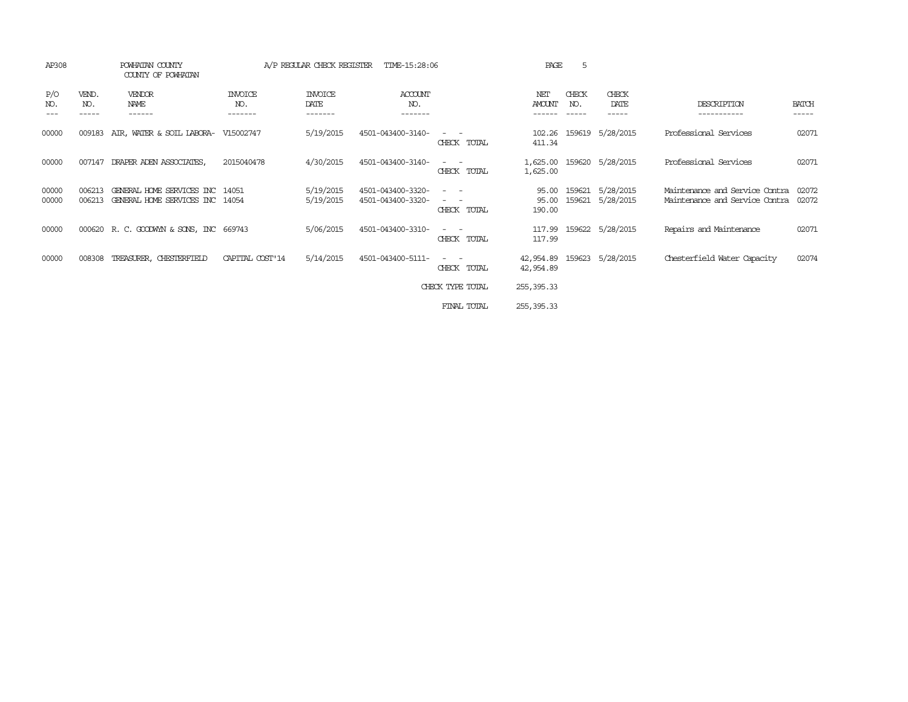AP308 POWHATAN COUNTY A/P REGULAR CHECK REGISTER TIME-15:28:06 PAGE 5

COUNTY OF POWHATAN

| P/O NO. | VEND. NO. | VENDOR NAME | INVOICE NO. | INVOICE DATE | ACCOUNT NO. | | NET AMOUNT | CHECK NO. | CHECK DATE | DESCRIPTION | BATCH |
|---|---|---|---|---|---|---|---|---|---|---|---|
| 00000 | 009183 | AIR, WATER & SOIL LABORA- | V15002747 | 5/19/2015 | 4501-043400-3140- | - - | 102.26 | 159619 | 5/28/2015 | Professional Services | 02071 |
| | | | | | | CHECK TOTAL | 411.34 | | | | |
| 00000 | 007147 | DRAPER ADEN ASSOCIATES, | 2015040478 | 4/30/2015 | 4501-043400-3140- | - - | 1,625.00 | 159620 | 5/28/2015 | Professional Services | 02071 |
| | | | | | | CHECK TOTAL | 1,625.00 | | | | |
| 00000 | 006213 | GENERAL HOME SERVICES INC | 14051 | 5/19/2015 | 4501-043400-3320- | - - | 95.00 | 159621 | 5/28/2015 | Maintenance and Service Contra | 02072 |
| 00000 | 006213 | GENERAL HOME SERVICES INC | 14054 | 5/19/2015 | 4501-043400-3320- | - - | 95.00 | 159621 | 5/28/2015 | Maintenance and Service Contra | 02072 |
| | | | | | | CHECK TOTAL | 190.00 | | | | |
| 00000 | 000620 | R. C. GOODWYN & SONS, INC | 669743 | 5/06/2015 | 4501-043400-3310- | - - | 117.99 | 159622 | 5/28/2015 | Repairs and Maintenance | 02071 |
| | | | | | | CHECK TOTAL | 117.99 | | | | |
| 00000 | 008308 | TREASURER, CHESTERFIELD | CAPITAL COST'14 | 5/14/2015 | 4501-043400-5111- | - - | 42,954.89 | 159623 | 5/28/2015 | Chesterfield Water Capacity | 02074 |
| | | | | | | CHECK TOTAL | 42,954.89 | | | | |
| | | | | | | CHECK TYPE TOTAL | 255,395.33 | | | | |
| | | | | | | FINAL TOTAL | 255,395.33 | | | | |